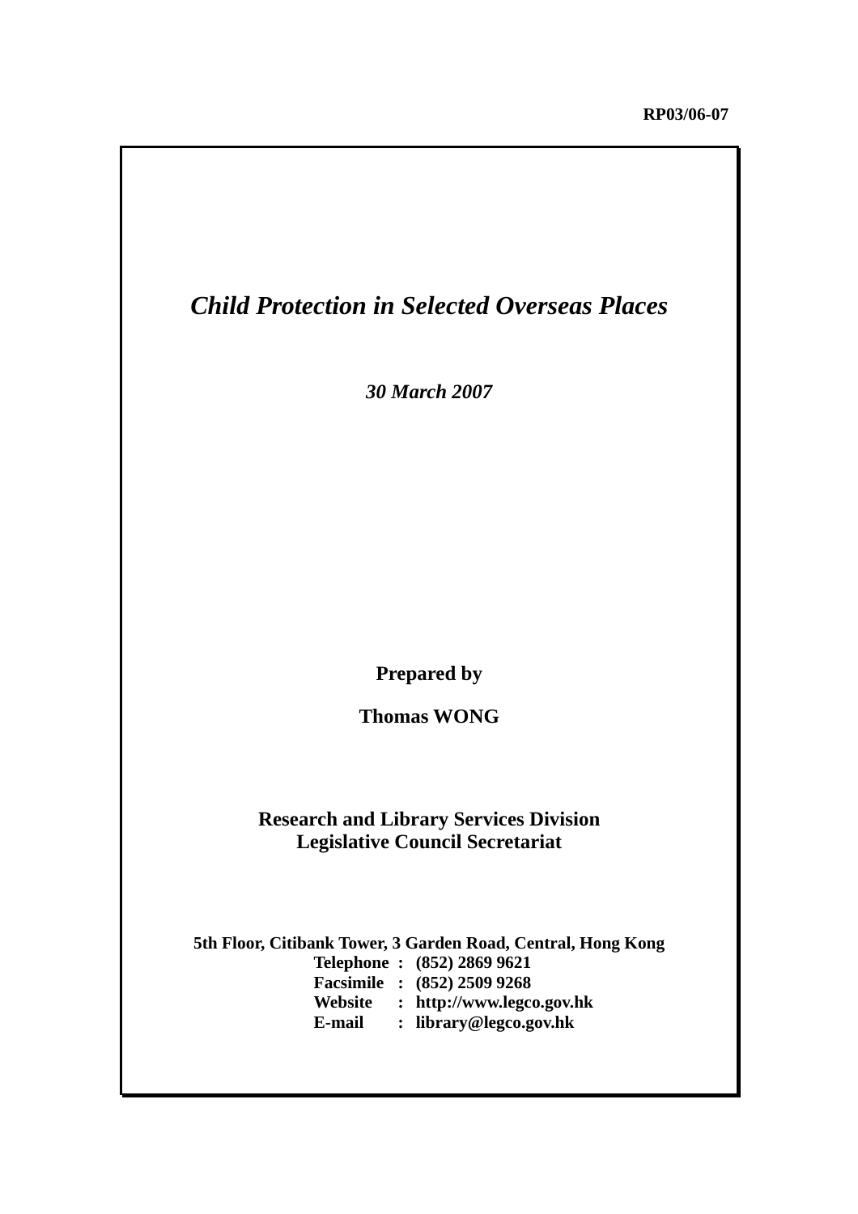RP03/06-07

# *Child Protection in Selected Overseas Places*

***30 March 2007***

**Prepared by**

**Thomas WONG**

**Research and Library Services Division**
**Legislative Council Secretariat**

**5th Floor, Citibank Tower, 3 Garden Road, Central, Hong Kong**
**Telephone : (852) 2869 9621**
**Facsimile : (852) 2509 9268**
**Website : http://www.legco.gov.hk**
**E-mail : library@legco.gov.hk**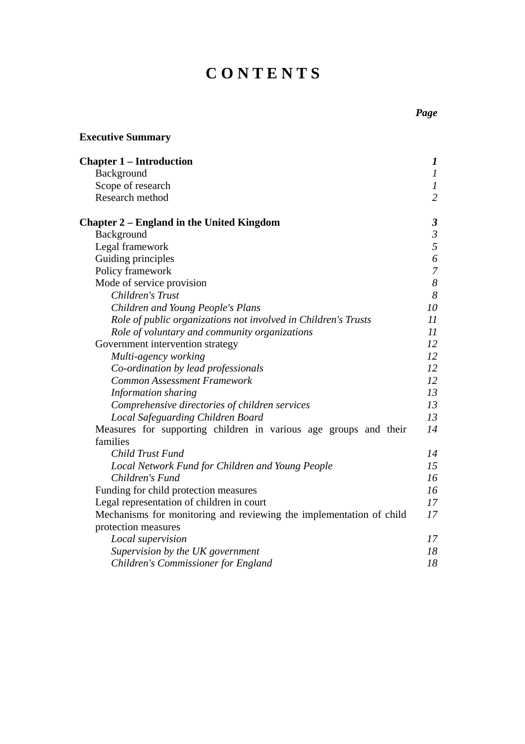# CONTENTS

| | *Page* |
|---|---|
| **Executive Summary** | |
| **Chapter 1 – Introduction** | ***1*** |
| Background | *1* |
| Scope of research | *1* |
| Research method | *2* |
| **Chapter 2 – England in the United Kingdom** | ***3*** |
| Background | *3* |
| Legal framework | *5* |
| Guiding principles | *6* |
| Policy framework | *7* |
| Mode of service provision | *8* |
| *Children's Trust* | *8* |
| *Children and Young People's Plans* | *10* |
| *Role of public organizations not involved in Children's Trusts* | *11* |
| *Role of voluntary and community organizations* | *11* |
| Government intervention strategy | *12* |
| *Multi-agency working* | *12* |
| *Co-ordination by lead professionals* | *12* |
| *Common Assessment Framework* | *12* |
| *Information sharing* | *13* |
| *Comprehensive directories of children services* | *13* |
| *Local Safeguarding Children Board* | *13* |
| Measures for supporting children in various age groups and their families | *14* |
| *Child Trust Fund* | *14* |
| *Local Network Fund for Children and Young People* | *15* |
| *Children's Fund* | *16* |
| Funding for child protection measures | *16* |
| Legal representation of children in court | *17* |
| Mechanisms for monitoring and reviewing the implementation of child protection measures | *17* |
| *Local supervision* | *17* |
| *Supervision by the UK government* | *18* |
| *Children's Commissioner for England* | *18* |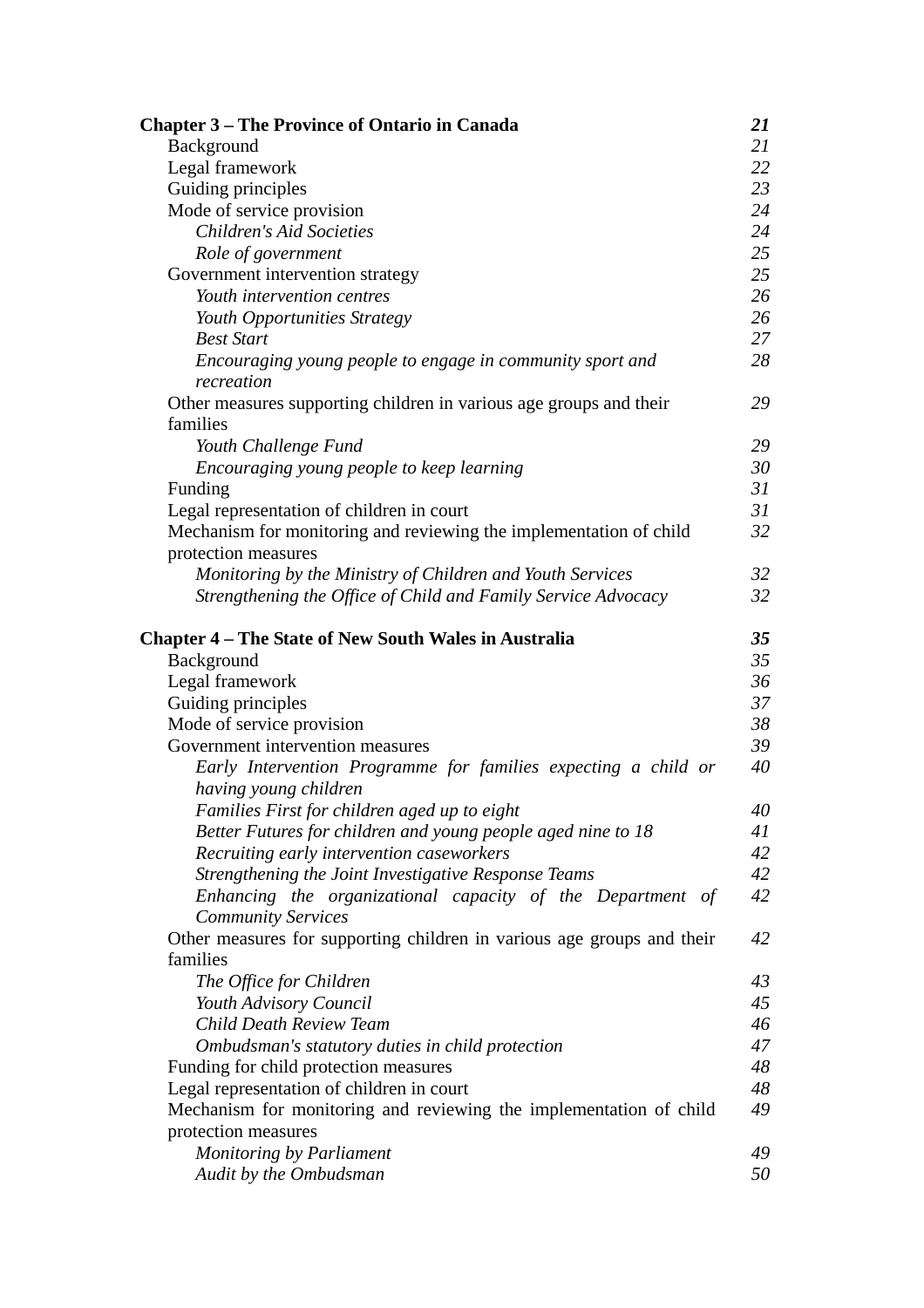| | |
|---|---|
| **Chapter 3 – The Province of Ontario in Canada** | ***21*** |
| Background | *21* |
| Legal framework | *22* |
| Guiding principles | *23* |
| Mode of service provision | *24* |
| *Children's Aid Societies* | *24* |
| *Role of government* | *25* |
| Government intervention strategy | *25* |
| *Youth intervention centres* | *26* |
| *Youth Opportunities Strategy* | *26* |
| *Best Start* | *27* |
| *Encouraging young people to engage in community sport and recreation* | *28* |
| Other measures supporting children in various age groups and their families | *29* |
| *Youth Challenge Fund* | *29* |
| *Encouraging young people to keep learning* | *30* |
| Funding | *31* |
| Legal representation of children in court | *31* |
| Mechanism for monitoring and reviewing the implementation of child protection measures | *32* |
| *Monitoring by the Ministry of Children and Youth Services* | *32* |
| *Strengthening the Office of Child and Family Service Advocacy* | *32* |
| | |
| **Chapter 4 – The State of New South Wales in Australia** | ***35*** |
| Background | *35* |
| Legal framework | *36* |
| Guiding principles | *37* |
| Mode of service provision | *38* |
| Government intervention measures | *39* |
| *Early Intervention Programme for families expecting a child or having young children* | *40* |
| *Families First for children aged up to eight* | *40* |
| *Better Futures for children and young people aged nine to 18* | *41* |
| *Recruiting early intervention caseworkers* | *42* |
| *Strengthening the Joint Investigative Response Teams* | *42* |
| *Enhancing the organizational capacity of the Department of Community Services* | *42* |
| Other measures for supporting children in various age groups and their families | *42* |
| *The Office for Children* | *43* |
| *Youth Advisory Council* | *45* |
| *Child Death Review Team* | *46* |
| *Ombudsman's statutory duties in child protection* | *47* |
| Funding for child protection measures | *48* |
| Legal representation of children in court | *48* |
| Mechanism for monitoring and reviewing the implementation of child protection measures | *49* |
| *Monitoring by Parliament* | *49* |
| *Audit by the Ombudsman* | *50* |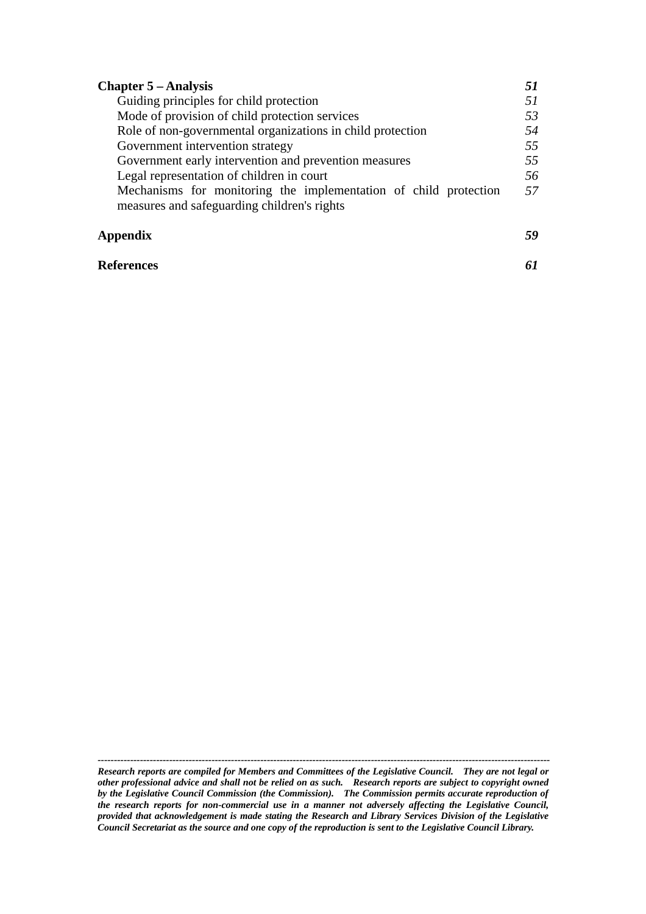| | |
|---|---|
| **Chapter 5 – Analysis** | ***51*** |
| Guiding principles for child protection | *51* |
| Mode of provision of child protection services | *53* |
| Role of non-governmental organizations in child protection | *54* |
| Government intervention strategy | *55* |
| Government early intervention and prevention measures | *55* |
| Legal representation of children in court | *56* |
| Mechanisms for monitoring the implementation of child protection measures and safeguarding children's rights | *57* |
| **Appendix** | ***59*** |
| **References** | ***61*** |

---

***Research reports are compiled for Members and Committees of the Legislative Council. They are not legal or other professional advice and shall not be relied on as such. Research reports are subject to copyright owned by the Legislative Council Commission (the Commission). The Commission permits accurate reproduction of the research reports for non-commercial use in a manner not adversely affecting the Legislative Council, provided that acknowledgement is made stating the Research and Library Services Division of the Legislative Council Secretariat as the source and one copy of the reproduction is sent to the Legislative Council Library.***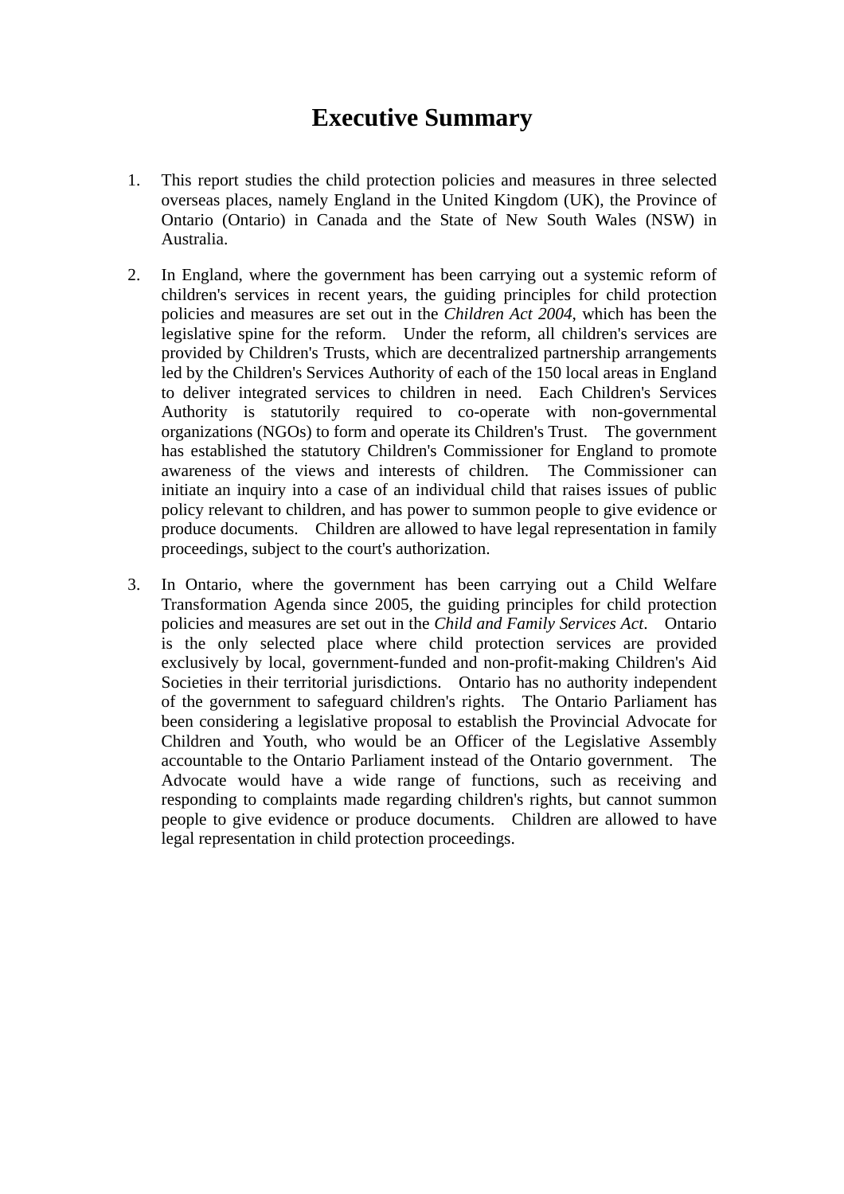# Executive Summary

1. This report studies the child protection policies and measures in three selected overseas places, namely England in the United Kingdom (UK), the Province of Ontario (Ontario) in Canada and the State of New South Wales (NSW) in Australia.

2. In England, where the government has been carrying out a systemic reform of children's services in recent years, the guiding principles for child protection policies and measures are set out in the *Children Act 2004*, which has been the legislative spine for the reform. Under the reform, all children's services are provided by Children's Trusts, which are decentralized partnership arrangements led by the Children's Services Authority of each of the 150 local areas in England to deliver integrated services to children in need. Each Children's Services Authority is statutorily required to co-operate with non-governmental organizations (NGOs) to form and operate its Children's Trust. The government has established the statutory Children's Commissioner for England to promote awareness of the views and interests of children. The Commissioner can initiate an inquiry into a case of an individual child that raises issues of public policy relevant to children, and has power to summon people to give evidence or produce documents. Children are allowed to have legal representation in family proceedings, subject to the court's authorization.

3. In Ontario, where the government has been carrying out a Child Welfare Transformation Agenda since 2005, the guiding principles for child protection policies and measures are set out in the *Child and Family Services Act*. Ontario is the only selected place where child protection services are provided exclusively by local, government-funded and non-profit-making Children's Aid Societies in their territorial jurisdictions. Ontario has no authority independent of the government to safeguard children's rights. The Ontario Parliament has been considering a legislative proposal to establish the Provincial Advocate for Children and Youth, who would be an Officer of the Legislative Assembly accountable to the Ontario Parliament instead of the Ontario government. The Advocate would have a wide range of functions, such as receiving and responding to complaints made regarding children's rights, but cannot summon people to give evidence or produce documents. Children are allowed to have legal representation in child protection proceedings.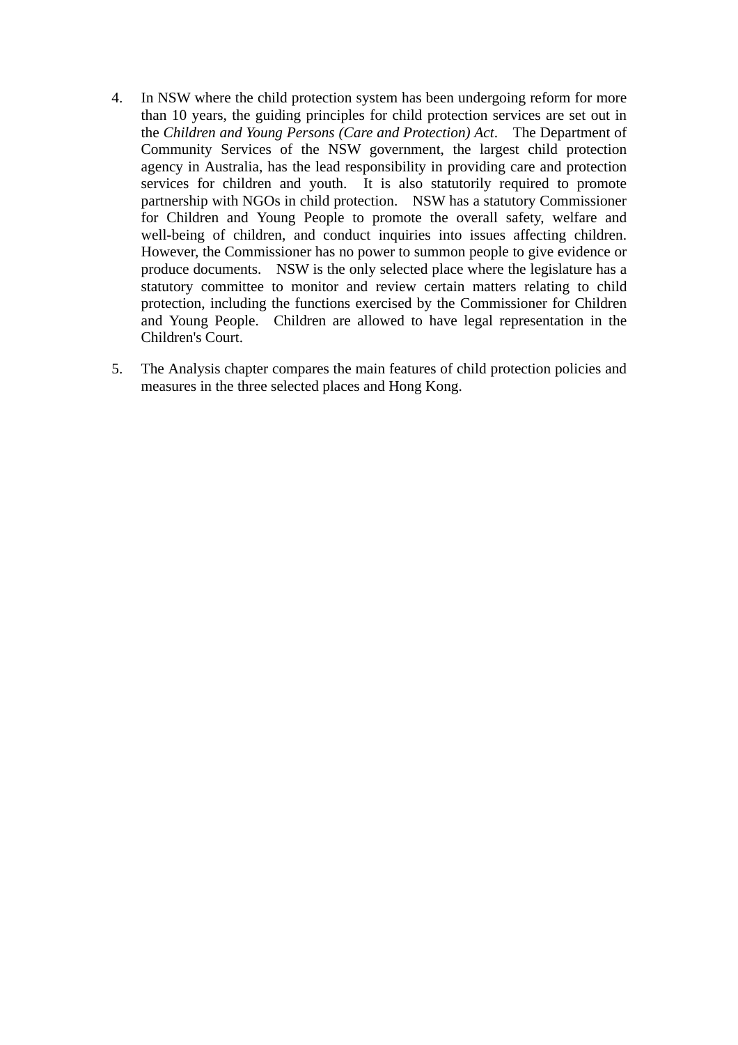4. In NSW where the child protection system has been undergoing reform for more than 10 years, the guiding principles for child protection services are set out in the *Children and Young Persons (Care and Protection) Act*. The Department of Community Services of the NSW government, the largest child protection agency in Australia, has the lead responsibility in providing care and protection services for children and youth. It is also statutorily required to promote partnership with NGOs in child protection. NSW has a statutory Commissioner for Children and Young People to promote the overall safety, welfare and well-being of children, and conduct inquiries into issues affecting children. However, the Commissioner has no power to summon people to give evidence or produce documents. NSW is the only selected place where the legislature has a statutory committee to monitor and review certain matters relating to child protection, including the functions exercised by the Commissioner for Children and Young People. Children are allowed to have legal representation in the Children's Court.

5. The Analysis chapter compares the main features of child protection policies and measures in the three selected places and Hong Kong.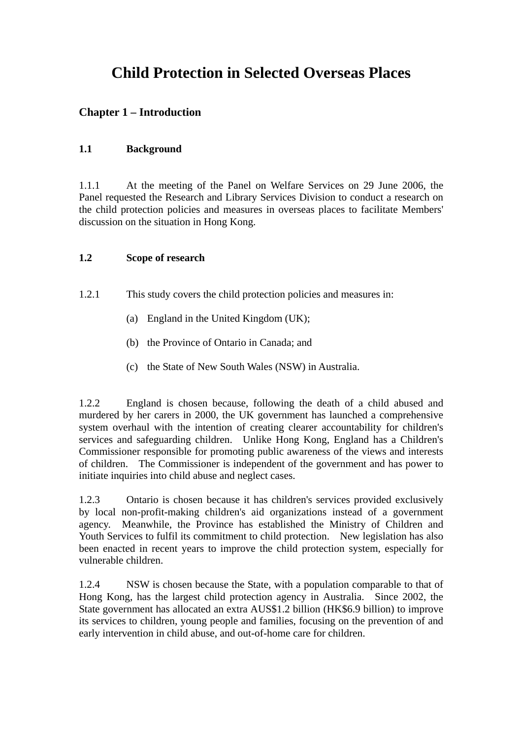# Child Protection in Selected Overseas Places

## Chapter 1 – Introduction

### 1.1 Background

1.1.1 At the meeting of the Panel on Welfare Services on 29 June 2006, the Panel requested the Research and Library Services Division to conduct a research on the child protection policies and measures in overseas places to facilitate Members' discussion on the situation in Hong Kong.

### 1.2 Scope of research

1.2.1 This study covers the child protection policies and measures in:

(a) England in the United Kingdom (UK);

(b) the Province of Ontario in Canada; and

(c) the State of New South Wales (NSW) in Australia.

1.2.2 England is chosen because, following the death of a child abused and murdered by her carers in 2000, the UK government has launched a comprehensive system overhaul with the intention of creating clearer accountability for children's services and safeguarding children. Unlike Hong Kong, England has a Children's Commissioner responsible for promoting public awareness of the views and interests of children. The Commissioner is independent of the government and has power to initiate inquiries into child abuse and neglect cases.

1.2.3 Ontario is chosen because it has children's services provided exclusively by local non-profit-making children's aid organizations instead of a government agency. Meanwhile, the Province has established the Ministry of Children and Youth Services to fulfil its commitment to child protection. New legislation has also been enacted in recent years to improve the child protection system, especially for vulnerable children.

1.2.4 NSW is chosen because the State, with a population comparable to that of Hong Kong, has the largest child protection agency in Australia. Since 2002, the State government has allocated an extra AUS$1.2 billion (HK$6.9 billion) to improve its services to children, young people and families, focusing on the prevention of and early intervention in child abuse, and out-of-home care for children.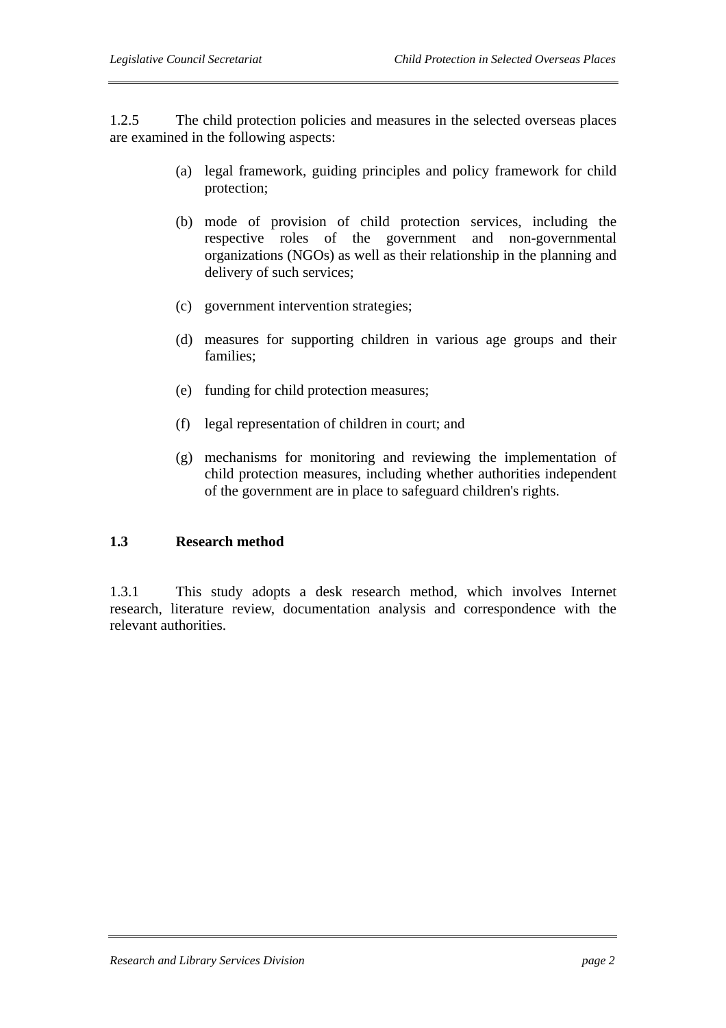1.2.5 The child protection policies and measures in the selected overseas places are examined in the following aspects:

(a) legal framework, guiding principles and policy framework for child protection;

(b) mode of provision of child protection services, including the respective roles of the government and non-governmental organizations (NGOs) as well as their relationship in the planning and delivery of such services;

(c) government intervention strategies;

(d) measures for supporting children in various age groups and their families;

(e) funding for child protection measures;

(f) legal representation of children in court; and

(g) mechanisms for monitoring and reviewing the implementation of child protection measures, including whether authorities independent of the government are in place to safeguard children's rights.

## 1.3 Research method

1.3.1 This study adopts a desk research method, which involves Internet research, literature review, documentation analysis and correspondence with the relevant authorities.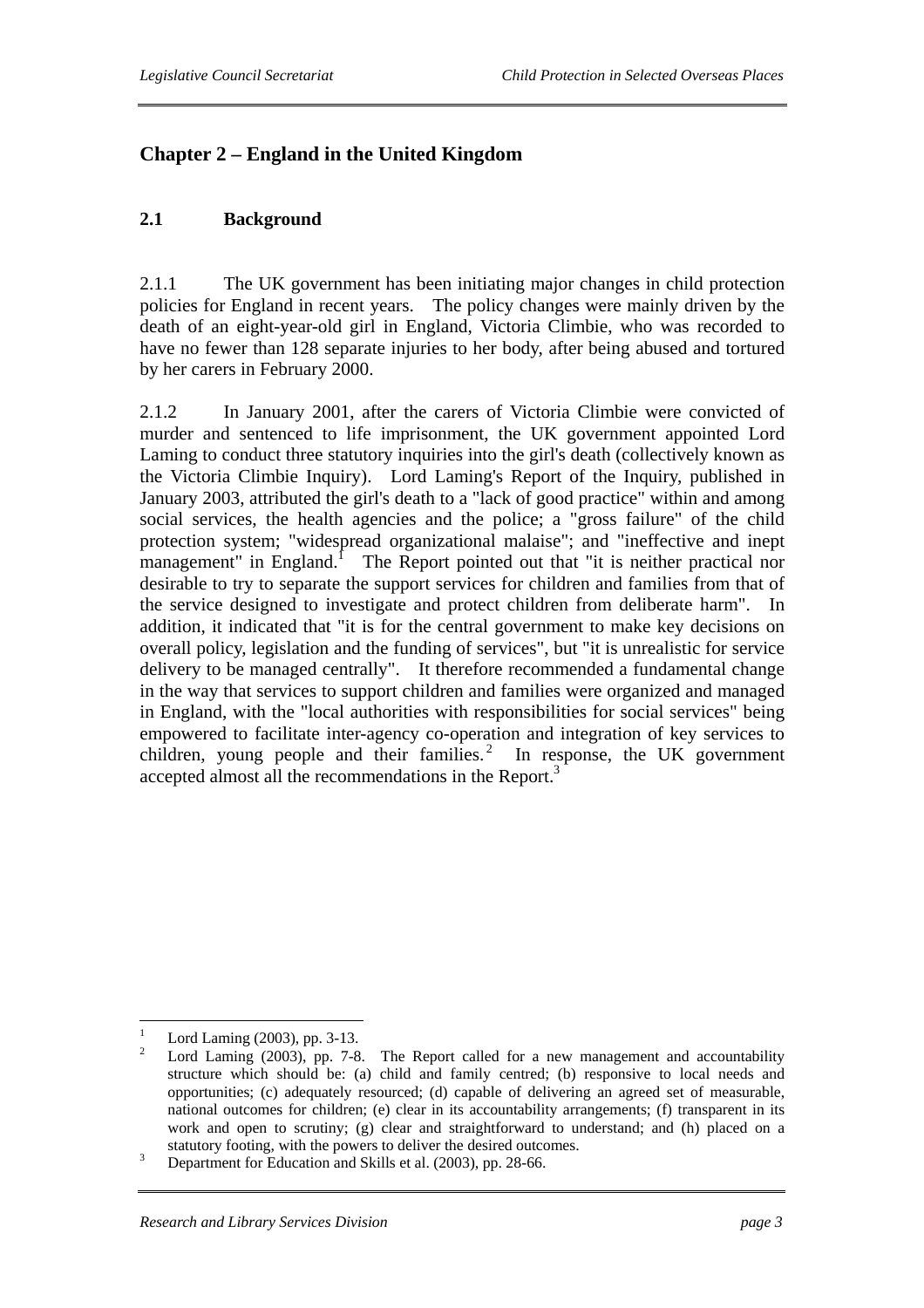# Chapter 2 – England in the United Kingdom

## 2.1 Background

2.1.1 The UK government has been initiating major changes in child protection policies for England in recent years. The policy changes were mainly driven by the death of an eight-year-old girl in England, Victoria Climbie, who was recorded to have no fewer than 128 separate injuries to her body, after being abused and tortured by her carers in February 2000.

2.1.2 In January 2001, after the carers of Victoria Climbie were convicted of murder and sentenced to life imprisonment, the UK government appointed Lord Laming to conduct three statutory inquiries into the girl's death (collectively known as the Victoria Climbie Inquiry). Lord Laming's Report of the Inquiry, published in January 2003, attributed the girl's death to a "lack of good practice" within and among social services, the health agencies and the police; a "gross failure" of the child protection system; "widespread organizational malaise"; and "ineffective and inept management" in England.[1] The Report pointed out that "it is neither practical nor desirable to try to separate the support services for children and families from that of the service designed to investigate and protect children from deliberate harm". In addition, it indicated that "it is for the central government to make key decisions on overall policy, legislation and the funding of services", but "it is unrealistic for service delivery to be managed centrally". It therefore recommended a fundamental change in the way that services to support children and families were organized and managed in England, with the "local authorities with responsibilities for social services" being empowered to facilitate inter-agency co-operation and integration of key services to children, young people and their families.[2] In response, the UK government accepted almost all the recommendations in the Report.[3]

---

[1] Lord Laming (2003), pp. 3-13.

[2] Lord Laming (2003), pp. 7-8. The Report called for a new management and accountability structure which should be: (a) child and family centred; (b) responsive to local needs and opportunities; (c) adequately resourced; (d) capable of delivering an agreed set of measurable, national outcomes for children; (e) clear in its accountability arrangements; (f) transparent in its work and open to scrutiny; (g) clear and straightforward to understand; and (h) placed on a statutory footing, with the powers to deliver the desired outcomes.

[3] Department for Education and Skills et al. (2003), pp. 28-66.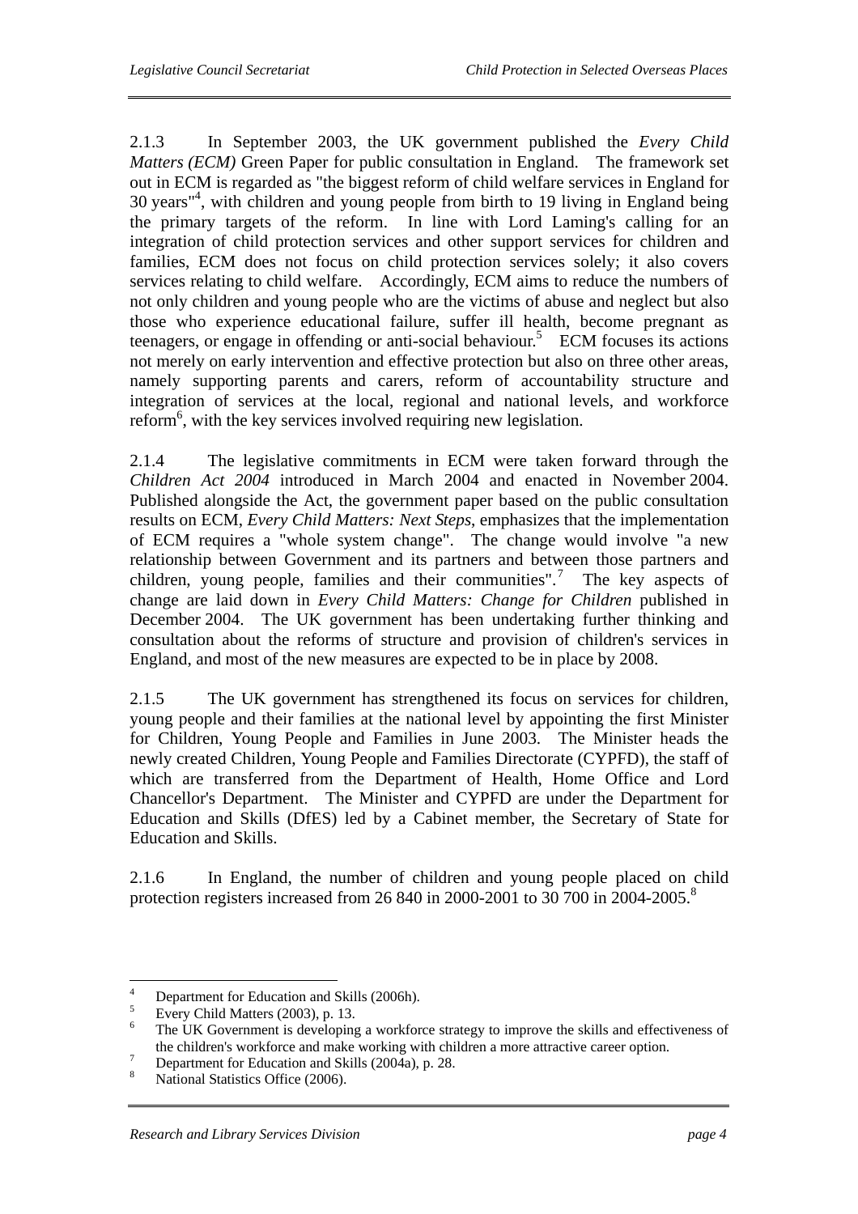2.1.3 In September 2003, the UK government published the *Every Child Matters (ECM)* Green Paper for public consultation in England. The framework set out in ECM is regarded as "the biggest reform of child welfare services in England for 30 years"[4], with children and young people from birth to 19 living in England being the primary targets of the reform. In line with Lord Laming's calling for an integration of child protection services and other support services for children and families, ECM does not focus on child protection services solely; it also covers services relating to child welfare. Accordingly, ECM aims to reduce the numbers of not only children and young people who are the victims of abuse and neglect but also those who experience educational failure, suffer ill health, become pregnant as teenagers, or engage in offending or anti-social behaviour.[5] ECM focuses its actions not merely on early intervention and effective protection but also on three other areas, namely supporting parents and carers, reform of accountability structure and integration of services at the local, regional and national levels, and workforce reform[6], with the key services involved requiring new legislation.

2.1.4 The legislative commitments in ECM were taken forward through the *Children Act 2004* introduced in March 2004 and enacted in November 2004. Published alongside the Act, the government paper based on the public consultation results on ECM, *Every Child Matters: Next Steps*, emphasizes that the implementation of ECM requires a "whole system change". The change would involve "a new relationship between Government and its partners and between those partners and children, young people, families and their communities".[7] The key aspects of change are laid down in *Every Child Matters: Change for Children* published in December 2004. The UK government has been undertaking further thinking and consultation about the reforms of structure and provision of children's services in England, and most of the new measures are expected to be in place by 2008.

2.1.5 The UK government has strengthened its focus on services for children, young people and their families at the national level by appointing the first Minister for Children, Young People and Families in June 2003. The Minister heads the newly created Children, Young People and Families Directorate (CYPFD), the staff of which are transferred from the Department of Health, Home Office and Lord Chancellor's Department. The Minister and CYPFD are under the Department for Education and Skills (DfES) led by a Cabinet member, the Secretary of State for Education and Skills.

2.1.6 In England, the number of children and young people placed on child protection registers increased from 26 840 in 2000-2001 to 30 700 in 2004-2005.[8]

---

[4] Department for Education and Skills (2006h).

[5] Every Child Matters (2003), p. 13.

[6] The UK Government is developing a workforce strategy to improve the skills and effectiveness of the children's workforce and make working with children a more attractive career option.

[7] Department for Education and Skills (2004a), p. 28.

[8] National Statistics Office (2006).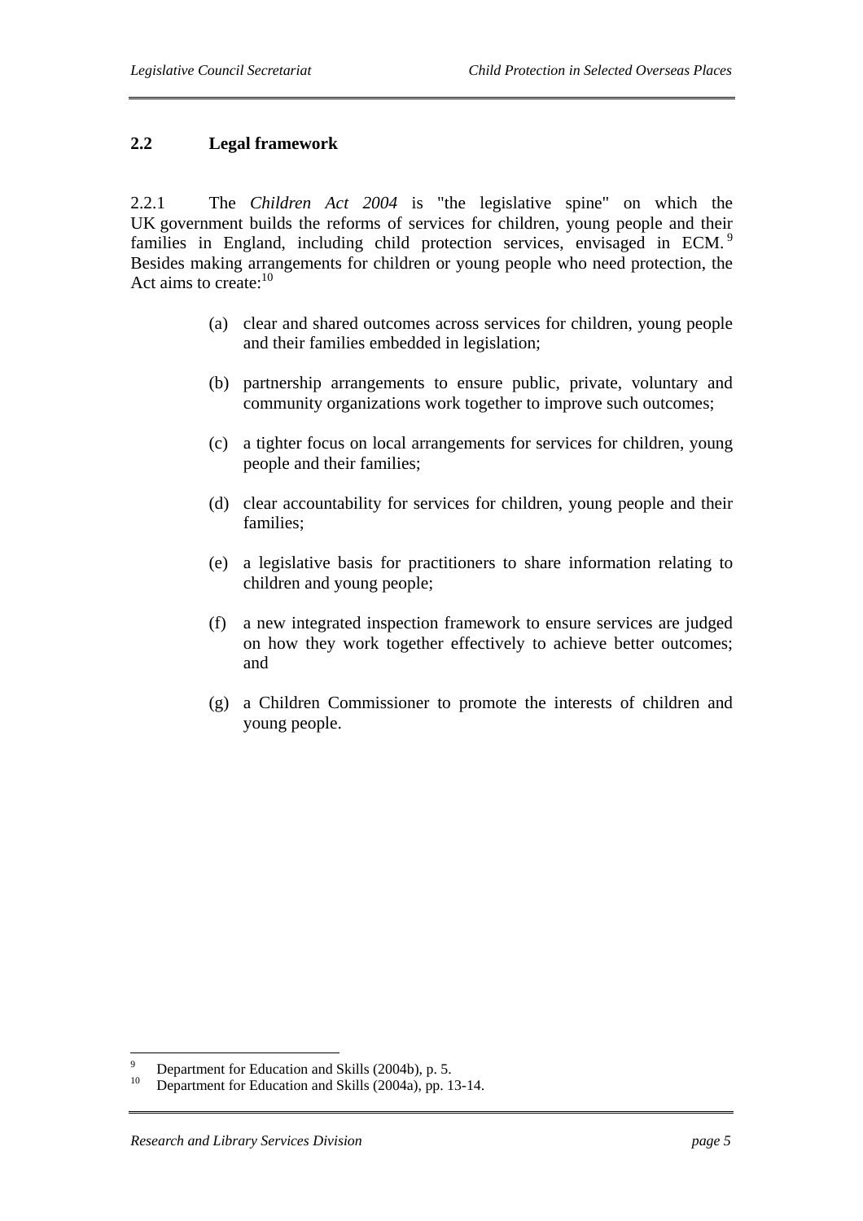## 2.2 Legal framework

2.2.1 The *Children Act 2004* is "the legislative spine" on which the UK government builds the reforms of services for children, young people and their families in England, including child protection services, envisaged in ECM.[9] Besides making arrangements for children or young people who need protection, the Act aims to create:[10]

(a) clear and shared outcomes across services for children, young people and their families embedded in legislation;

(b) partnership arrangements to ensure public, private, voluntary and community organizations work together to improve such outcomes;

(c) a tighter focus on local arrangements for services for children, young people and their families;

(d) clear accountability for services for children, young people and their families;

(e) a legislative basis for practitioners to share information relating to children and young people;

(f) a new integrated inspection framework to ensure services are judged on how they work together effectively to achieve better outcomes; and

(g) a Children Commissioner to promote the interests of children and young people.

---

[9] Department for Education and Skills (2004b), p. 5.

[10] Department for Education and Skills (2004a), pp. 13-14.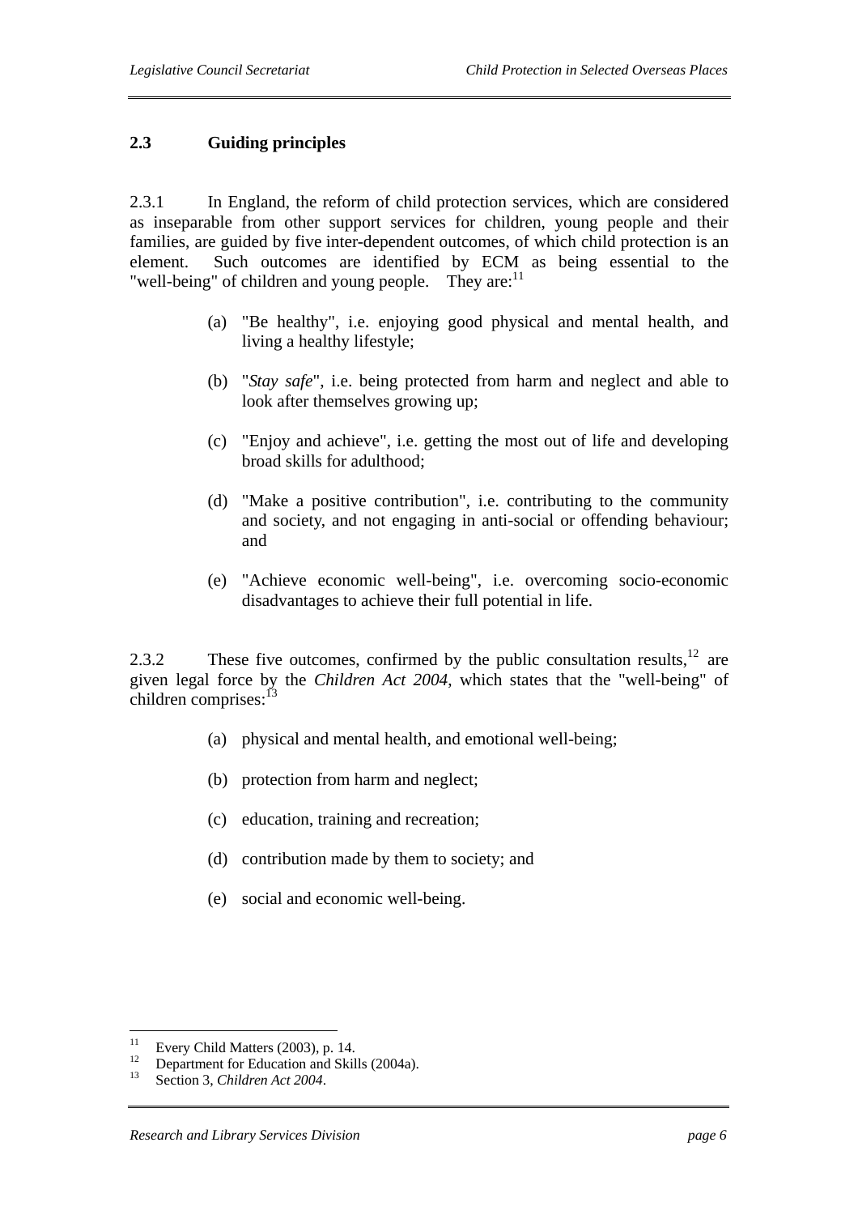## 2.3 Guiding principles

2.3.1 In England, the reform of child protection services, which are considered as inseparable from other support services for children, young people and their families, are guided by five inter-dependent outcomes, of which child protection is an element. Such outcomes are identified by ECM as being essential to the "well-being" of children and young people. They are:[11]

(a) "Be healthy", i.e. enjoying good physical and mental health, and living a healthy lifestyle;

(b) "*Stay safe*", i.e. being protected from harm and neglect and able to look after themselves growing up;

(c) "Enjoy and achieve", i.e. getting the most out of life and developing broad skills for adulthood;

(d) "Make a positive contribution", i.e. contributing to the community and society, and not engaging in anti-social or offending behaviour; and

(e) "Achieve economic well-being", i.e. overcoming socio-economic disadvantages to achieve their full potential in life.

2.3.2 These five outcomes, confirmed by the public consultation results,[12] are given legal force by the *Children Act 2004*, which states that the "well-being" of children comprises:[13]

(a) physical and mental health, and emotional well-being;

(b) protection from harm and neglect;

(c) education, training and recreation;

(d) contribution made by them to society; and

(e) social and economic well-being.

---

[11] Every Child Matters (2003), p. 14.

[12] Department for Education and Skills (2004a).

[13] Section 3, *Children Act 2004*.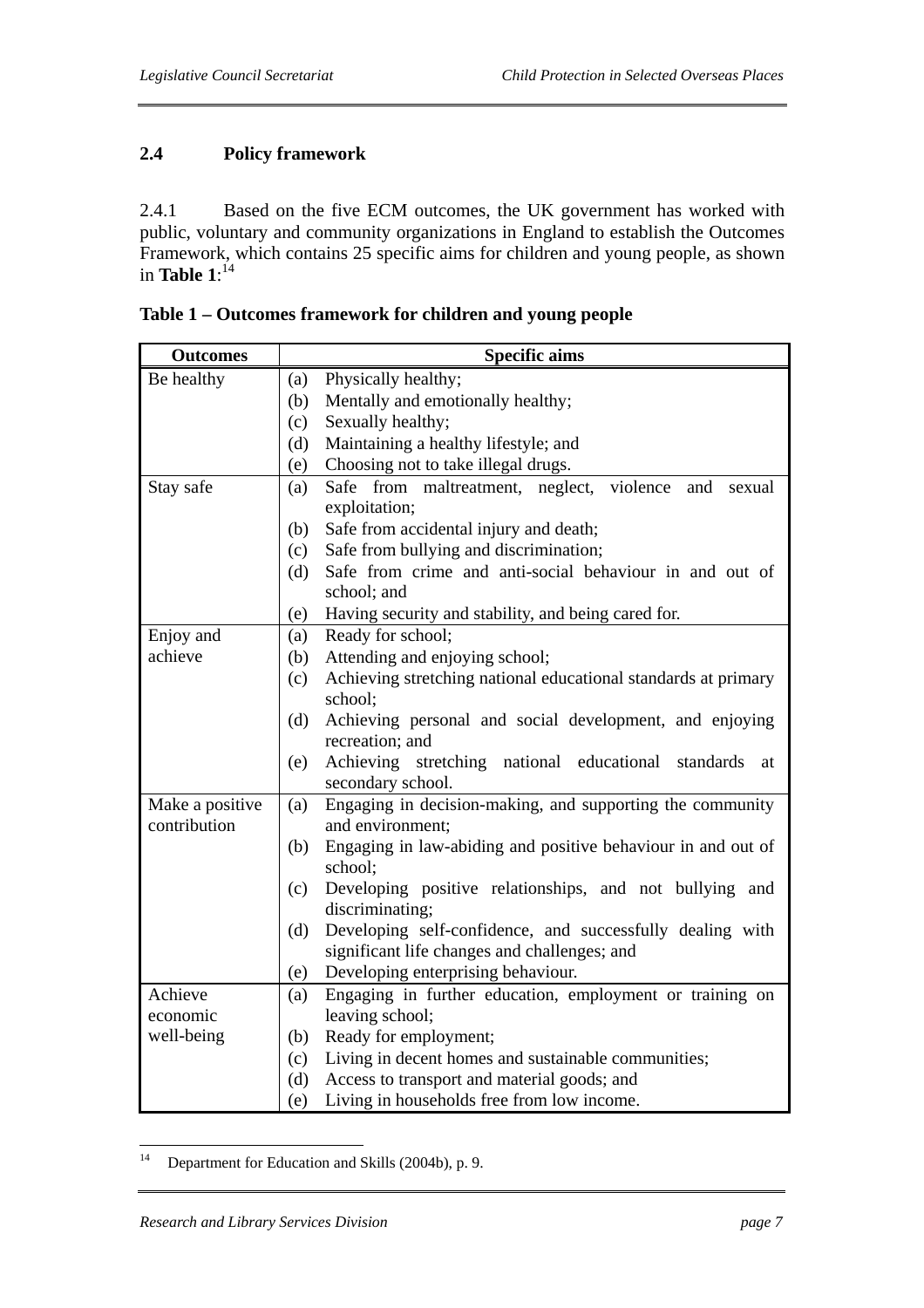## 2.4 Policy framework

2.4.1 Based on the five ECM outcomes, the UK government has worked with public, voluntary and community organizations in England to establish the Outcomes Framework, which contains 25 specific aims for children and young people, as shown in **Table 1**:[14]

**Table 1 – Outcomes framework for children and young people**

| Outcomes | Specific aims |
|---|---|
| Be healthy | (a) Physically healthy;<br>(b) Mentally and emotionally healthy;<br>(c) Sexually healthy;<br>(d) Maintaining a healthy lifestyle; and<br>(e) Choosing not to take illegal drugs. |
| Stay safe | (a) Safe from maltreatment, neglect, violence and sexual exploitation;<br>(b) Safe from accidental injury and death;<br>(c) Safe from bullying and discrimination;<br>(d) Safe from crime and anti-social behaviour in and out of school; and<br>(e) Having security and stability, and being cared for. |
| Enjoy and achieve | (a) Ready for school;<br>(b) Attending and enjoying school;<br>(c) Achieving stretching national educational standards at primary school;<br>(d) Achieving personal and social development, and enjoying recreation; and<br>(e) Achieving stretching national educational standards at secondary school. |
| Make a positive contribution | (a) Engaging in decision-making, and supporting the community and environment;<br>(b) Engaging in law-abiding and positive behaviour in and out of school;<br>(c) Developing positive relationships, and not bullying and discriminating;<br>(d) Developing self-confidence, and successfully dealing with significant life changes and challenges; and<br>(e) Developing enterprising behaviour. |
| Achieve economic well-being | (a) Engaging in further education, employment or training on leaving school;<br>(b) Ready for employment;<br>(c) Living in decent homes and sustainable communities;<br>(d) Access to transport and material goods; and<br>(e) Living in households free from low income. |

[14] Department for Education and Skills (2004b), p. 9.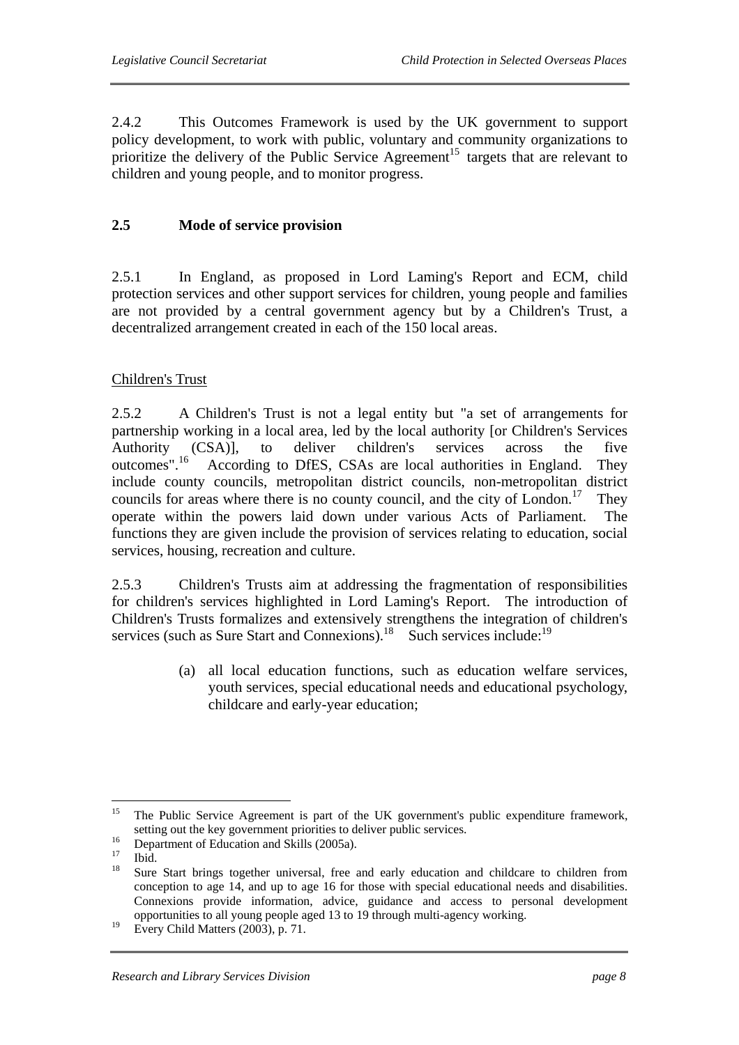2.4.2 This Outcomes Framework is used by the UK government to support policy development, to work with public, voluntary and community organizations to prioritize the delivery of the Public Service Agreement[15] targets that are relevant to children and young people, and to monitor progress.

## 2.5 Mode of service provision

2.5.1 In England, as proposed in Lord Laming's Report and ECM, child protection services and other support services for children, young people and families are not provided by a central government agency but by a Children's Trust, a decentralized arrangement created in each of the 150 local areas.

Children's Trust

2.5.2 A Children's Trust is not a legal entity but "a set of arrangements for partnership working in a local area, led by the local authority [or Children's Services Authority (CSA)], to deliver children's services across the five outcomes".[16] According to DfES, CSAs are local authorities in England. They include county councils, metropolitan district councils, non-metropolitan district councils for areas where there is no county council, and the city of London.[17] They operate within the powers laid down under various Acts of Parliament. The functions they are given include the provision of services relating to education, social services, housing, recreation and culture.

2.5.3 Children's Trusts aim at addressing the fragmentation of responsibilities for children's services highlighted in Lord Laming's Report. The introduction of Children's Trusts formalizes and extensively strengthens the integration of children's services (such as Sure Start and Connexions).[18] Such services include:[19]

(a) all local education functions, such as education welfare services, youth services, special educational needs and educational psychology, childcare and early-year education;

---

[15] The Public Service Agreement is part of the UK government's public expenditure framework, setting out the key government priorities to deliver public services.

[16] Department of Education and Skills (2005a).

[17] Ibid.

[18] Sure Start brings together universal, free and early education and childcare to children from conception to age 14, and up to age 16 for those with special educational needs and disabilities. Connexions provide information, advice, guidance and access to personal development opportunities to all young people aged 13 to 19 through multi-agency working.

[19] Every Child Matters (2003), p. 71.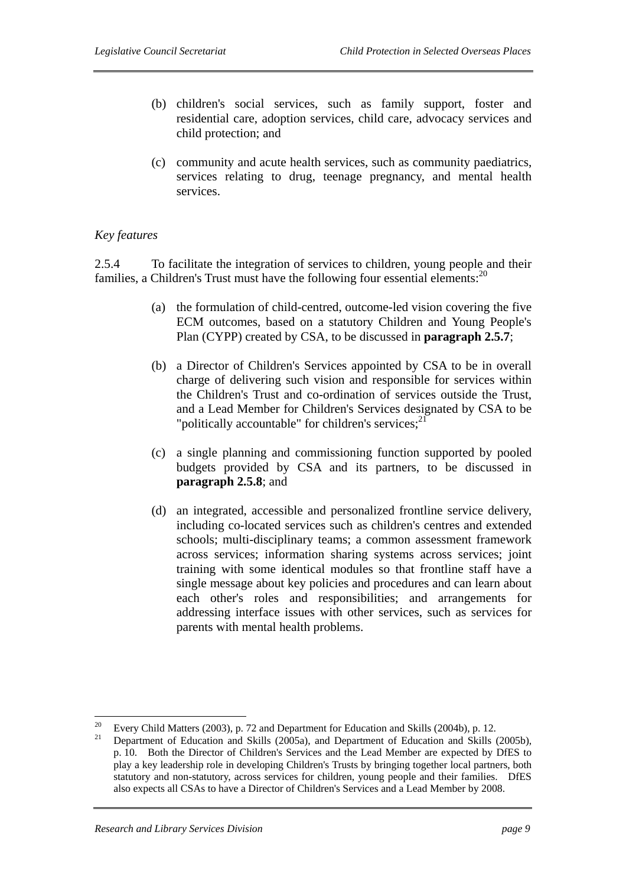(b) children's social services, such as family support, foster and residential care, adoption services, child care, advocacy services and child protection; and

(c) community and acute health services, such as community paediatrics, services relating to drug, teenage pregnancy, and mental health services.

*Key features*

2.5.4 To facilitate the integration of services to children, young people and their families, a Children's Trust must have the following four essential elements:[20]

(a) the formulation of child-centred, outcome-led vision covering the five ECM outcomes, based on a statutory Children and Young People's Plan (CYPP) created by CSA, to be discussed in **paragraph 2.5.7**;

(b) a Director of Children's Services appointed by CSA to be in overall charge of delivering such vision and responsible for services within the Children's Trust and co-ordination of services outside the Trust, and a Lead Member for Children's Services designated by CSA to be "politically accountable" for children's services;[21]

(c) a single planning and commissioning function supported by pooled budgets provided by CSA and its partners, to be discussed in **paragraph 2.5.8**; and

(d) an integrated, accessible and personalized frontline service delivery, including co-located services such as children's centres and extended schools; multi-disciplinary teams; a common assessment framework across services; information sharing systems across services; joint training with some identical modules so that frontline staff have a single message about key policies and procedures and can learn about each other's roles and responsibilities; and arrangements for addressing interface issues with other services, such as services for parents with mental health problems.

---

[20] Every Child Matters (2003), p. 72 and Department for Education and Skills (2004b), p. 12.

[21] Department of Education and Skills (2005a), and Department of Education and Skills (2005b), p. 10. Both the Director of Children's Services and the Lead Member are expected by DfES to play a key leadership role in developing Children's Trusts by bringing together local partners, both statutory and non-statutory, across services for children, young people and their families. DfES also expects all CSAs to have a Director of Children's Services and a Lead Member by 2008.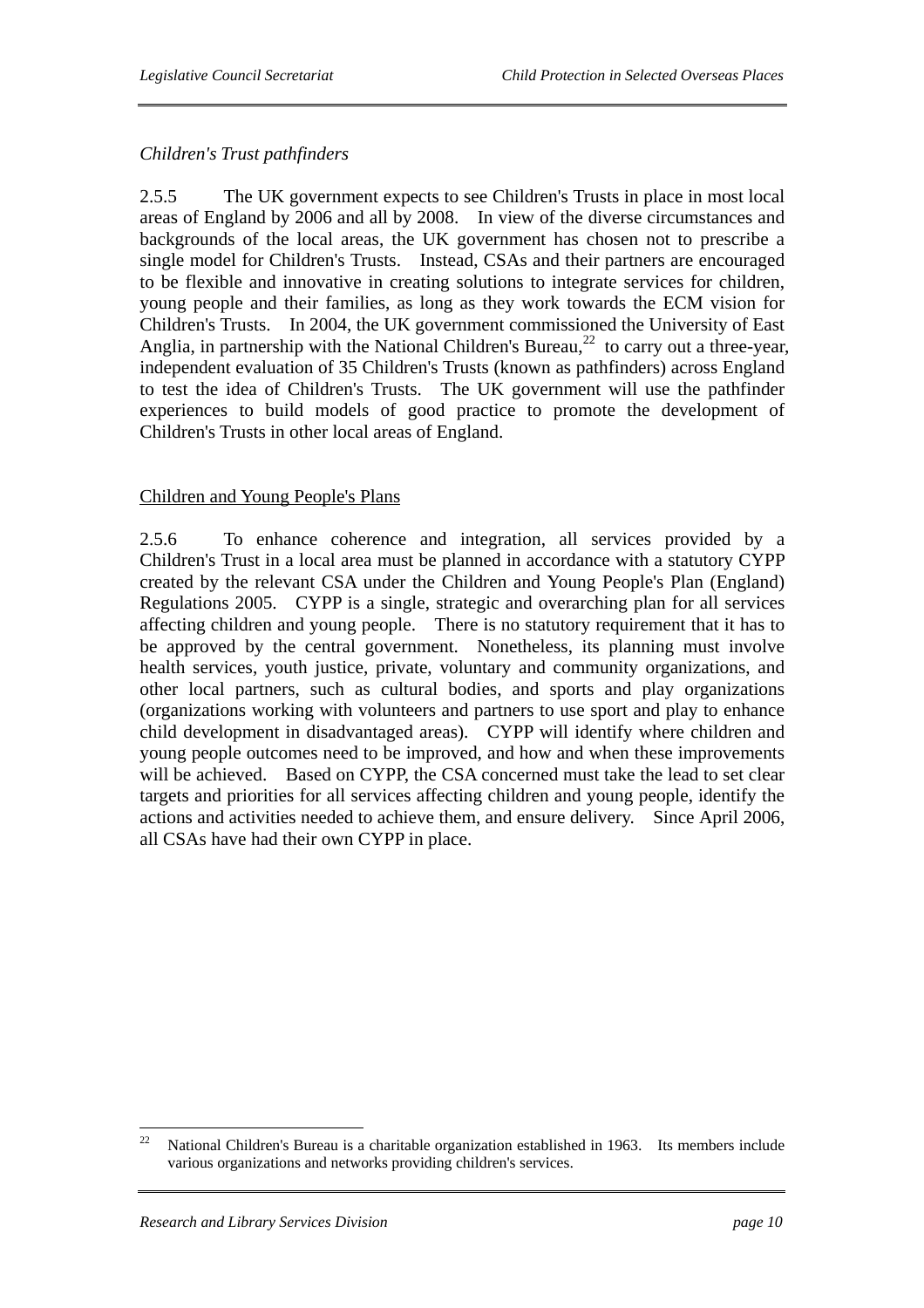*Children's Trust pathfinders*

2.5.5 The UK government expects to see Children's Trusts in place in most local areas of England by 2006 and all by 2008. In view of the diverse circumstances and backgrounds of the local areas, the UK government has chosen not to prescribe a single model for Children's Trusts. Instead, CSAs and their partners are encouraged to be flexible and innovative in creating solutions to integrate services for children, young people and their families, as long as they work towards the ECM vision for Children's Trusts. In 2004, the UK government commissioned the University of East Anglia, in partnership with the National Children's Bureau,[22] to carry out a three-year, independent evaluation of 35 Children's Trusts (known as pathfinders) across England to test the idea of Children's Trusts. The UK government will use the pathfinder experiences to build models of good practice to promote the development of Children's Trusts in other local areas of England.

<u>Children and Young People's Plans</u>

2.5.6 To enhance coherence and integration, all services provided by a Children's Trust in a local area must be planned in accordance with a statutory CYPP created by the relevant CSA under the Children and Young People's Plan (England) Regulations 2005. CYPP is a single, strategic and overarching plan for all services affecting children and young people. There is no statutory requirement that it has to be approved by the central government. Nonetheless, its planning must involve health services, youth justice, private, voluntary and community organizations, and other local partners, such as cultural bodies, and sports and play organizations (organizations working with volunteers and partners to use sport and play to enhance child development in disadvantaged areas). CYPP will identify where children and young people outcomes need to be improved, and how and when these improvements will be achieved. Based on CYPP, the CSA concerned must take the lead to set clear targets and priorities for all services affecting children and young people, identify the actions and activities needed to achieve them, and ensure delivery. Since April 2006, all CSAs have had their own CYPP in place.

---

[22] National Children's Bureau is a charitable organization established in 1963. Its members include various organizations and networks providing children's services.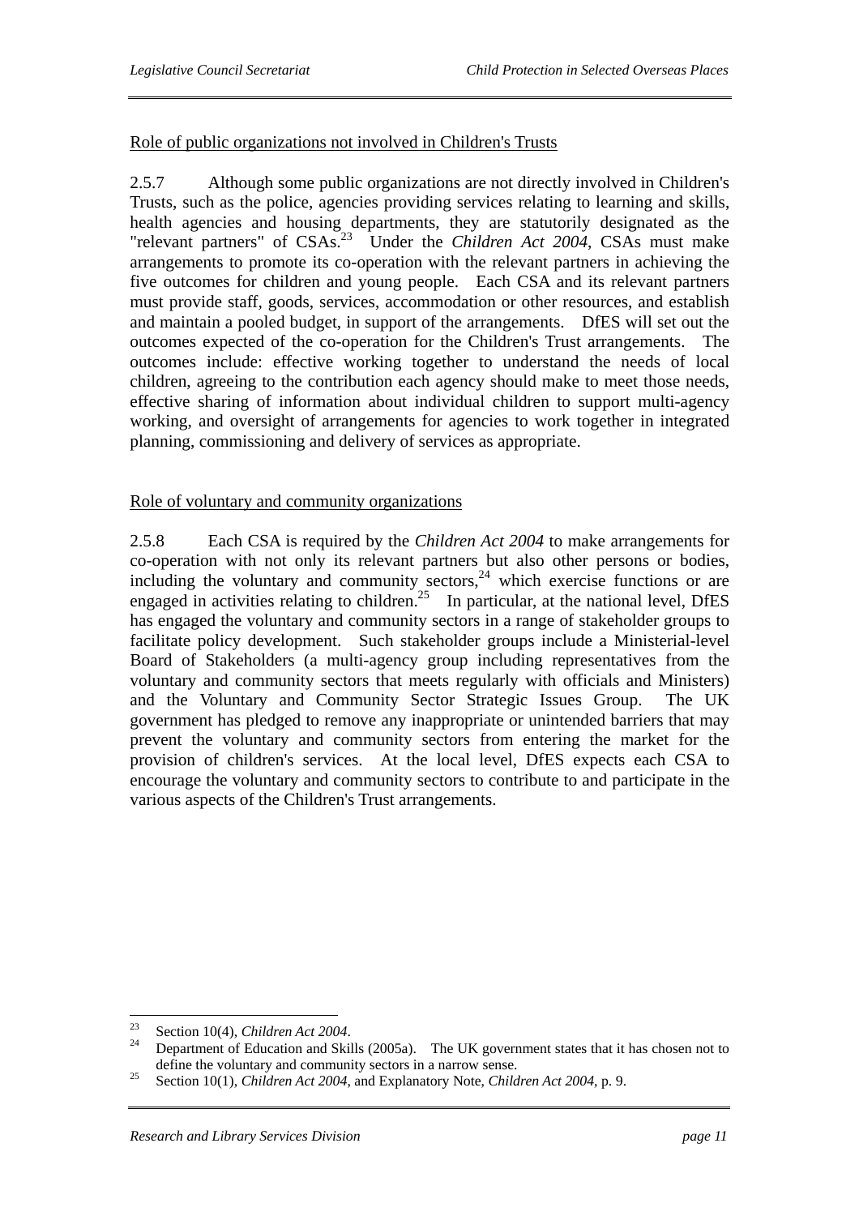Role of public organizations not involved in Children's Trusts

2.5.7 Although some public organizations are not directly involved in Children's Trusts, such as the police, agencies providing services relating to learning and skills, health agencies and housing departments, they are statutorily designated as the "relevant partners" of CSAs.[23] Under the *Children Act 2004*, CSAs must make arrangements to promote its co-operation with the relevant partners in achieving the five outcomes for children and young people. Each CSA and its relevant partners must provide staff, goods, services, accommodation or other resources, and establish and maintain a pooled budget, in support of the arrangements. DfES will set out the outcomes expected of the co-operation for the Children's Trust arrangements. The outcomes include: effective working together to understand the needs of local children, agreeing to the contribution each agency should make to meet those needs, effective sharing of information about individual children to support multi-agency working, and oversight of arrangements for agencies to work together in integrated planning, commissioning and delivery of services as appropriate.

Role of voluntary and community organizations

2.5.8 Each CSA is required by the *Children Act 2004* to make arrangements for co-operation with not only its relevant partners but also other persons or bodies, including the voluntary and community sectors,[24] which exercise functions or are engaged in activities relating to children.[25] In particular, at the national level, DfES has engaged the voluntary and community sectors in a range of stakeholder groups to facilitate policy development. Such stakeholder groups include a Ministerial-level Board of Stakeholders (a multi-agency group including representatives from the voluntary and community sectors that meets regularly with officials and Ministers) and the Voluntary and Community Sector Strategic Issues Group. The UK government has pledged to remove any inappropriate or unintended barriers that may prevent the voluntary and community sectors from entering the market for the provision of children's services. At the local level, DfES expects each CSA to encourage the voluntary and community sectors to contribute to and participate in the various aspects of the Children's Trust arrangements.

---

[23] Section 10(4), *Children Act 2004*.

[24] Department of Education and Skills (2005a). The UK government states that it has chosen not to define the voluntary and community sectors in a narrow sense.

[25] Section 10(1), *Children Act 2004*, and Explanatory Note, *Children Act 2004*, p. 9.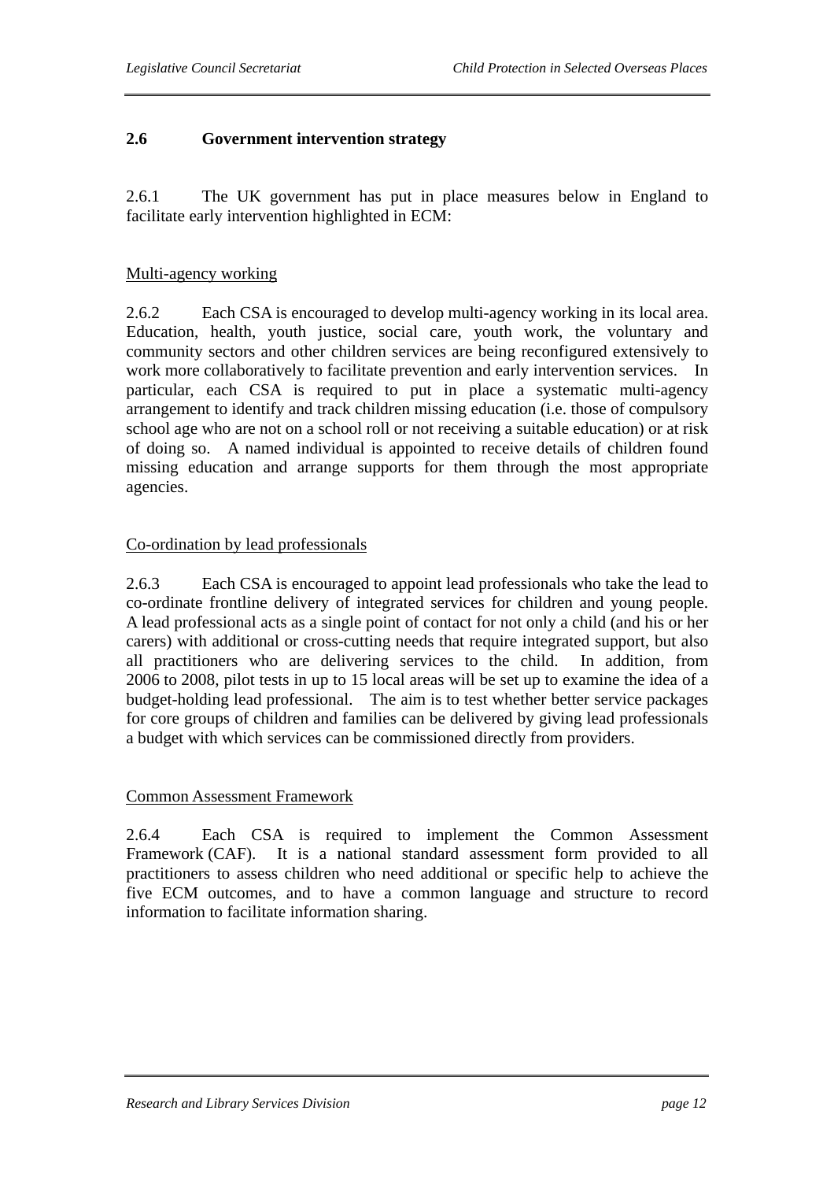## 2.6 Government intervention strategy

2.6.1 The UK government has put in place measures below in England to facilitate early intervention highlighted in ECM:

Multi-agency working

2.6.2 Each CSA is encouraged to develop multi-agency working in its local area. Education, health, youth justice, social care, youth work, the voluntary and community sectors and other children services are being reconfigured extensively to work more collaboratively to facilitate prevention and early intervention services. In particular, each CSA is required to put in place a systematic multi-agency arrangement to identify and track children missing education (i.e. those of compulsory school age who are not on a school roll or not receiving a suitable education) or at risk of doing so. A named individual is appointed to receive details of children found missing education and arrange supports for them through the most appropriate agencies.

Co-ordination by lead professionals

2.6.3 Each CSA is encouraged to appoint lead professionals who take the lead to co-ordinate frontline delivery of integrated services for children and young people. A lead professional acts as a single point of contact for not only a child (and his or her carers) with additional or cross-cutting needs that require integrated support, but also all practitioners who are delivering services to the child. In addition, from 2006 to 2008, pilot tests in up to 15 local areas will be set up to examine the idea of a budget-holding lead professional. The aim is to test whether better service packages for core groups of children and families can be delivered by giving lead professionals a budget with which services can be commissioned directly from providers.

Common Assessment Framework

2.6.4 Each CSA is required to implement the Common Assessment Framework (CAF). It is a national standard assessment form provided to all practitioners to assess children who need additional or specific help to achieve the five ECM outcomes, and to have a common language and structure to record information to facilitate information sharing.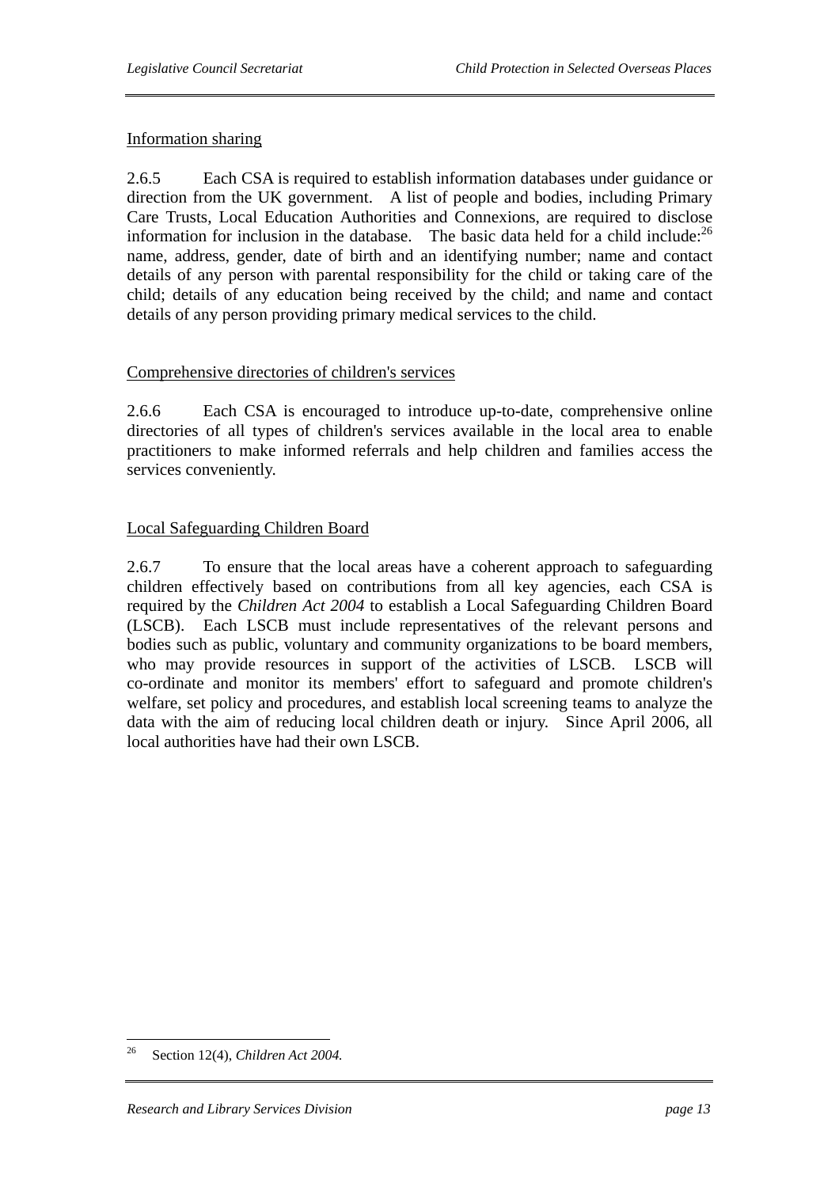Information sharing

2.6.5 Each CSA is required to establish information databases under guidance or direction from the UK government. A list of people and bodies, including Primary Care Trusts, Local Education Authorities and Connexions, are required to disclose information for inclusion in the database. The basic data held for a child include:[26] name, address, gender, date of birth and an identifying number; name and contact details of any person with parental responsibility for the child or taking care of the child; details of any education being received by the child; and name and contact details of any person providing primary medical services to the child.

Comprehensive directories of children's services

2.6.6 Each CSA is encouraged to introduce up-to-date, comprehensive online directories of all types of children's services available in the local area to enable practitioners to make informed referrals and help children and families access the services conveniently.

Local Safeguarding Children Board

2.6.7 To ensure that the local areas have a coherent approach to safeguarding children effectively based on contributions from all key agencies, each CSA is required by the *Children Act 2004* to establish a Local Safeguarding Children Board (LSCB). Each LSCB must include representatives of the relevant persons and bodies such as public, voluntary and community organizations to be board members, who may provide resources in support of the activities of LSCB. LSCB will co-ordinate and monitor its members' effort to safeguard and promote children's welfare, set policy and procedures, and establish local screening teams to analyze the data with the aim of reducing local children death or injury. Since April 2006, all local authorities have had their own LSCB.

---

[26] Section 12(4), *Children Act 2004.*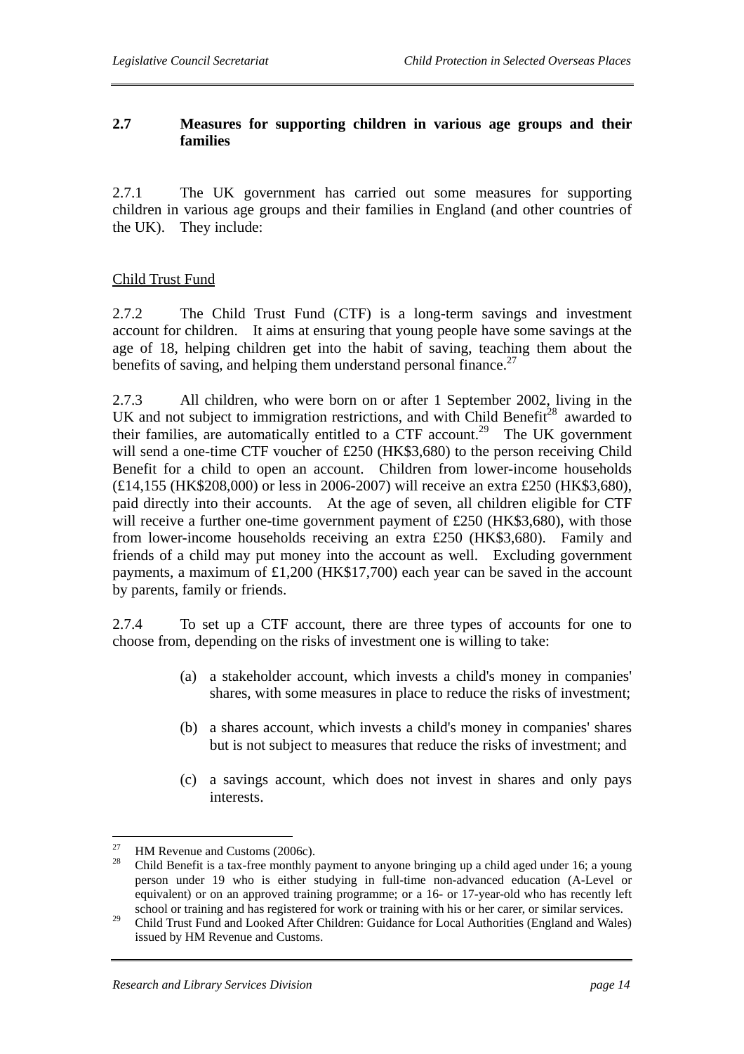## 2.7 Measures for supporting children in various age groups and their families

2.7.1 The UK government has carried out some measures for supporting children in various age groups and their families in England (and other countries of the UK). They include:

Child Trust Fund

2.7.2 The Child Trust Fund (CTF) is a long-term savings and investment account for children. It aims at ensuring that young people have some savings at the age of 18, helping children get into the habit of saving, teaching them about the benefits of saving, and helping them understand personal finance.[27]

2.7.3 All children, who were born on or after 1 September 2002, living in the UK and not subject to immigration restrictions, and with Child Benefit[28] awarded to their families, are automatically entitled to a CTF account.[29] The UK government will send a one-time CTF voucher of £250 (HK$3,680) to the person receiving Child Benefit for a child to open an account. Children from lower-income households (£14,155 (HK$208,000) or less in 2006-2007) will receive an extra £250 (HK$3,680), paid directly into their accounts. At the age of seven, all children eligible for CTF will receive a further one-time government payment of £250 (HK$3,680), with those from lower-income households receiving an extra £250 (HK$3,680). Family and friends of a child may put money into the account as well. Excluding government payments, a maximum of £1,200 (HK$17,700) each year can be saved in the account by parents, family or friends.

2.7.4 To set up a CTF account, there are three types of accounts for one to choose from, depending on the risks of investment one is willing to take:

(a) a stakeholder account, which invests a child's money in companies' shares, with some measures in place to reduce the risks of investment;

(b) a shares account, which invests a child's money in companies' shares but is not subject to measures that reduce the risks of investment; and

(c) a savings account, which does not invest in shares and only pays interests.

---

[27] HM Revenue and Customs (2006c).

[28] Child Benefit is a tax-free monthly payment to anyone bringing up a child aged under 16; a young person under 19 who is either studying in full-time non-advanced education (A-Level or equivalent) or on an approved training programme; or a 16- or 17-year-old who has recently left school or training and has registered for work or training with his or her carer, or similar services.

[29] Child Trust Fund and Looked After Children: Guidance for Local Authorities (England and Wales) issued by HM Revenue and Customs.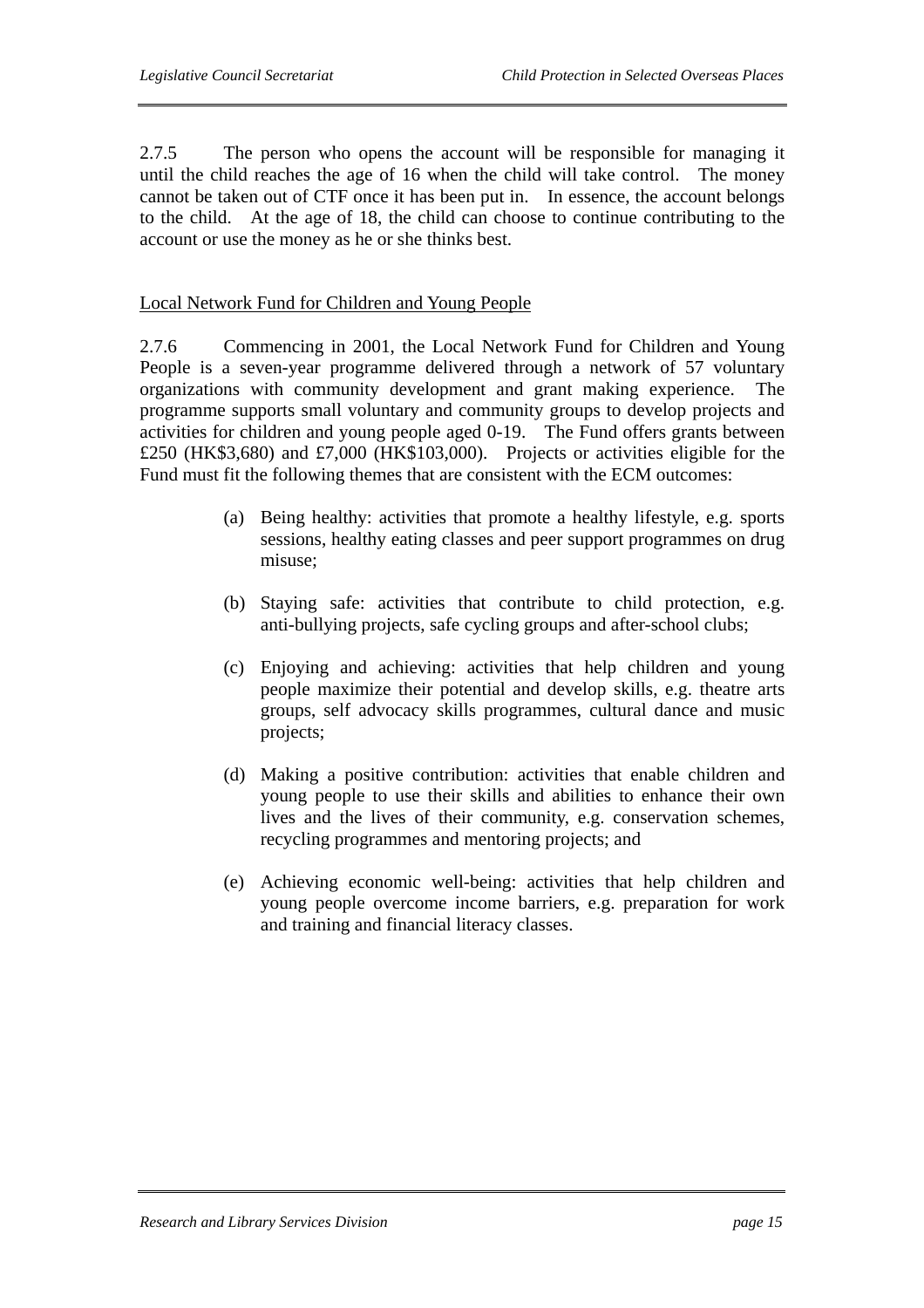2.7.5 The person who opens the account will be responsible for managing it until the child reaches the age of 16 when the child will take control. The money cannot be taken out of CTF once it has been put in. In essence, the account belongs to the child. At the age of 18, the child can choose to continue contributing to the account or use the money as he or she thinks best.

Local Network Fund for Children and Young People

2.7.6 Commencing in 2001, the Local Network Fund for Children and Young People is a seven-year programme delivered through a network of 57 voluntary organizations with community development and grant making experience. The programme supports small voluntary and community groups to develop projects and activities for children and young people aged 0-19. The Fund offers grants between £250 (HK$3,680) and £7,000 (HK$103,000). Projects or activities eligible for the Fund must fit the following themes that are consistent with the ECM outcomes:

(a) Being healthy: activities that promote a healthy lifestyle, e.g. sports sessions, healthy eating classes and peer support programmes on drug misuse;

(b) Staying safe: activities that contribute to child protection, e.g. anti-bullying projects, safe cycling groups and after-school clubs;

(c) Enjoying and achieving: activities that help children and young people maximize their potential and develop skills, e.g. theatre arts groups, self advocacy skills programmes, cultural dance and music projects;

(d) Making a positive contribution: activities that enable children and young people to use their skills and abilities to enhance their own lives and the lives of their community, e.g. conservation schemes, recycling programmes and mentoring projects; and

(e) Achieving economic well-being: activities that help children and young people overcome income barriers, e.g. preparation for work and training and financial literacy classes.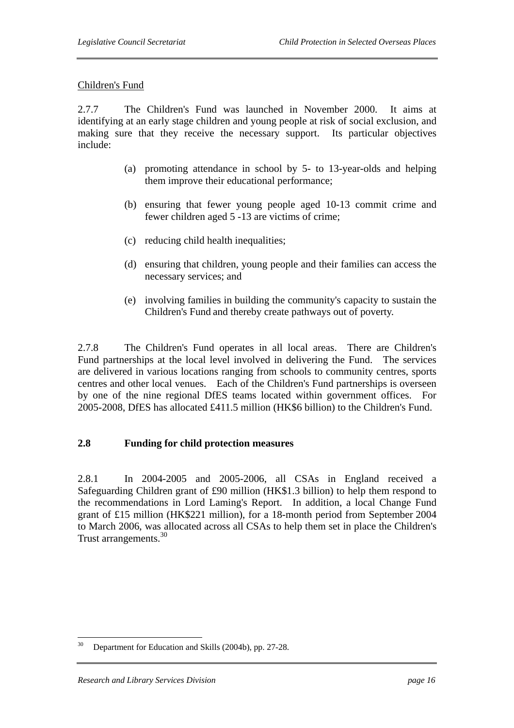Children's Fund

2.7.7 The Children's Fund was launched in November 2000. It aims at identifying at an early stage children and young people at risk of social exclusion, and making sure that they receive the necessary support. Its particular objectives include:

(a) promoting attendance in school by 5- to 13-year-olds and helping them improve their educational performance;

(b) ensuring that fewer young people aged 10-13 commit crime and fewer children aged 5 -13 are victims of crime;

(c) reducing child health inequalities;

(d) ensuring that children, young people and their families can access the necessary services; and

(e) involving families in building the community's capacity to sustain the Children's Fund and thereby create pathways out of poverty.

2.7.8 The Children's Fund operates in all local areas. There are Children's Fund partnerships at the local level involved in delivering the Fund. The services are delivered in various locations ranging from schools to community centres, sports centres and other local venues. Each of the Children's Fund partnerships is overseen by one of the nine regional DfES teams located within government offices. For 2005-2008, DfES has allocated £411.5 million (HK$6 billion) to the Children's Fund.

## 2.8 Funding for child protection measures

2.8.1 In 2004-2005 and 2005-2006, all CSAs in England received a Safeguarding Children grant of £90 million (HK$1.3 billion) to help them respond to the recommendations in Lord Laming's Report. In addition, a local Change Fund grant of £15 million (HK$221 million), for a 18-month period from September 2004 to March 2006, was allocated across all CSAs to help them set in place the Children's Trust arrangements.[30]

---

[30] Department for Education and Skills (2004b), pp. 27-28.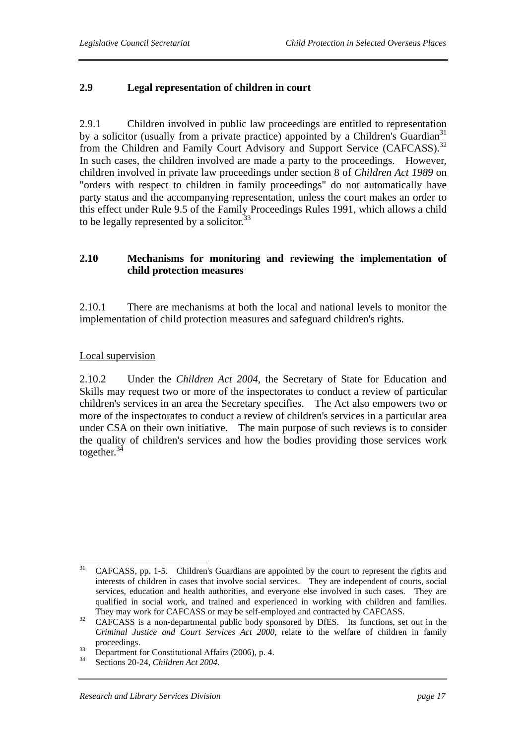## 2.9 Legal representation of children in court

2.9.1 Children involved in public law proceedings are entitled to representation by a solicitor (usually from a private practice) appointed by a Children's Guardian[31] from the Children and Family Court Advisory and Support Service (CAFCASS).[32] In such cases, the children involved are made a party to the proceedings. However, children involved in private law proceedings under section 8 of *Children Act 1989* on "orders with respect to children in family proceedings" do not automatically have party status and the accompanying representation, unless the court makes an order to this effect under Rule 9.5 of the Family Proceedings Rules 1991, which allows a child to be legally represented by a solicitor.[33]

## 2.10 Mechanisms for monitoring and reviewing the implementation of child protection measures

2.10.1 There are mechanisms at both the local and national levels to monitor the implementation of child protection measures and safeguard children's rights.

Local supervision

2.10.2 Under the *Children Act 2004*, the Secretary of State for Education and Skills may request two or more of the inspectorates to conduct a review of particular children's services in an area the Secretary specifies. The Act also empowers two or more of the inspectorates to conduct a review of children's services in a particular area under CSA on their own initiative. The main purpose of such reviews is to consider the quality of children's services and how the bodies providing those services work together.[34]

---

[31] CAFCASS, pp. 1-5. Children's Guardians are appointed by the court to represent the rights and interests of children in cases that involve social services. They are independent of courts, social services, education and health authorities, and everyone else involved in such cases. They are qualified in social work, and trained and experienced in working with children and families. They may work for CAFCASS or may be self-employed and contracted by CAFCASS.

[32] CAFCASS is a non-departmental public body sponsored by DfES. Its functions, set out in the *Criminal Justice and Court Services Act 2000*, relate to the welfare of children in family proceedings.

[33] Department for Constitutional Affairs (2006), p. 4.

[34] Sections 20-24, *Children Act 2004*.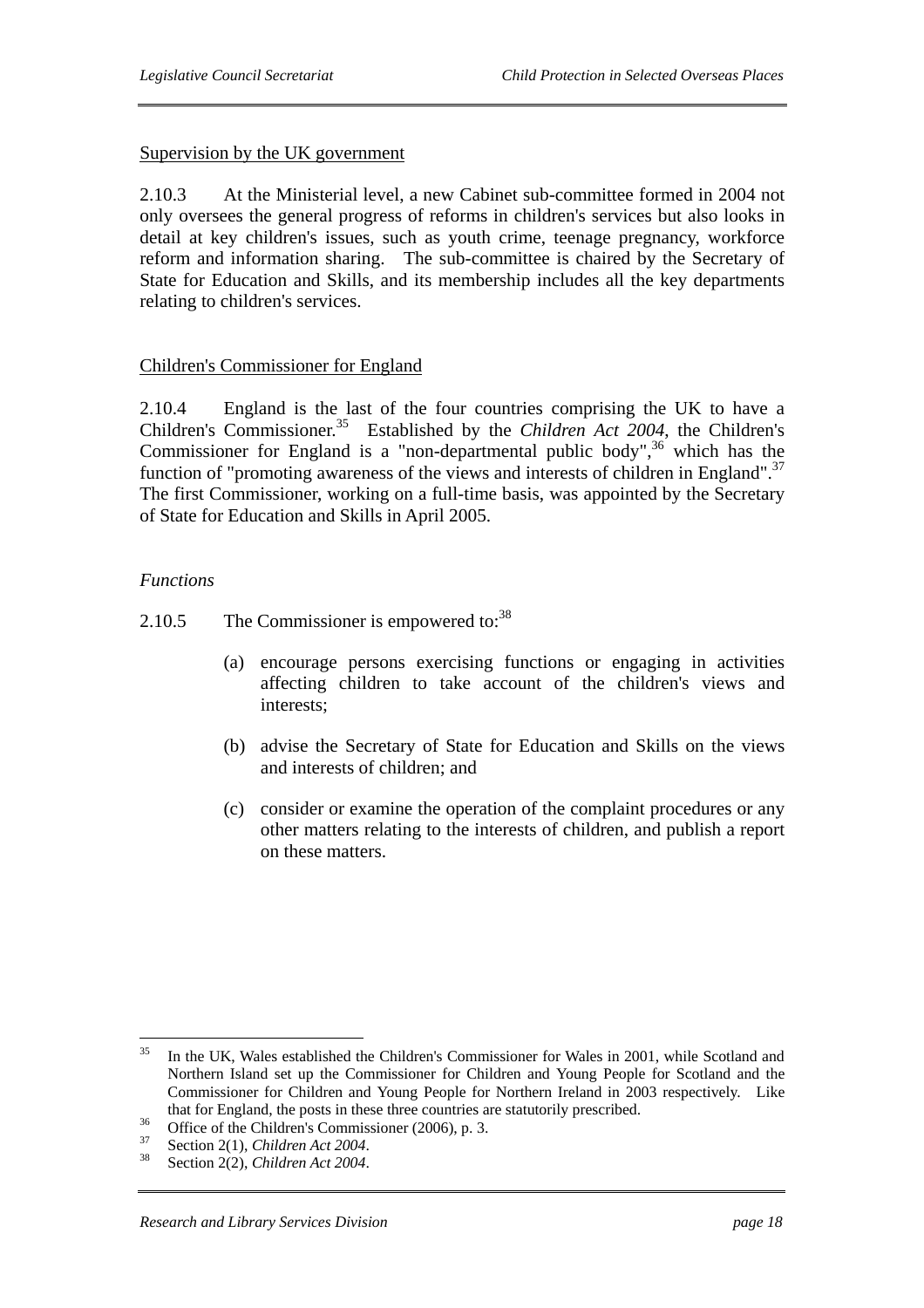<u>Supervision by the UK government</u>

2.10.3 At the Ministerial level, a new Cabinet sub-committee formed in 2004 not only oversees the general progress of reforms in children's services but also looks in detail at key children's issues, such as youth crime, teenage pregnancy, workforce reform and information sharing. The sub-committee is chaired by the Secretary of State for Education and Skills, and its membership includes all the key departments relating to children's services.

<u>Children's Commissioner for England</u>

2.10.4 England is the last of the four countries comprising the UK to have a Children's Commissioner.[35] Established by the *Children Act 2004*, the Children's Commissioner for England is a "non-departmental public body",[36] which has the function of "promoting awareness of the views and interests of children in England".[37] The first Commissioner, working on a full-time basis, was appointed by the Secretary of State for Education and Skills in April 2005.

*Functions*

2.10.5 The Commissioner is empowered to:[38]

(a) encourage persons exercising functions or engaging in activities affecting children to take account of the children's views and interests;

(b) advise the Secretary of State for Education and Skills on the views and interests of children; and

(c) consider or examine the operation of the complaint procedures or any other matters relating to the interests of children, and publish a report on these matters.

---

[35] In the UK, Wales established the Children's Commissioner for Wales in 2001, while Scotland and Northern Island set up the Commissioner for Children and Young People for Scotland and the Commissioner for Children and Young People for Northern Ireland in 2003 respectively. Like that for England, the posts in these three countries are statutorily prescribed.

[36] Office of the Children's Commissioner (2006), p. 3.

[37] Section 2(1), *Children Act 2004*.

[38] Section 2(2), *Children Act 2004*.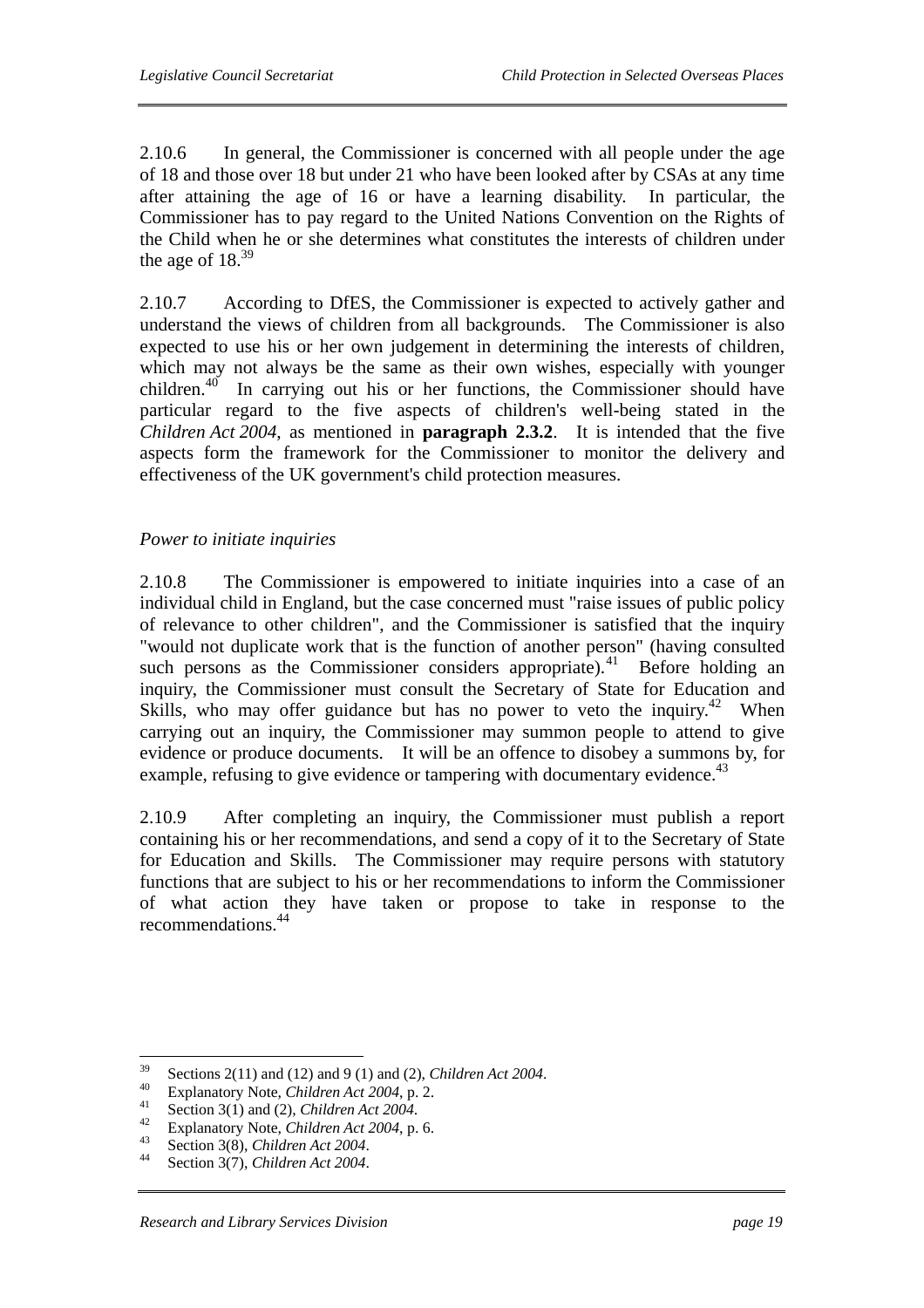2.10.6 In general, the Commissioner is concerned with all people under the age of 18 and those over 18 but under 21 who have been looked after by CSAs at any time after attaining the age of 16 or have a learning disability. In particular, the Commissioner has to pay regard to the United Nations Convention on the Rights of the Child when he or she determines what constitutes the interests of children under the age of 18.[39]

2.10.7 According to DfES, the Commissioner is expected to actively gather and understand the views of children from all backgrounds. The Commissioner is also expected to use his or her own judgement in determining the interests of children, which may not always be the same as their own wishes, especially with younger children.[40] In carrying out his or her functions, the Commissioner should have particular regard to the five aspects of children's well-being stated in the *Children Act 2004*, as mentioned in **paragraph 2.3.2**. It is intended that the five aspects form the framework for the Commissioner to monitor the delivery and effectiveness of the UK government's child protection measures.

*Power to initiate inquiries*

2.10.8 The Commissioner is empowered to initiate inquiries into a case of an individual child in England, but the case concerned must "raise issues of public policy of relevance to other children", and the Commissioner is satisfied that the inquiry "would not duplicate work that is the function of another person" (having consulted such persons as the Commissioner considers appropriate).[41] Before holding an inquiry, the Commissioner must consult the Secretary of State for Education and Skills, who may offer guidance but has no power to veto the inquiry.[42] When carrying out an inquiry, the Commissioner may summon people to attend to give evidence or produce documents. It will be an offence to disobey a summons by, for example, refusing to give evidence or tampering with documentary evidence.[43]

2.10.9 After completing an inquiry, the Commissioner must publish a report containing his or her recommendations, and send a copy of it to the Secretary of State for Education and Skills. The Commissioner may require persons with statutory functions that are subject to his or her recommendations to inform the Commissioner of what action they have taken or propose to take in response to the recommendations.[44]

---

[39] Sections 2(11) and (12) and 9 (1) and (2), *Children Act 2004*.
[40] Explanatory Note, *Children Act 2004*, p. 2.
[41] Section 3(1) and (2), *Children Act 2004*.
[42] Explanatory Note, *Children Act 2004*, p. 6.
[43] Section 3(8), *Children Act 2004*.
[44] Section 3(7), *Children Act 2004*.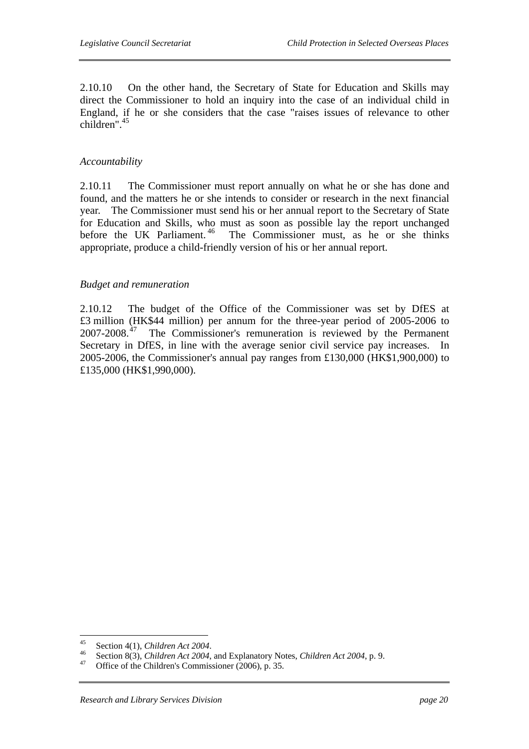2.10.10 On the other hand, the Secretary of State for Education and Skills may direct the Commissioner to hold an inquiry into the case of an individual child in England, if he or she considers that the case "raises issues of relevance to other children".[45]

*Accountability*

2.10.11 The Commissioner must report annually on what he or she has done and found, and the matters he or she intends to consider or research in the next financial year. The Commissioner must send his or her annual report to the Secretary of State for Education and Skills, who must as soon as possible lay the report unchanged before the UK Parliament.[46] The Commissioner must, as he or she thinks appropriate, produce a child-friendly version of his or her annual report.

*Budget and remuneration*

2.10.12 The budget of the Office of the Commissioner was set by DfES at £3 million (HK$44 million) per annum for the three-year period of 2005-2006 to 2007-2008.[47] The Commissioner's remuneration is reviewed by the Permanent Secretary in DfES, in line with the average senior civil service pay increases. In 2005-2006, the Commissioner's annual pay ranges from £130,000 (HK$1,900,000) to £135,000 (HK$1,990,000).

---

[45] Section 4(1), *Children Act 2004*.

[46] Section 8(3), *Children Act 2004*, and Explanatory Notes, *Children Act 2004*, p. 9.

[47] Office of the Children's Commissioner (2006), p. 35.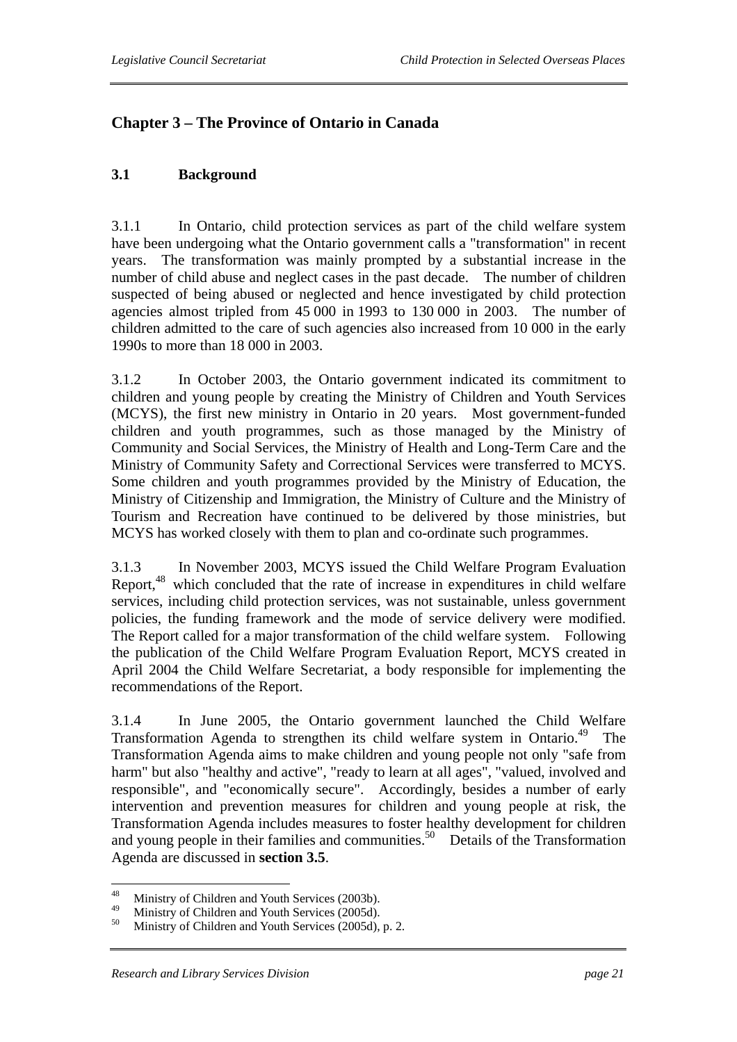# Chapter 3 – The Province of Ontario in Canada

## 3.1 Background

3.1.1 In Ontario, child protection services as part of the child welfare system have been undergoing what the Ontario government calls a "transformation" in recent years. The transformation was mainly prompted by a substantial increase in the number of child abuse and neglect cases in the past decade. The number of children suspected of being abused or neglected and hence investigated by child protection agencies almost tripled from 45 000 in 1993 to 130 000 in 2003. The number of children admitted to the care of such agencies also increased from 10 000 in the early 1990s to more than 18 000 in 2003.

3.1.2 In October 2003, the Ontario government indicated its commitment to children and young people by creating the Ministry of Children and Youth Services (MCYS), the first new ministry in Ontario in 20 years. Most government-funded children and youth programmes, such as those managed by the Ministry of Community and Social Services, the Ministry of Health and Long-Term Care and the Ministry of Community Safety and Correctional Services were transferred to MCYS. Some children and youth programmes provided by the Ministry of Education, the Ministry of Citizenship and Immigration, the Ministry of Culture and the Ministry of Tourism and Recreation have continued to be delivered by those ministries, but MCYS has worked closely with them to plan and co-ordinate such programmes.

3.1.3 In November 2003, MCYS issued the Child Welfare Program Evaluation Report,[48] which concluded that the rate of increase in expenditures in child welfare services, including child protection services, was not sustainable, unless government policies, the funding framework and the mode of service delivery were modified. The Report called for a major transformation of the child welfare system. Following the publication of the Child Welfare Program Evaluation Report, MCYS created in April 2004 the Child Welfare Secretariat, a body responsible for implementing the recommendations of the Report.

3.1.4 In June 2005, the Ontario government launched the Child Welfare Transformation Agenda to strengthen its child welfare system in Ontario.[49] The Transformation Agenda aims to make children and young people not only "safe from harm" but also "healthy and active", "ready to learn at all ages", "valued, involved and responsible", and "economically secure". Accordingly, besides a number of early intervention and prevention measures for children and young people at risk, the Transformation Agenda includes measures to foster healthy development for children and young people in their families and communities.[50] Details of the Transformation Agenda are discussed in **section 3.5**.

---

[48] Ministry of Children and Youth Services (2003b).

[49] Ministry of Children and Youth Services (2005d).

[50] Ministry of Children and Youth Services (2005d), p. 2.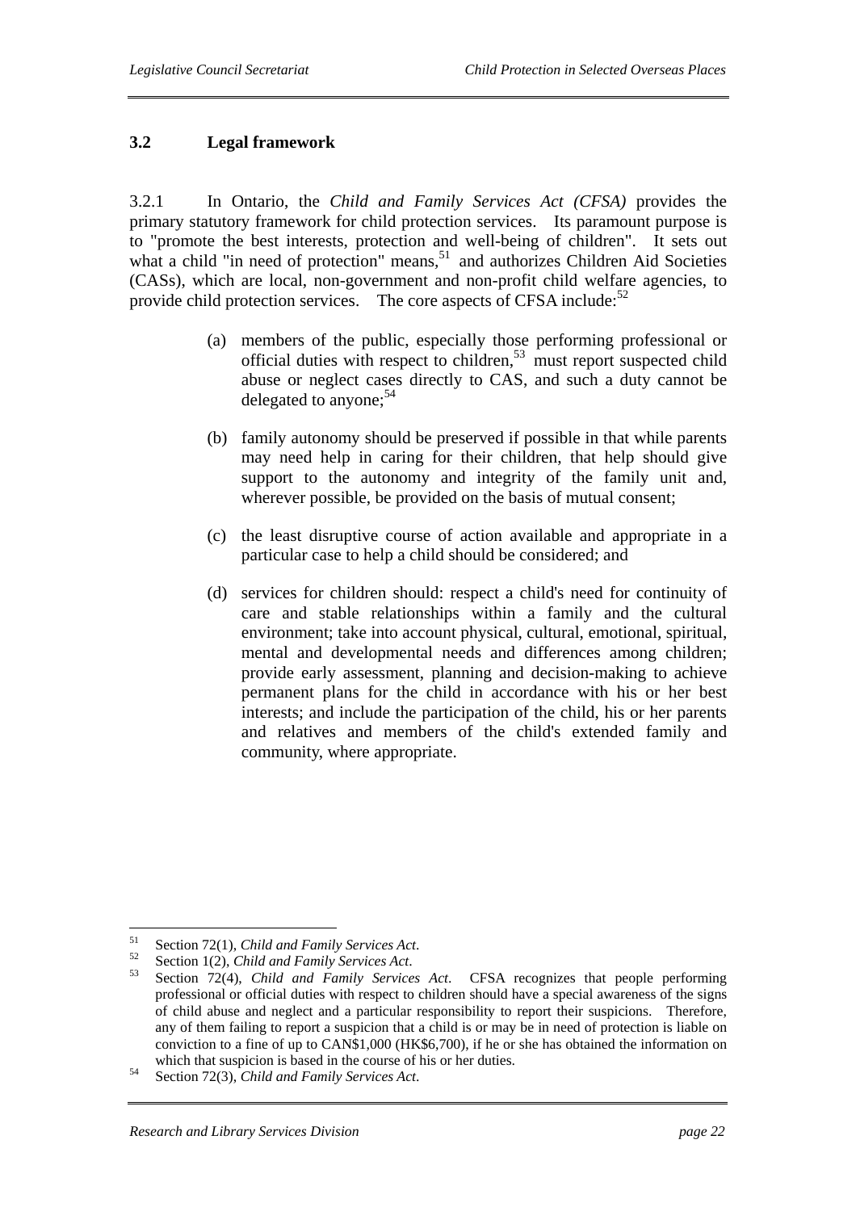### 3.2 Legal framework

3.2.1 In Ontario, the *Child and Family Services Act (CFSA)* provides the primary statutory framework for child protection services. Its paramount purpose is to "promote the best interests, protection and well-being of children". It sets out what a child "in need of protection" means,[51] and authorizes Children Aid Societies (CASs), which are local, non-government and non-profit child welfare agencies, to provide child protection services. The core aspects of CFSA include:[52]

(a) members of the public, especially those performing professional or official duties with respect to children,[53] must report suspected child abuse or neglect cases directly to CAS, and such a duty cannot be delegated to anyone;[54]

(b) family autonomy should be preserved if possible in that while parents may need help in caring for their children, that help should give support to the autonomy and integrity of the family unit and, wherever possible, be provided on the basis of mutual consent;

(c) the least disruptive course of action available and appropriate in a particular case to help a child should be considered; and

(d) services for children should: respect a child's need for continuity of care and stable relationships within a family and the cultural environment; take into account physical, cultural, emotional, spiritual, mental and developmental needs and differences among children; provide early assessment, planning and decision-making to achieve permanent plans for the child in accordance with his or her best interests; and include the participation of the child, his or her parents and relatives and members of the child's extended family and community, where appropriate.

---

[51] Section 72(1), *Child and Family Services Act*.

[52] Section 1(2), *Child and Family Services Act*.

[53] Section 72(4), *Child and Family Services Act*. CFSA recognizes that people performing professional or official duties with respect to children should have a special awareness of the signs of child abuse and neglect and a particular responsibility to report their suspicions. Therefore, any of them failing to report a suspicion that a child is or may be in need of protection is liable on conviction to a fine of up to CAN$1,000 (HK$6,700), if he or she has obtained the information on which that suspicion is based in the course of his or her duties.

[54] Section 72(3), *Child and Family Services Act*.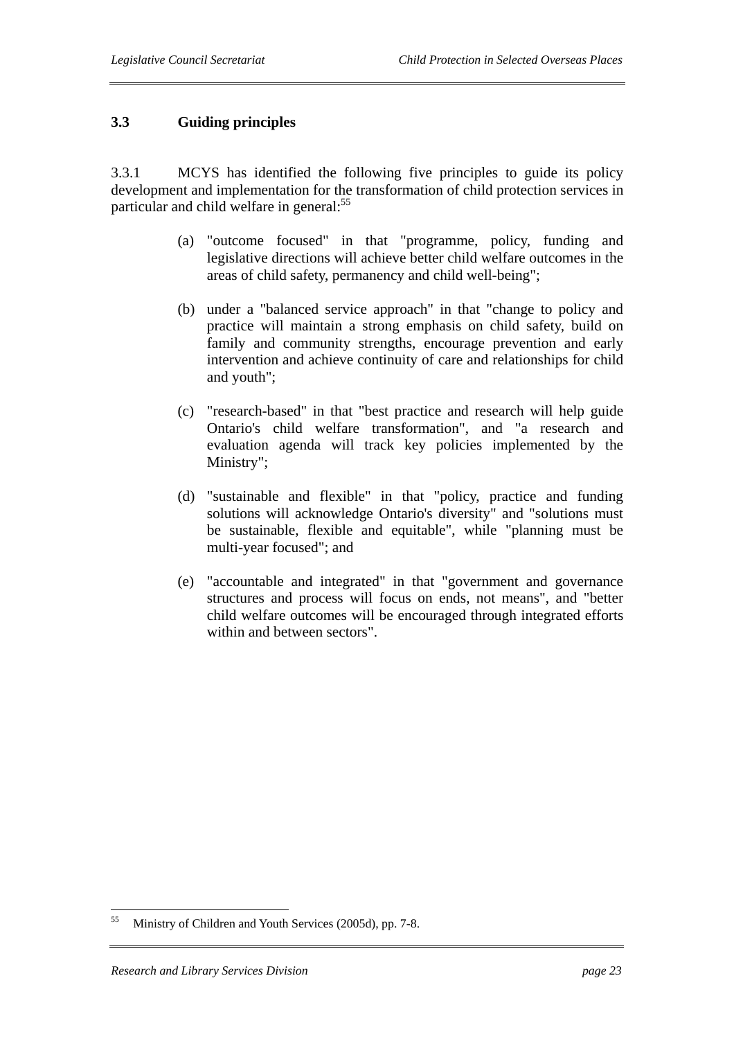### 3.3 Guiding principles

3.3.1 MCYS has identified the following five principles to guide its policy development and implementation for the transformation of child protection services in particular and child welfare in general:[55]

(a) "outcome focused" in that "programme, policy, funding and legislative directions will achieve better child welfare outcomes in the areas of child safety, permanency and child well-being";

(b) under a "balanced service approach" in that "change to policy and practice will maintain a strong emphasis on child safety, build on family and community strengths, encourage prevention and early intervention and achieve continuity of care and relationships for child and youth";

(c) "research-based" in that "best practice and research will help guide Ontario's child welfare transformation", and "a research and evaluation agenda will track key policies implemented by the Ministry";

(d) "sustainable and flexible" in that "policy, practice and funding solutions will acknowledge Ontario's diversity" and "solutions must be sustainable, flexible and equitable", while "planning must be multi-year focused"; and

(e) "accountable and integrated" in that "government and governance structures and process will focus on ends, not means", and "better child welfare outcomes will be encouraged through integrated efforts within and between sectors".

---

[55] Ministry of Children and Youth Services (2005d), pp. 7-8.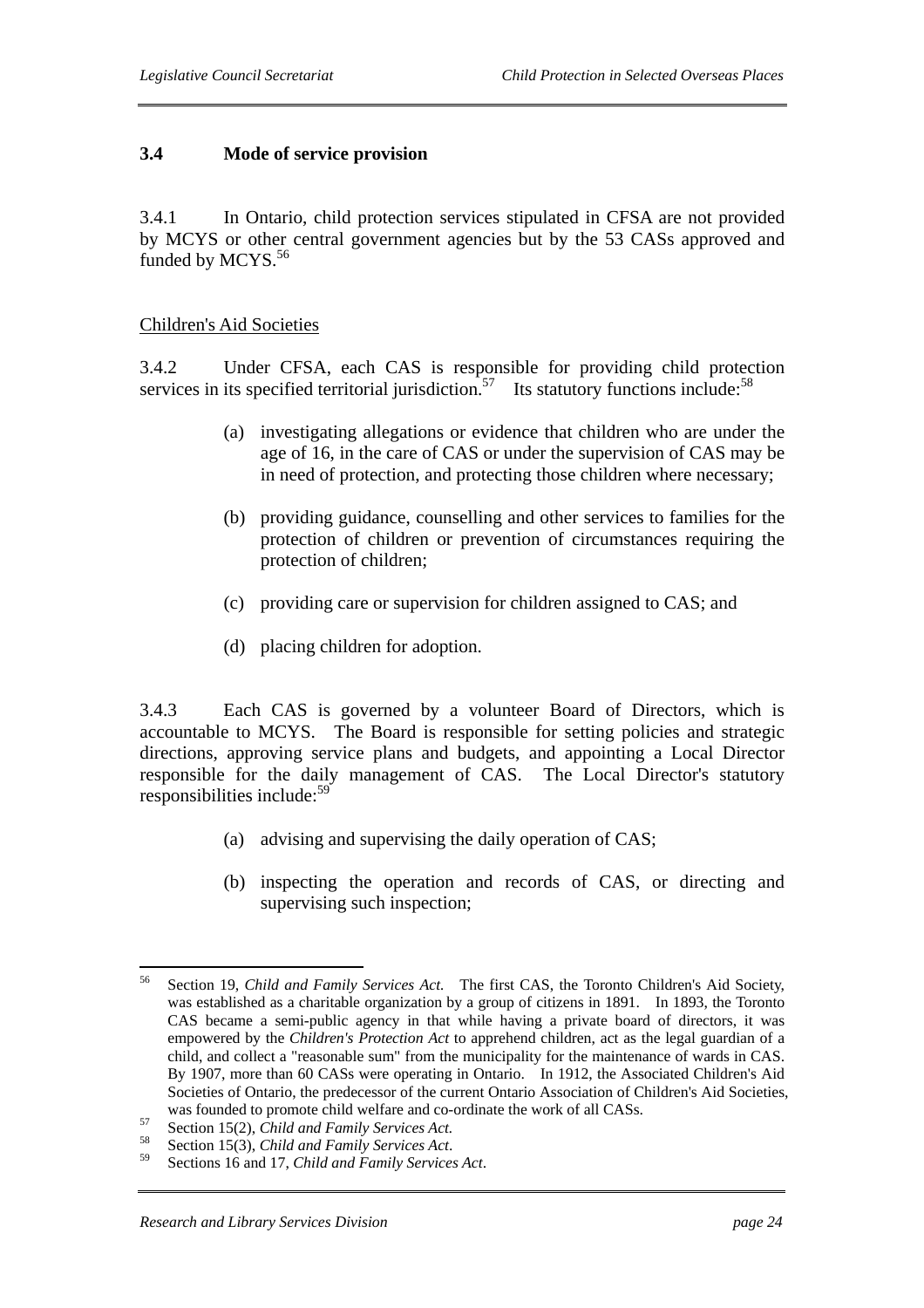### 3.4 Mode of service provision

3.4.1 In Ontario, child protection services stipulated in CFSA are not provided by MCYS or other central government agencies but by the 53 CASs approved and funded by MCYS.[56]

Children's Aid Societies

3.4.2 Under CFSA, each CAS is responsible for providing child protection services in its specified territorial jurisdiction.[57] Its statutory functions include:[58]

(a) investigating allegations or evidence that children who are under the age of 16, in the care of CAS or under the supervision of CAS may be in need of protection, and protecting those children where necessary;

(b) providing guidance, counselling and other services to families for the protection of children or prevention of circumstances requiring the protection of children;

(c) providing care or supervision for children assigned to CAS; and

(d) placing children for adoption.

3.4.3 Each CAS is governed by a volunteer Board of Directors, which is accountable to MCYS. The Board is responsible for setting policies and strategic directions, approving service plans and budgets, and appointing a Local Director responsible for the daily management of CAS. The Local Director's statutory responsibilities include:[59]

(a) advising and supervising the daily operation of CAS;

(b) inspecting the operation and records of CAS, or directing and supervising such inspection;

---

[56] Section 19, *Child and Family Services Act*. The first CAS, the Toronto Children's Aid Society, was established as a charitable organization by a group of citizens in 1891. In 1893, the Toronto CAS became a semi-public agency in that while having a private board of directors, it was empowered by the *Children's Protection Act* to apprehend children, act as the legal guardian of a child, and collect a "reasonable sum" from the municipality for the maintenance of wards in CAS. By 1907, more than 60 CASs were operating in Ontario. In 1912, the Associated Children's Aid Societies of Ontario, the predecessor of the current Ontario Association of Children's Aid Societies, was founded to promote child welfare and co-ordinate the work of all CASs.

[57] Section 15(2), *Child and Family Services Act*.

[58] Section 15(3), *Child and Family Services Act*.

[59] Sections 16 and 17, *Child and Family Services Act*.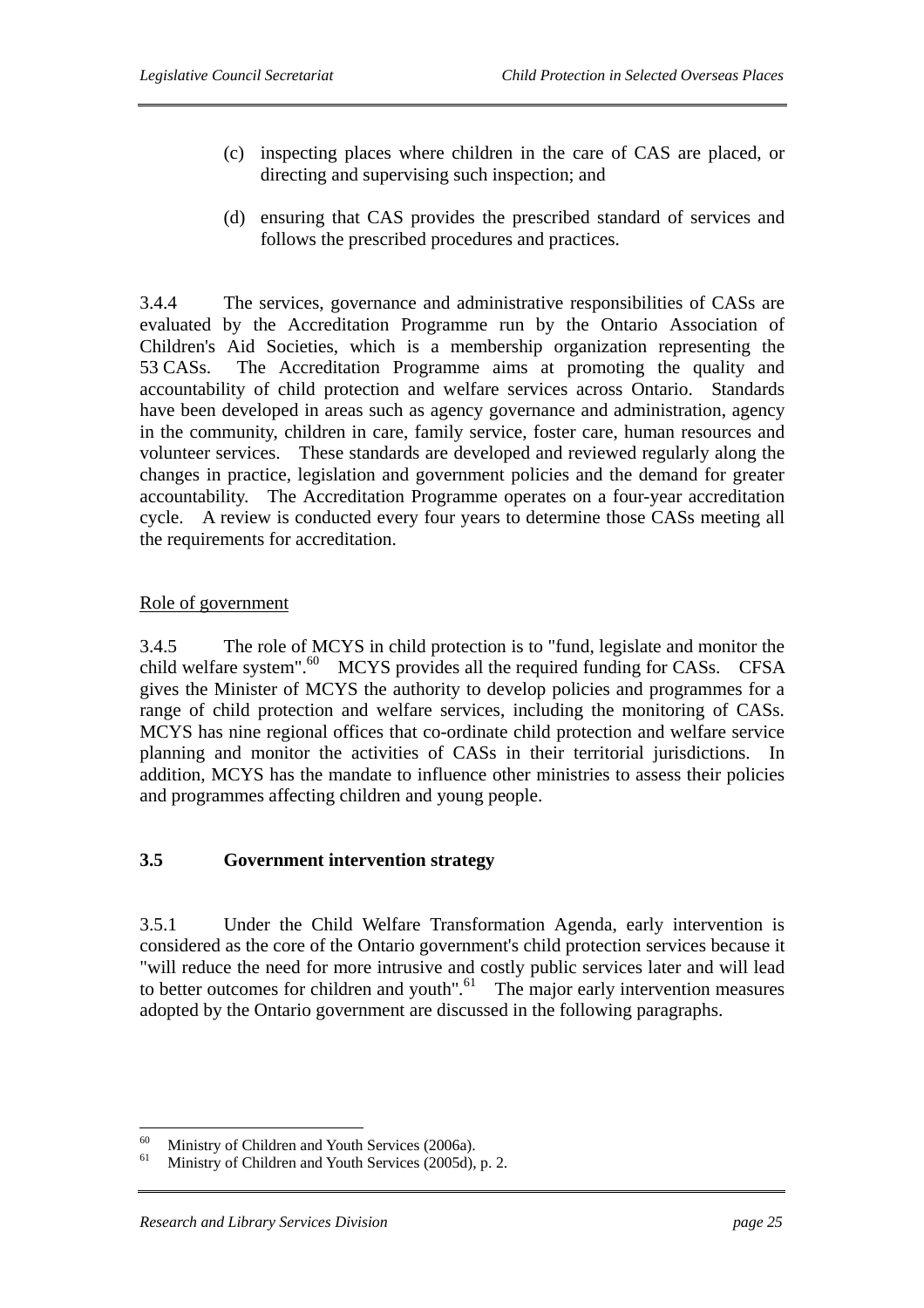(c) inspecting places where children in the care of CAS are placed, or directing and supervising such inspection; and

(d) ensuring that CAS provides the prescribed standard of services and follows the prescribed procedures and practices.

3.4.4 The services, governance and administrative responsibilities of CASs are evaluated by the Accreditation Programme run by the Ontario Association of Children's Aid Societies, which is a membership organization representing the 53 CASs. The Accreditation Programme aims at promoting the quality and accountability of child protection and welfare services across Ontario. Standards have been developed in areas such as agency governance and administration, agency in the community, children in care, family service, foster care, human resources and volunteer services. These standards are developed and reviewed regularly along the changes in practice, legislation and government policies and the demand for greater accountability. The Accreditation Programme operates on a four-year accreditation cycle. A review is conducted every four years to determine those CASs meeting all the requirements for accreditation.

Role of government

3.4.5 The role of MCYS in child protection is to "fund, legislate and monitor the child welfare system".[60] MCYS provides all the required funding for CASs. CFSA gives the Minister of MCYS the authority to develop policies and programmes for a range of child protection and welfare services, including the monitoring of CASs. MCYS has nine regional offices that co-ordinate child protection and welfare service planning and monitor the activities of CASs in their territorial jurisdictions. In addition, MCYS has the mandate to influence other ministries to assess their policies and programmes affecting children and young people.

## 3.5 Government intervention strategy

3.5.1 Under the Child Welfare Transformation Agenda, early intervention is considered as the core of the Ontario government's child protection services because it "will reduce the need for more intrusive and costly public services later and will lead to better outcomes for children and youth".[61] The major early intervention measures adopted by the Ontario government are discussed in the following paragraphs.

---

[60] Ministry of Children and Youth Services (2006a).

[61] Ministry of Children and Youth Services (2005d), p. 2.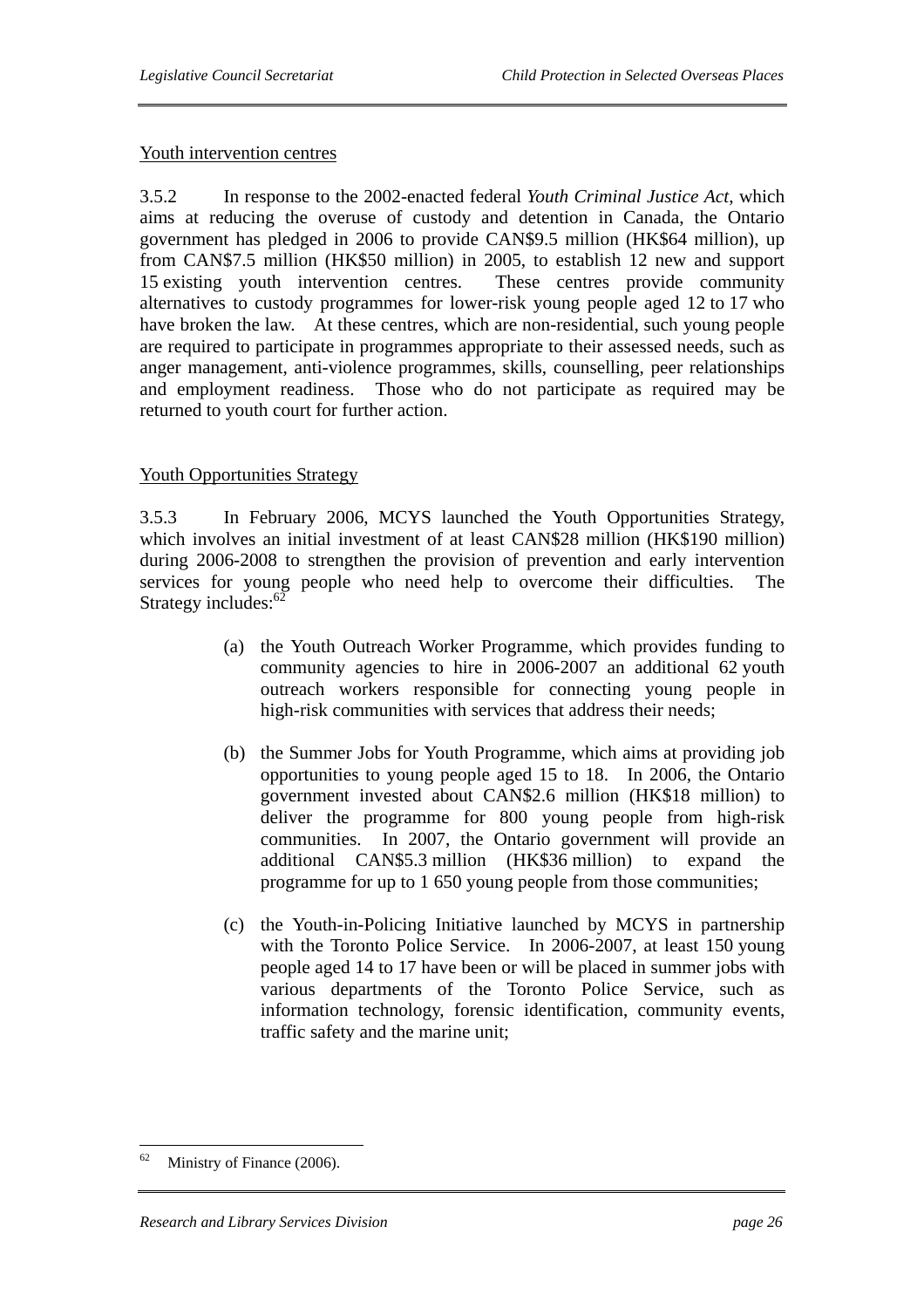Youth intervention centres

3.5.2 In response to the 2002-enacted federal *Youth Criminal Justice Act*, which aims at reducing the overuse of custody and detention in Canada, the Ontario government has pledged in 2006 to provide CAN$9.5 million (HK$64 million), up from CAN$7.5 million (HK$50 million) in 2005, to establish 12 new and support 15 existing youth intervention centres. These centres provide community alternatives to custody programmes for lower-risk young people aged 12 to 17 who have broken the law. At these centres, which are non-residential, such young people are required to participate in programmes appropriate to their assessed needs, such as anger management, anti-violence programmes, skills, counselling, peer relationships and employment readiness. Those who do not participate as required may be returned to youth court for further action.

Youth Opportunities Strategy

3.5.3 In February 2006, MCYS launched the Youth Opportunities Strategy, which involves an initial investment of at least CAN$28 million (HK$190 million) during 2006-2008 to strengthen the provision of prevention and early intervention services for young people who need help to overcome their difficulties. The Strategy includes:[62]

(a) the Youth Outreach Worker Programme, which provides funding to community agencies to hire in 2006-2007 an additional 62 youth outreach workers responsible for connecting young people in high-risk communities with services that address their needs;

(b) the Summer Jobs for Youth Programme, which aims at providing job opportunities to young people aged 15 to 18. In 2006, the Ontario government invested about CAN$2.6 million (HK$18 million) to deliver the programme for 800 young people from high-risk communities. In 2007, the Ontario government will provide an additional CAN$5.3 million (HK$36 million) to expand the programme for up to 1 650 young people from those communities;

(c) the Youth-in-Policing Initiative launched by MCYS in partnership with the Toronto Police Service. In 2006-2007, at least 150 young people aged 14 to 17 have been or will be placed in summer jobs with various departments of the Toronto Police Service, such as information technology, forensic identification, community events, traffic safety and the marine unit;

[62] Ministry of Finance (2006).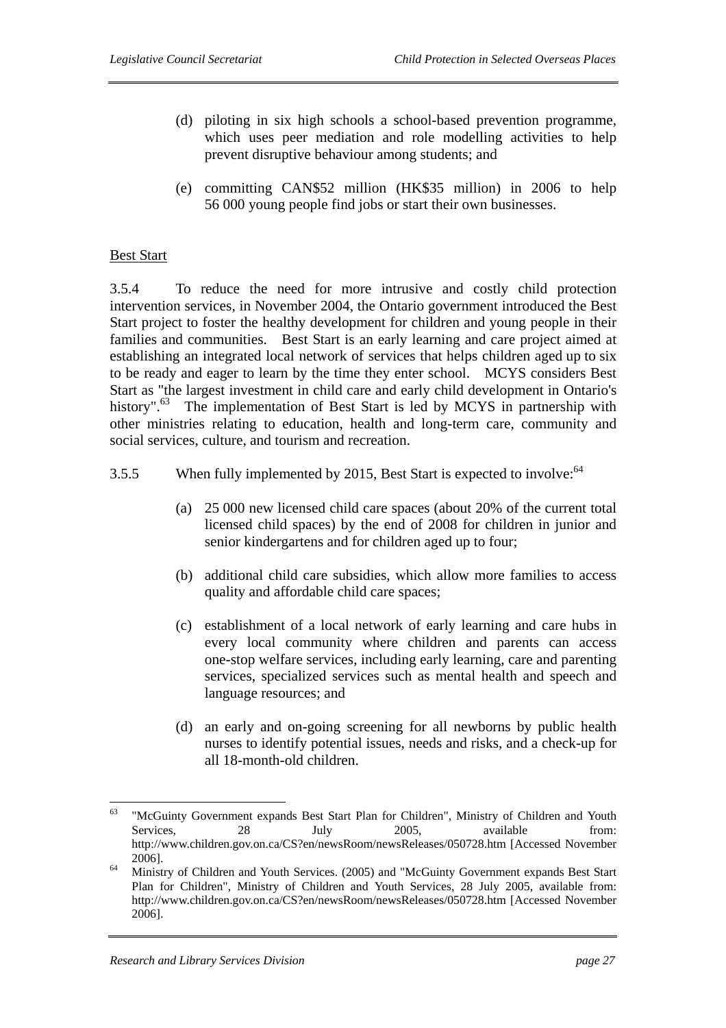(d) piloting in six high schools a school-based prevention programme, which uses peer mediation and role modelling activities to help prevent disruptive behaviour among students; and

(e) committing CAN$52 million (HK$35 million) in 2006 to help 56 000 young people find jobs or start their own businesses.

Best Start

3.5.4 To reduce the need for more intrusive and costly child protection intervention services, in November 2004, the Ontario government introduced the Best Start project to foster the healthy development for children and young people in their families and communities. Best Start is an early learning and care project aimed at establishing an integrated local network of services that helps children aged up to six to be ready and eager to learn by the time they enter school. MCYS considers Best Start as "the largest investment in child care and early child development in Ontario's history".[63] The implementation of Best Start is led by MCYS in partnership with other ministries relating to education, health and long-term care, community and social services, culture, and tourism and recreation.

3.5.5 When fully implemented by 2015, Best Start is expected to involve:[64]

(a) 25 000 new licensed child care spaces (about 20% of the current total licensed child spaces) by the end of 2008 for children in junior and senior kindergartens and for children aged up to four;

(b) additional child care subsidies, which allow more families to access quality and affordable child care spaces;

(c) establishment of a local network of early learning and care hubs in every local community where children and parents can access one-stop welfare services, including early learning, care and parenting services, specialized services such as mental health and speech and language resources; and

(d) an early and on-going screening for all newborns by public health nurses to identify potential issues, needs and risks, and a check-up for all 18-month-old children.

---

[63] "McGuinty Government expands Best Start Plan for Children", Ministry of Children and Youth Services, 28 July 2005, available from: http://www.children.gov.on.ca/CS?en/newsRoom/newsReleases/050728.htm [Accessed November 2006].

[64] Ministry of Children and Youth Services. (2005) and "McGuinty Government expands Best Start Plan for Children", Ministry of Children and Youth Services, 28 July 2005, available from: http://www.children.gov.on.ca/CS?en/newsRoom/newsReleases/050728.htm [Accessed November 2006].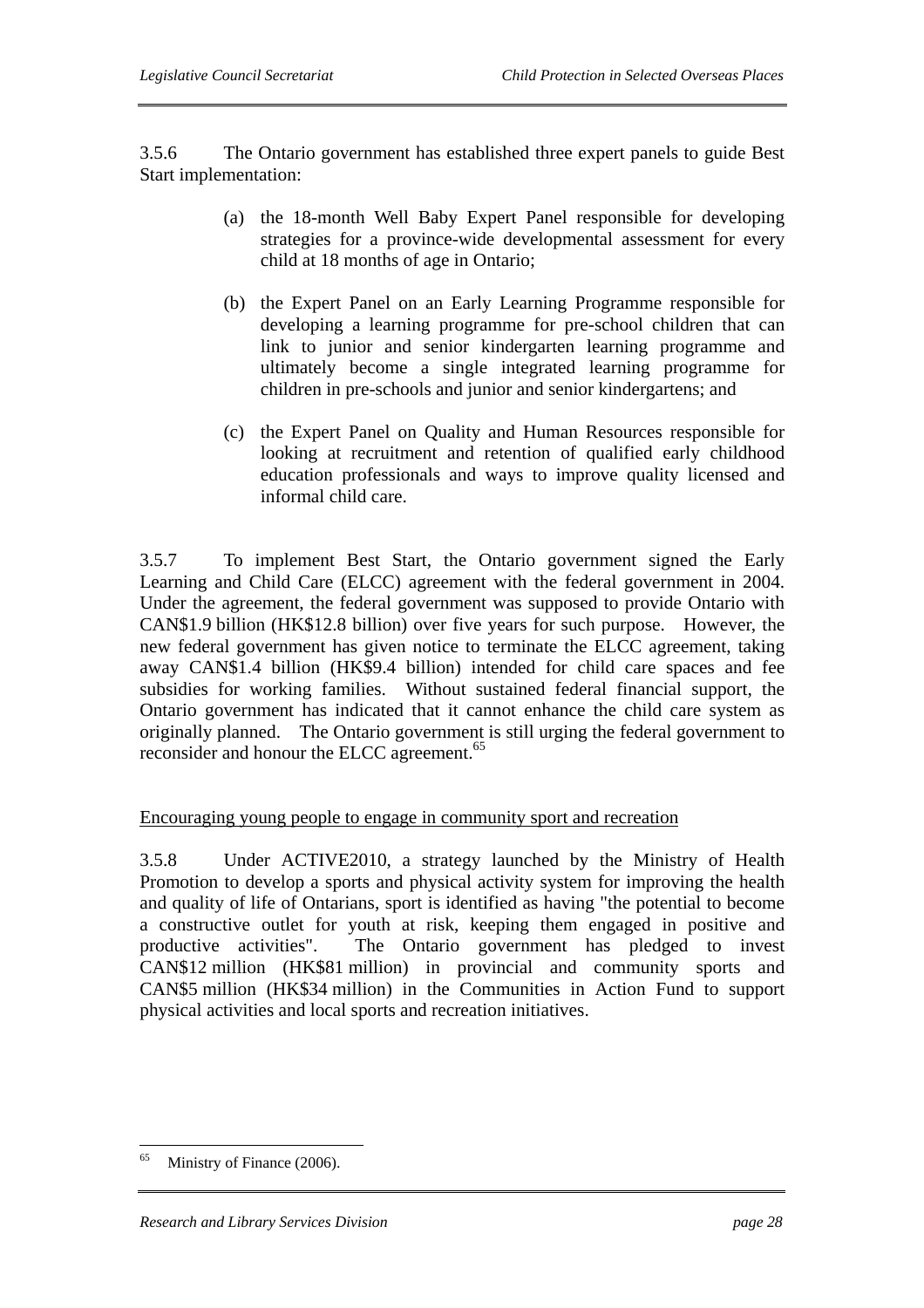3.5.6 The Ontario government has established three expert panels to guide Best Start implementation:

(a) the 18-month Well Baby Expert Panel responsible for developing strategies for a province-wide developmental assessment for every child at 18 months of age in Ontario;

(b) the Expert Panel on an Early Learning Programme responsible for developing a learning programme for pre-school children that can link to junior and senior kindergarten learning programme and ultimately become a single integrated learning programme for children in pre-schools and junior and senior kindergartens; and

(c) the Expert Panel on Quality and Human Resources responsible for looking at recruitment and retention of qualified early childhood education professionals and ways to improve quality licensed and informal child care.

3.5.7 To implement Best Start, the Ontario government signed the Early Learning and Child Care (ELCC) agreement with the federal government in 2004. Under the agreement, the federal government was supposed to provide Ontario with CAN$1.9 billion (HK$12.8 billion) over five years for such purpose. However, the new federal government has given notice to terminate the ELCC agreement, taking away CAN$1.4 billion (HK$9.4 billion) intended for child care spaces and fee subsidies for working families. Without sustained federal financial support, the Ontario government has indicated that it cannot enhance the child care system as originally planned. The Ontario government is still urging the federal government to reconsider and honour the ELCC agreement.[65]

<u>Encouraging young people to engage in community sport and recreation</u>

3.5.8 Under ACTIVE2010, a strategy launched by the Ministry of Health Promotion to develop a sports and physical activity system for improving the health and quality of life of Ontarians, sport is identified as having "the potential to become a constructive outlet for youth at risk, keeping them engaged in positive and productive activities". The Ontario government has pledged to invest CAN$12 million (HK$81 million) in provincial and community sports and CAN$5 million (HK$34 million) in the Communities in Action Fund to support physical activities and local sports and recreation initiatives.

---

[65] Ministry of Finance (2006).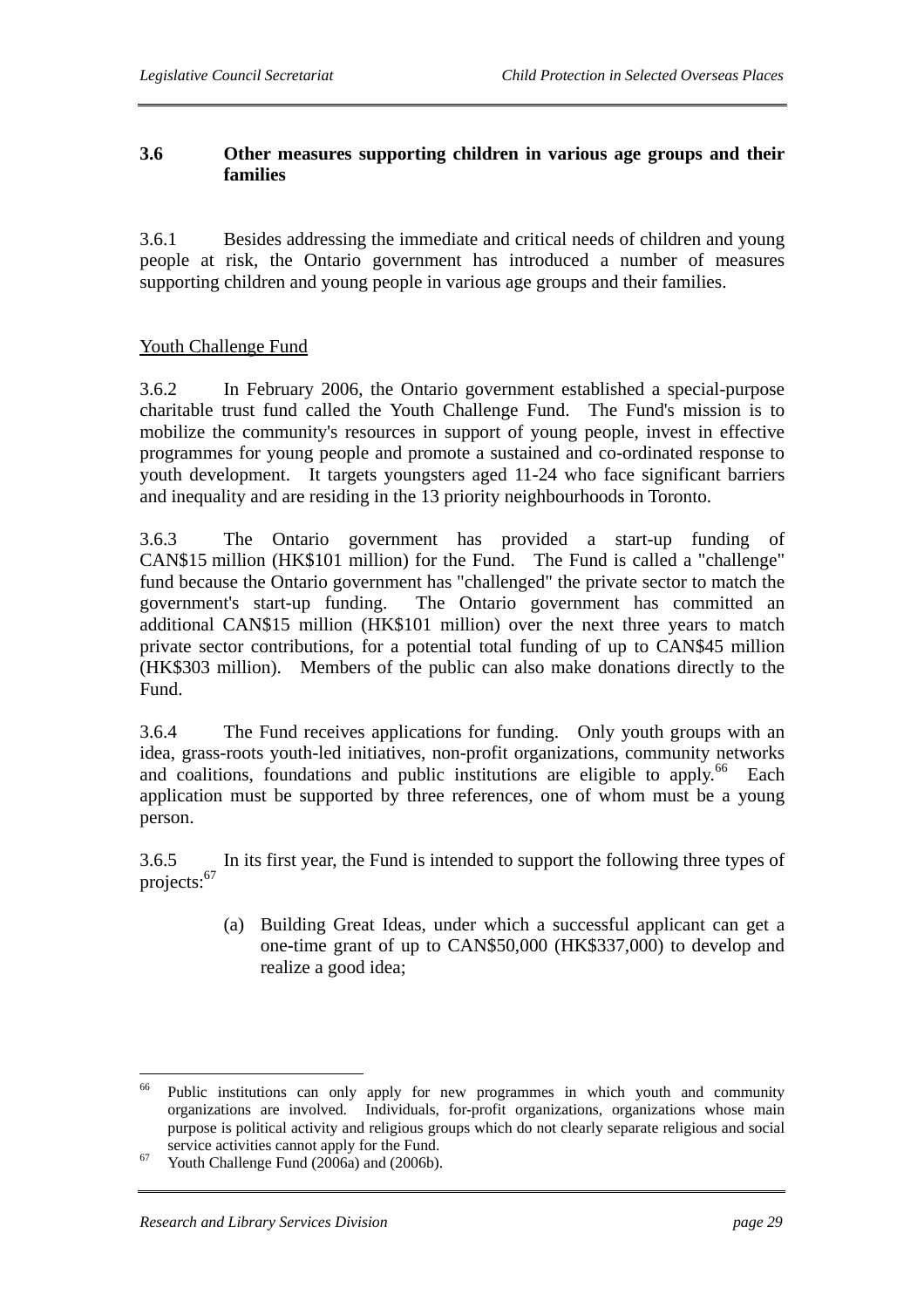### 3.6 Other measures supporting children in various age groups and their families

3.6.1 Besides addressing the immediate and critical needs of children and young people at risk, the Ontario government has introduced a number of measures supporting children and young people in various age groups and their families.

Youth Challenge Fund

3.6.2 In February 2006, the Ontario government established a special-purpose charitable trust fund called the Youth Challenge Fund. The Fund's mission is to mobilize the community's resources in support of young people, invest in effective programmes for young people and promote a sustained and co-ordinated response to youth development. It targets youngsters aged 11-24 who face significant barriers and inequality and are residing in the 13 priority neighbourhoods in Toronto.

3.6.3 The Ontario government has provided a start-up funding of CAN$15 million (HK$101 million) for the Fund. The Fund is called a "challenge" fund because the Ontario government has "challenged" the private sector to match the government's start-up funding. The Ontario government has committed an additional CAN$15 million (HK$101 million) over the next three years to match private sector contributions, for a potential total funding of up to CAN$45 million (HK$303 million). Members of the public can also make donations directly to the Fund.

3.6.4 The Fund receives applications for funding. Only youth groups with an idea, grass-roots youth-led initiatives, non-profit organizations, community networks and coalitions, foundations and public institutions are eligible to apply.[66] Each application must be supported by three references, one of whom must be a young person.

3.6.5 In its first year, the Fund is intended to support the following three types of projects:[67]

(a) Building Great Ideas, under which a successful applicant can get a one-time grant of up to CAN$50,000 (HK$337,000) to develop and realize a good idea;

---

[66] Public institutions can only apply for new programmes in which youth and community organizations are involved. Individuals, for-profit organizations, organizations whose main purpose is political activity and religious groups which do not clearly separate religious and social service activities cannot apply for the Fund.

[67] Youth Challenge Fund (2006a) and (2006b).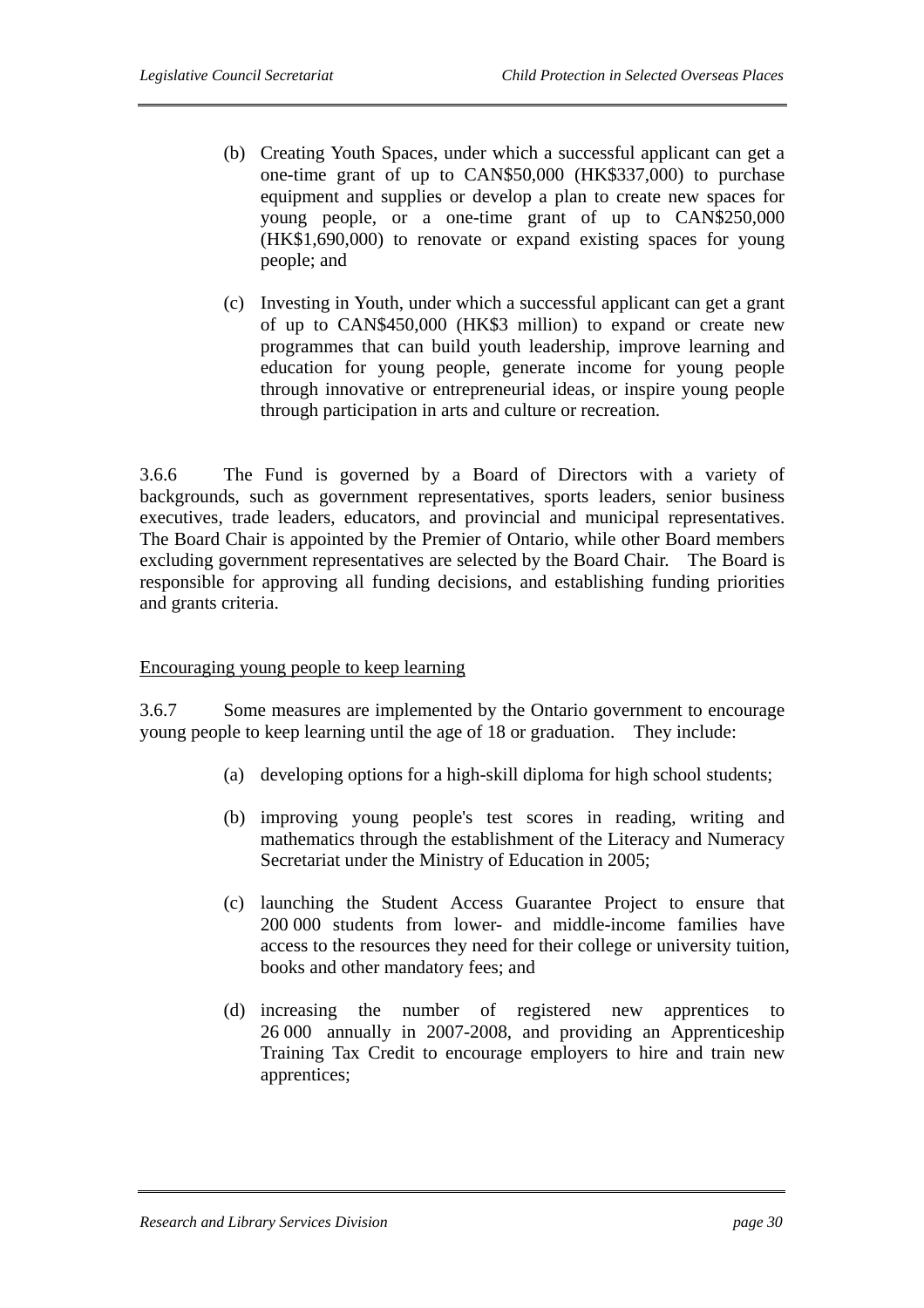(b) Creating Youth Spaces, under which a successful applicant can get a one-time grant of up to CAN$50,000 (HK$337,000) to purchase equipment and supplies or develop a plan to create new spaces for young people, or a one-time grant of up to CAN$250,000 (HK$1,690,000) to renovate or expand existing spaces for young people; and

(c) Investing in Youth, under which a successful applicant can get a grant of up to CAN$450,000 (HK$3 million) to expand or create new programmes that can build youth leadership, improve learning and education for young people, generate income for young people through innovative or entrepreneurial ideas, or inspire young people through participation in arts and culture or recreation.

3.6.6 The Fund is governed by a Board of Directors with a variety of backgrounds, such as government representatives, sports leaders, senior business executives, trade leaders, educators, and provincial and municipal representatives. The Board Chair is appointed by the Premier of Ontario, while other Board members excluding government representatives are selected by the Board Chair. The Board is responsible for approving all funding decisions, and establishing funding priorities and grants criteria.

Encouraging young people to keep learning

3.6.7 Some measures are implemented by the Ontario government to encourage young people to keep learning until the age of 18 or graduation. They include:

(a) developing options for a high-skill diploma for high school students;

(b) improving young people's test scores in reading, writing and mathematics through the establishment of the Literacy and Numeracy Secretariat under the Ministry of Education in 2005;

(c) launching the Student Access Guarantee Project to ensure that 200 000 students from lower- and middle-income families have access to the resources they need for their college or university tuition, books and other mandatory fees; and

(d) increasing the number of registered new apprentices to 26 000 annually in 2007-2008, and providing an Apprenticeship Training Tax Credit to encourage employers to hire and train new apprentices;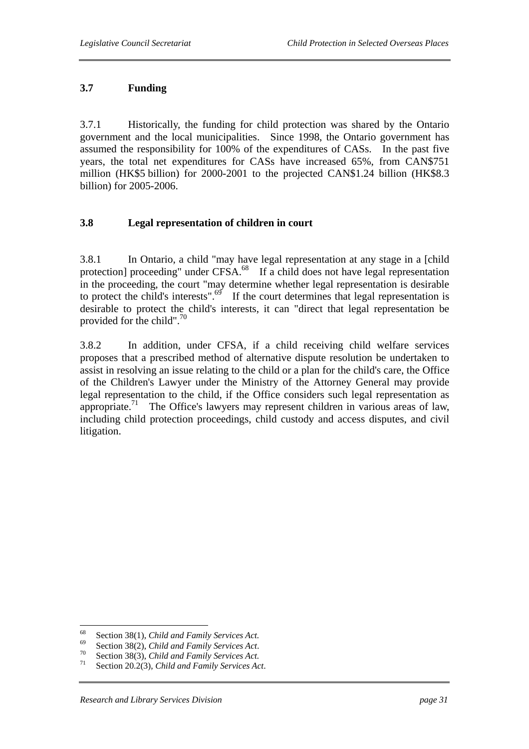### 3.7 Funding

3.7.1 Historically, the funding for child protection was shared by the Ontario government and the local municipalities. Since 1998, the Ontario government has assumed the responsibility for 100% of the expenditures of CASs. In the past five years, the total net expenditures for CASs have increased 65%, from CAN$751 million (HK$5 billion) for 2000-2001 to the projected CAN$1.24 billion (HK$8.3 billion) for 2005-2006.

### 3.8 Legal representation of children in court

3.8.1 In Ontario, a child "may have legal representation at any stage in a [child protection] proceeding" under CFSA.[68] If a child does not have legal representation in the proceeding, the court "may determine whether legal representation is desirable to protect the child's interests".[69] If the court determines that legal representation is desirable to protect the child's interests, it can "direct that legal representation be provided for the child".[70]

3.8.2 In addition, under CFSA, if a child receiving child welfare services proposes that a prescribed method of alternative dispute resolution be undertaken to assist in resolving an issue relating to the child or a plan for the child's care, the Office of the Children's Lawyer under the Ministry of the Attorney General may provide legal representation to the child, if the Office considers such legal representation as appropriate.[71] The Office's lawyers may represent children in various areas of law, including child protection proceedings, child custody and access disputes, and civil litigation.

---

[68] Section 38(1), *Child and Family Services Act.*
[69] Section 38(2), *Child and Family Services Act*.
[70] Section 38(3), *Child and Family Services Act.*
[71] Section 20.2(3), *Child and Family Services Act*.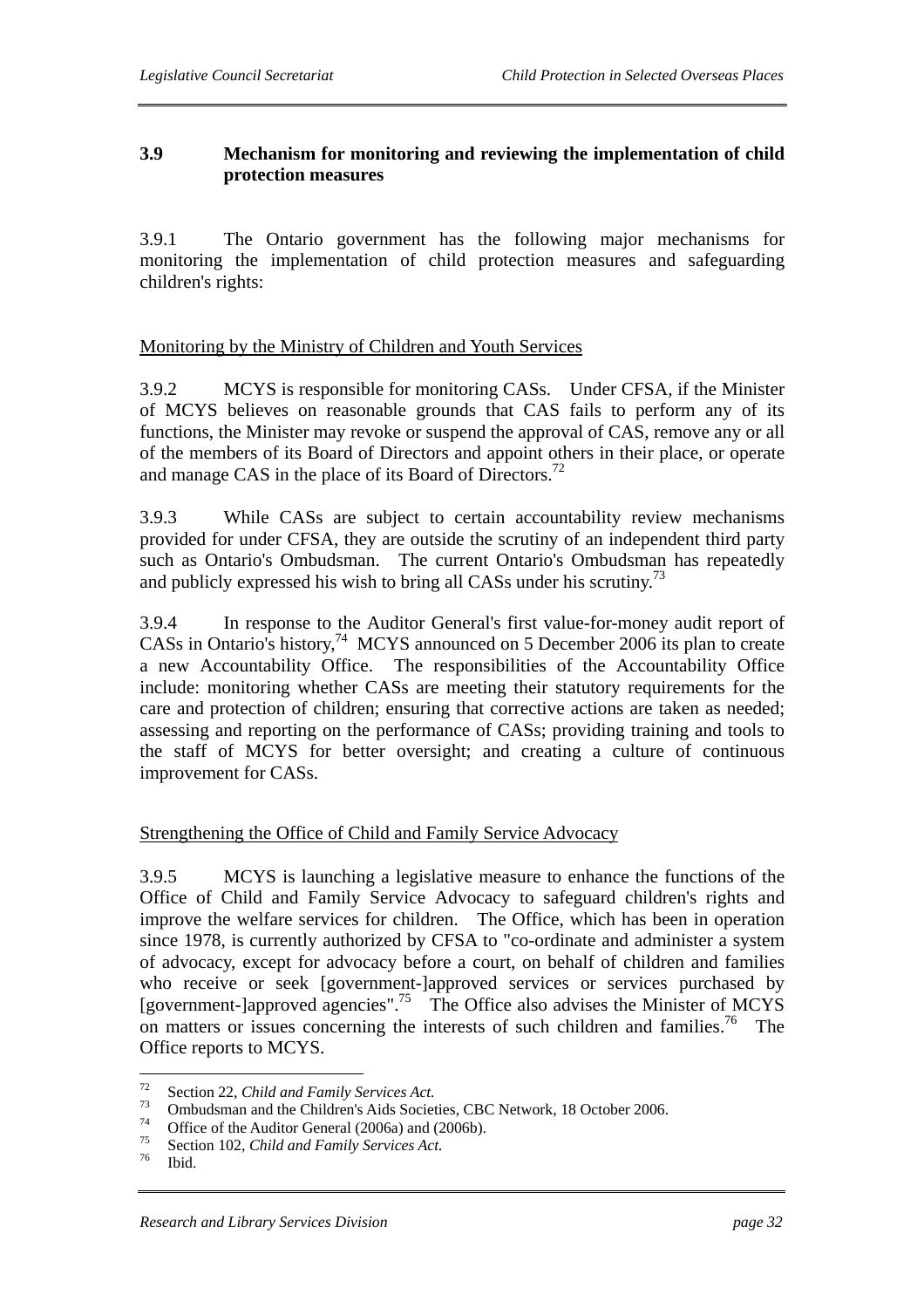### 3.9 Mechanism for monitoring and reviewing the implementation of child protection measures

3.9.1 The Ontario government has the following major mechanisms for monitoring the implementation of child protection measures and safeguarding children's rights:

Monitoring by the Ministry of Children and Youth Services

3.9.2 MCYS is responsible for monitoring CASs. Under CFSA, if the Minister of MCYS believes on reasonable grounds that CAS fails to perform any of its functions, the Minister may revoke or suspend the approval of CAS, remove any or all of the members of its Board of Directors and appoint others in their place, or operate and manage CAS in the place of its Board of Directors.[72]

3.9.3 While CASs are subject to certain accountability review mechanisms provided for under CFSA, they are outside the scrutiny of an independent third party such as Ontario's Ombudsman. The current Ontario's Ombudsman has repeatedly and publicly expressed his wish to bring all CASs under his scrutiny.[73]

3.9.4 In response to the Auditor General's first value-for-money audit report of CASs in Ontario's history,[74] MCYS announced on 5 December 2006 its plan to create a new Accountability Office. The responsibilities of the Accountability Office include: monitoring whether CASs are meeting their statutory requirements for the care and protection of children; ensuring that corrective actions are taken as needed; assessing and reporting on the performance of CASs; providing training and tools to the staff of MCYS for better oversight; and creating a culture of continuous improvement for CASs.

Strengthening the Office of Child and Family Service Advocacy

3.9.5 MCYS is launching a legislative measure to enhance the functions of the Office of Child and Family Service Advocacy to safeguard children's rights and improve the welfare services for children. The Office, which has been in operation since 1978, is currently authorized by CFSA to "co-ordinate and administer a system of advocacy, except for advocacy before a court, on behalf of children and families who receive or seek [government-]approved services or services purchased by [government-]approved agencies".[75] The Office also advises the Minister of MCYS on matters or issues concerning the interests of such children and families.[76] The Office reports to MCYS.

---

[72] Section 22, *Child and Family Services Act.*

[73] Ombudsman and the Children's Aids Societies, CBC Network, 18 October 2006.

[74] Office of the Auditor General (2006a) and (2006b).

[75] Section 102, *Child and Family Services Act.*

[76] Ibid.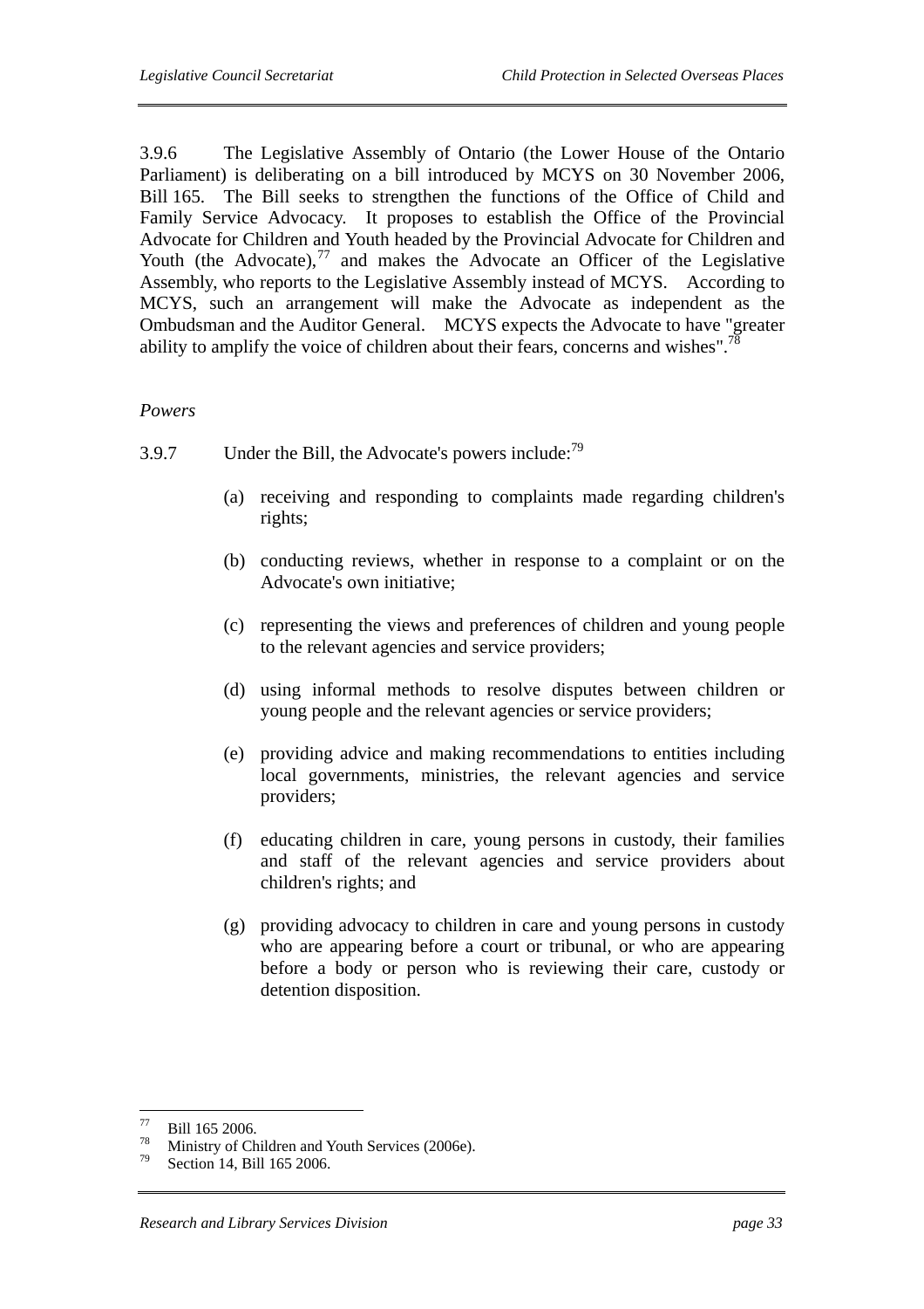3.9.6 The Legislative Assembly of Ontario (the Lower House of the Ontario Parliament) is deliberating on a bill introduced by MCYS on 30 November 2006, Bill 165. The Bill seeks to strengthen the functions of the Office of Child and Family Service Advocacy. It proposes to establish the Office of the Provincial Advocate for Children and Youth headed by the Provincial Advocate for Children and Youth (the Advocate),[77] and makes the Advocate an Officer of the Legislative Assembly, who reports to the Legislative Assembly instead of MCYS. According to MCYS, such an arrangement will make the Advocate as independent as the Ombudsman and the Auditor General. MCYS expects the Advocate to have "greater ability to amplify the voice of children about their fears, concerns and wishes".[78]

*Powers*

3.9.7 Under the Bill, the Advocate's powers include:[79]

(a) receiving and responding to complaints made regarding children's rights;

(b) conducting reviews, whether in response to a complaint or on the Advocate's own initiative;

(c) representing the views and preferences of children and young people to the relevant agencies and service providers;

(d) using informal methods to resolve disputes between children or young people and the relevant agencies or service providers;

(e) providing advice and making recommendations to entities including local governments, ministries, the relevant agencies and service providers;

(f) educating children in care, young persons in custody, their families and staff of the relevant agencies and service providers about children's rights; and

(g) providing advocacy to children in care and young persons in custody who are appearing before a court or tribunal, or who are appearing before a body or person who is reviewing their care, custody or detention disposition.

---

[77] Bill 165 2006.

[78] Ministry of Children and Youth Services (2006e).

[79] Section 14, Bill 165 2006.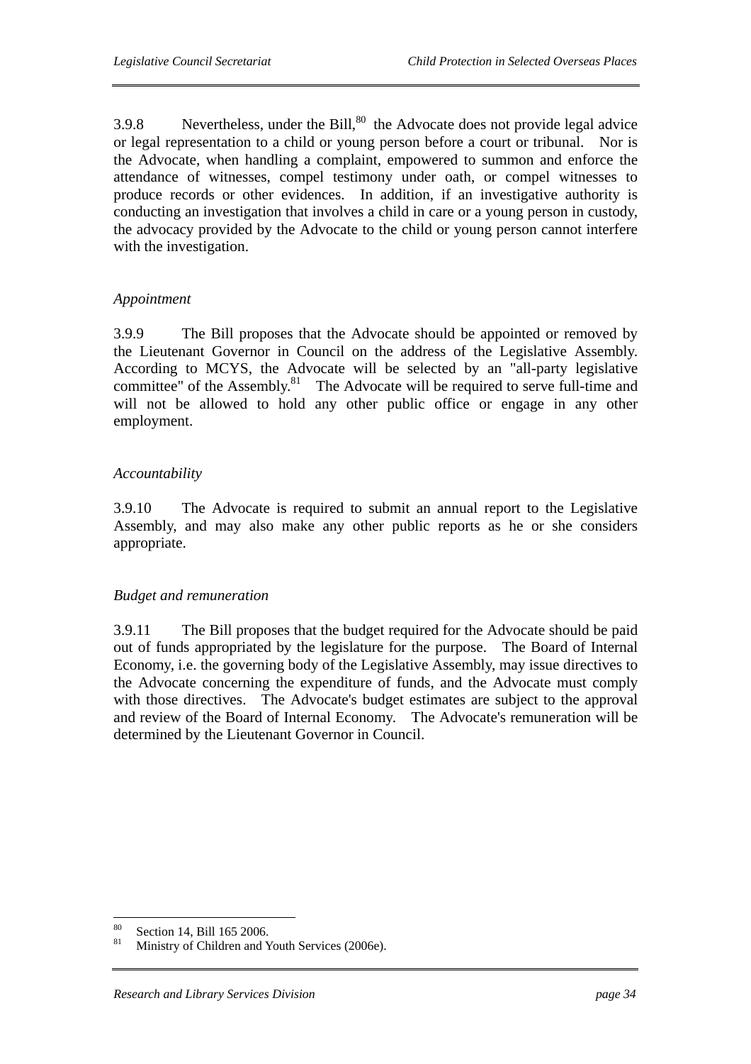3.9.8 Nevertheless, under the Bill,[80] the Advocate does not provide legal advice or legal representation to a child or young person before a court or tribunal. Nor is the Advocate, when handling a complaint, empowered to summon and enforce the attendance of witnesses, compel testimony under oath, or compel witnesses to produce records or other evidences. In addition, if an investigative authority is conducting an investigation that involves a child in care or a young person in custody, the advocacy provided by the Advocate to the child or young person cannot interfere with the investigation.

*Appointment*

3.9.9 The Bill proposes that the Advocate should be appointed or removed by the Lieutenant Governor in Council on the address of the Legislative Assembly. According to MCYS, the Advocate will be selected by an "all-party legislative committee" of the Assembly.[81] The Advocate will be required to serve full-time and will not be allowed to hold any other public office or engage in any other employment.

*Accountability*

3.9.10 The Advocate is required to submit an annual report to the Legislative Assembly, and may also make any other public reports as he or she considers appropriate.

*Budget and remuneration*

3.9.11 The Bill proposes that the budget required for the Advocate should be paid out of funds appropriated by the legislature for the purpose. The Board of Internal Economy, i.e. the governing body of the Legislative Assembly, may issue directives to the Advocate concerning the expenditure of funds, and the Advocate must comply with those directives. The Advocate's budget estimates are subject to the approval and review of the Board of Internal Economy. The Advocate's remuneration will be determined by the Lieutenant Governor in Council.

---

[80] Section 14, Bill 165 2006.

[81] Ministry of Children and Youth Services (2006e).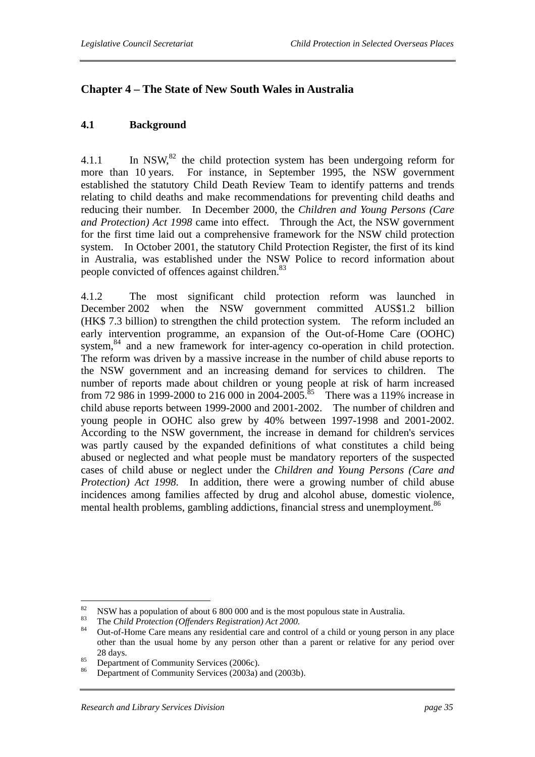## Chapter 4 – The State of New South Wales in Australia

### 4.1 Background

4.1.1 In NSW,[82] the child protection system has been undergoing reform for more than 10 years. For instance, in September 1995, the NSW government established the statutory Child Death Review Team to identify patterns and trends relating to child deaths and make recommendations for preventing child deaths and reducing their number. In December 2000, the *Children and Young Persons (Care and Protection) Act 1998* came into effect. Through the Act, the NSW government for the first time laid out a comprehensive framework for the NSW child protection system. In October 2001, the statutory Child Protection Register, the first of its kind in Australia, was established under the NSW Police to record information about people convicted of offences against children.[83]

4.1.2 The most significant child protection reform was launched in December 2002 when the NSW government committed AUS$1.2 billion (HK$ 7.3 billion) to strengthen the child protection system. The reform included an early intervention programme, an expansion of the Out-of-Home Care (OOHC) system,[84] and a new framework for inter-agency co-operation in child protection. The reform was driven by a massive increase in the number of child abuse reports to the NSW government and an increasing demand for services to children. The number of reports made about children or young people at risk of harm increased from 72 986 in 1999-2000 to 216 000 in 2004-2005.[85] There was a 119% increase in child abuse reports between 1999-2000 and 2001-2002. The number of children and young people in OOHC also grew by 40% between 1997-1998 and 2001-2002. According to the NSW government, the increase in demand for children's services was partly caused by the expanded definitions of what constitutes a child being abused or neglected and what people must be mandatory reporters of the suspected cases of child abuse or neglect under the *Children and Young Persons (Care and Protection) Act 1998*. In addition, there were a growing number of child abuse incidences among families affected by drug and alcohol abuse, domestic violence, mental health problems, gambling addictions, financial stress and unemployment.[86]

---

[82] NSW has a population of about 6 800 000 and is the most populous state in Australia.

[83] The *Child Protection (Offenders Registration) Act 2000*.

[84] Out-of-Home Care means any residential care and control of a child or young person in any place other than the usual home by any person other than a parent or relative for any period over 28 days.

[85] Department of Community Services (2006c).

[86] Department of Community Services (2003a) and (2003b).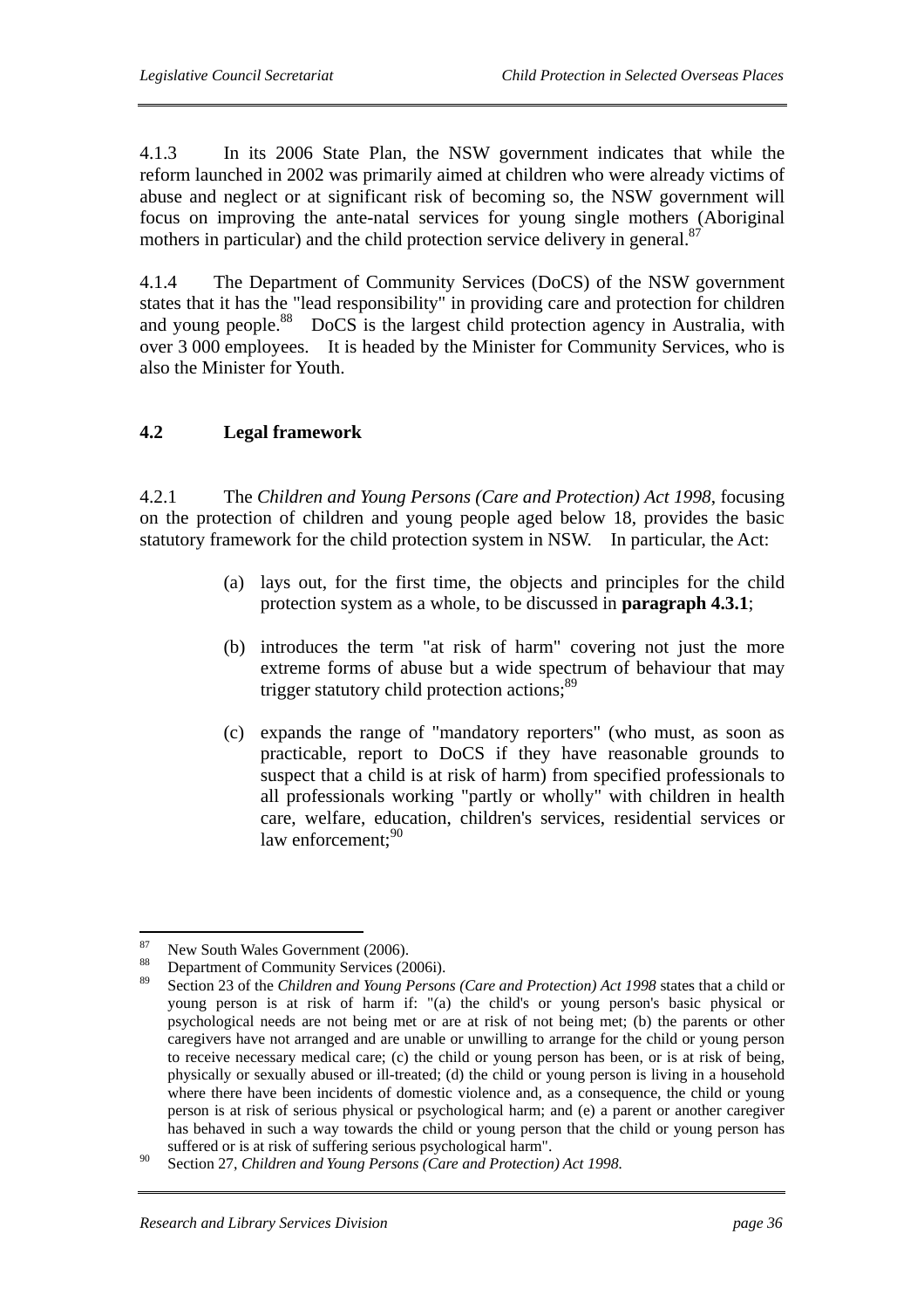4.1.3 In its 2006 State Plan, the NSW government indicates that while the reform launched in 2002 was primarily aimed at children who were already victims of abuse and neglect or at significant risk of becoming so, the NSW government will focus on improving the ante-natal services for young single mothers (Aboriginal mothers in particular) and the child protection service delivery in general.[87]

4.1.4 The Department of Community Services (DoCS) of the NSW government states that it has the "lead responsibility" in providing care and protection for children and young people.[88] DoCS is the largest child protection agency in Australia, with over 3 000 employees. It is headed by the Minister for Community Services, who is also the Minister for Youth.

## 4.2 Legal framework

4.2.1 The *Children and Young Persons (Care and Protection) Act 1998*, focusing on the protection of children and young people aged below 18, provides the basic statutory framework for the child protection system in NSW. In particular, the Act:

(a) lays out, for the first time, the objects and principles for the child protection system as a whole, to be discussed in **paragraph 4.3.1**;

(b) introduces the term "at risk of harm" covering not just the more extreme forms of abuse but a wide spectrum of behaviour that may trigger statutory child protection actions;[89]

(c) expands the range of "mandatory reporters" (who must, as soon as practicable, report to DoCS if they have reasonable grounds to suspect that a child is at risk of harm) from specified professionals to all professionals working "partly or wholly" with children in health care, welfare, education, children's services, residential services or law enforcement;[90]

---

[87] New South Wales Government (2006).

[88] Department of Community Services (2006i).

[89] Section 23 of the *Children and Young Persons (Care and Protection) Act 1998* states that a child or young person is at risk of harm if: "(a) the child's or young person's basic physical or psychological needs are not being met or are at risk of not being met; (b) the parents or other caregivers have not arranged and are unable or unwilling to arrange for the child or young person to receive necessary medical care; (c) the child or young person has been, or is at risk of being, physically or sexually abused or ill-treated; (d) the child or young person is living in a household where there have been incidents of domestic violence and, as a consequence, the child or young person is at risk of serious physical or psychological harm; and (e) a parent or another caregiver has behaved in such a way towards the child or young person that the child or young person has suffered or is at risk of suffering serious psychological harm".

[90] Section 27, *Children and Young Persons (Care and Protection) Act 1998*.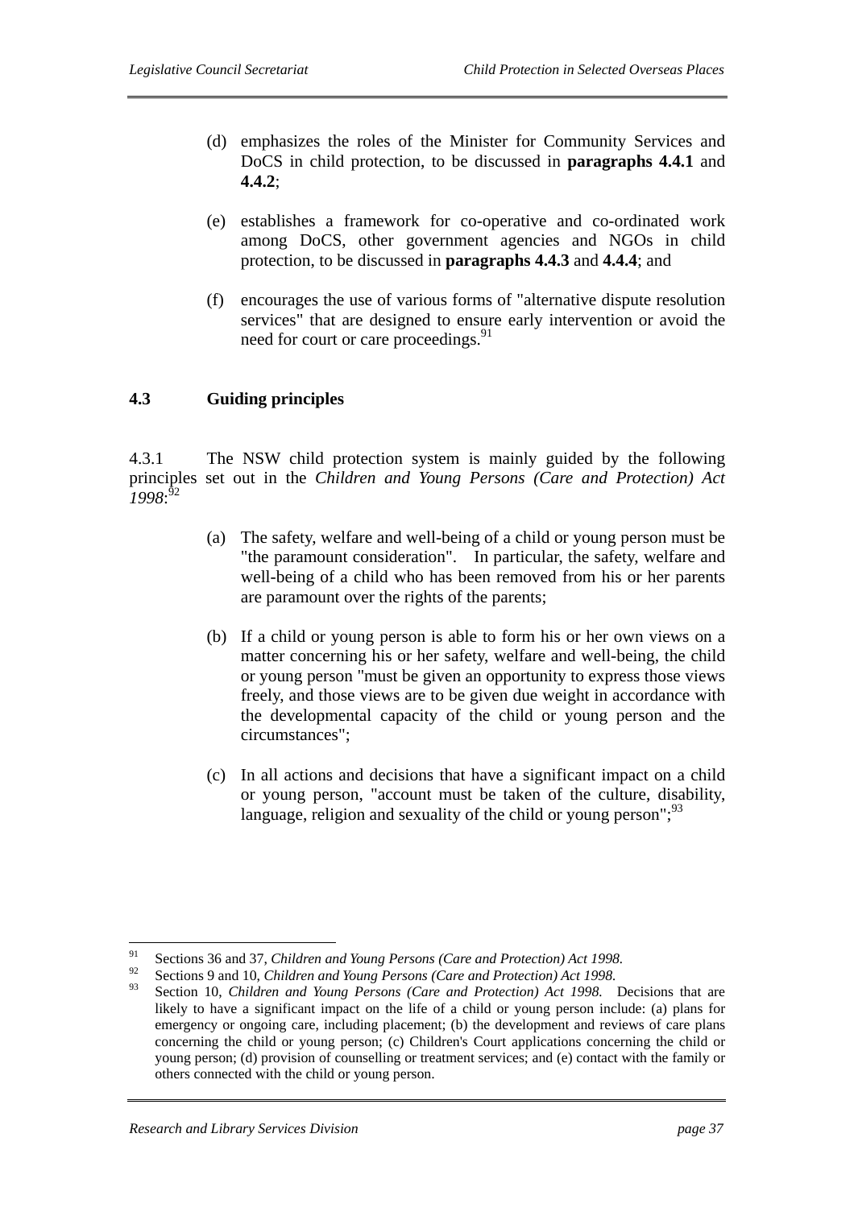(d) emphasizes the roles of the Minister for Community Services and DoCS in child protection, to be discussed in **paragraphs 4.4.1** and **4.4.2**;

(e) establishes a framework for co-operative and co-ordinated work among DoCS, other government agencies and NGOs in child protection, to be discussed in **paragraphs 4.4.3** and **4.4.4**; and

(f) encourages the use of various forms of "alternative dispute resolution services" that are designed to ensure early intervention or avoid the need for court or care proceedings.[91]

## 4.3 Guiding principles

4.3.1 The NSW child protection system is mainly guided by the following principles set out in the *Children and Young Persons (Care and Protection) Act 1998*:[92]

(a) The safety, welfare and well-being of a child or young person must be "the paramount consideration". In particular, the safety, welfare and well-being of a child who has been removed from his or her parents are paramount over the rights of the parents;

(b) If a child or young person is able to form his or her own views on a matter concerning his or her safety, welfare and well-being, the child or young person "must be given an opportunity to express those views freely, and those views are to be given due weight in accordance with the developmental capacity of the child or young person and the circumstances";

(c) In all actions and decisions that have a significant impact on a child or young person, "account must be taken of the culture, disability, language, religion and sexuality of the child or young person";[93]

---

[91] Sections 36 and 37, *Children and Young Persons (Care and Protection) Act 1998.*

[92] Sections 9 and 10, *Children and Young Persons (Care and Protection) Act 1998.*

[93] Section 10, *Children and Young Persons (Care and Protection) Act 1998.* Decisions that are likely to have a significant impact on the life of a child or young person include: (a) plans for emergency or ongoing care, including placement; (b) the development and reviews of care plans concerning the child or young person; (c) Children's Court applications concerning the child or young person; (d) provision of counselling or treatment services; and (e) contact with the family or others connected with the child or young person.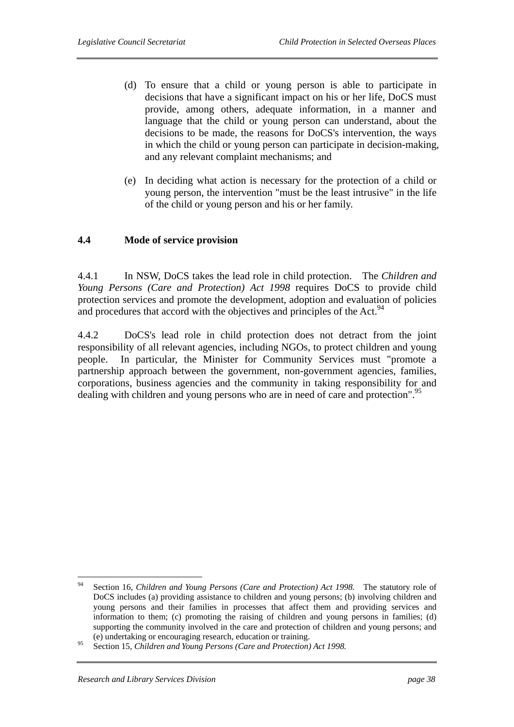(d) To ensure that a child or young person is able to participate in decisions that have a significant impact on his or her life, DoCS must provide, among others, adequate information, in a manner and language that the child or young person can understand, about the decisions to be made, the reasons for DoCS's intervention, the ways in which the child or young person can participate in decision-making, and any relevant complaint mechanisms; and

(e) In deciding what action is necessary for the protection of a child or young person, the intervention "must be the least intrusive" in the life of the child or young person and his or her family.

## 4.4 Mode of service provision

4.4.1 In NSW, DoCS takes the lead role in child protection. The *Children and Young Persons (Care and Protection) Act 1998* requires DoCS to provide child protection services and promote the development, adoption and evaluation of policies and procedures that accord with the objectives and principles of the Act.[94]

4.4.2 DoCS's lead role in child protection does not detract from the joint responsibility of all relevant agencies, including NGOs, to protect children and young people. In particular, the Minister for Community Services must "promote a partnership approach between the government, non-government agencies, families, corporations, business agencies and the community in taking responsibility for and dealing with children and young persons who are in need of care and protection".[95]

---

[94] Section 16, *Children and Young Persons (Care and Protection) Act 1998.* The statutory role of DoCS includes (a) providing assistance to children and young persons; (b) involving children and young persons and their families in processes that affect them and providing services and information to them; (c) promoting the raising of children and young persons in families; (d) supporting the community involved in the care and protection of children and young persons; and (e) undertaking or encouraging research, education or training.

[95] Section 15, *Children and Young Persons (Care and Protection) Act 1998.*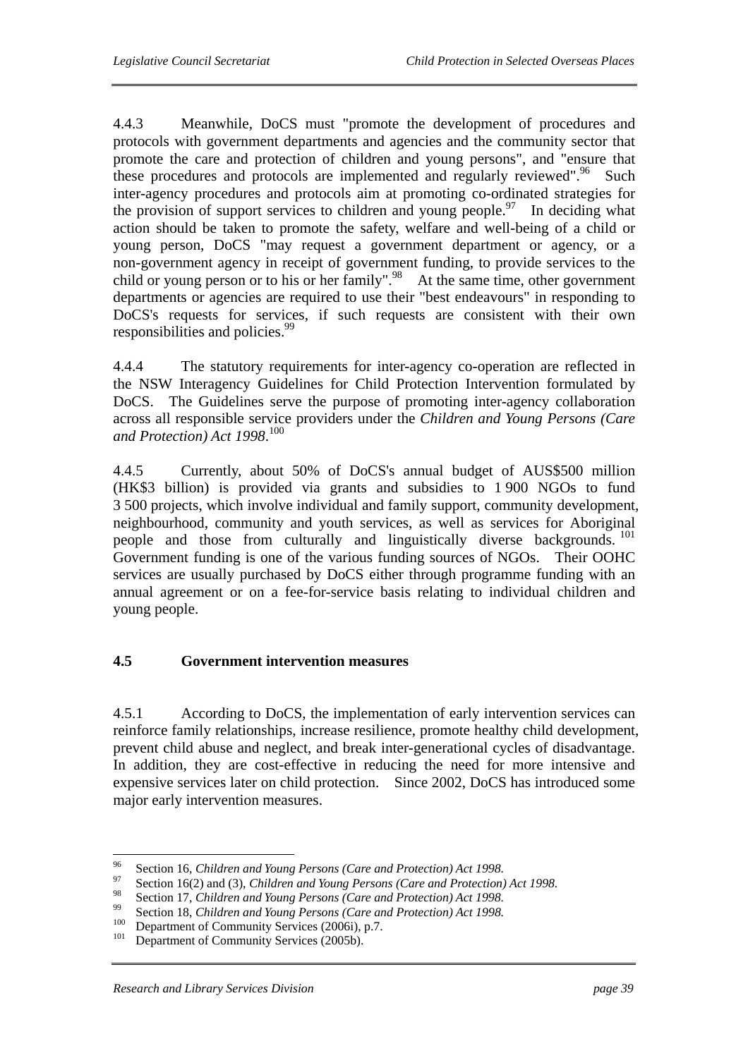4.4.3 Meanwhile, DoCS must "promote the development of procedures and protocols with government departments and agencies and the community sector that promote the care and protection of children and young persons", and "ensure that these procedures and protocols are implemented and regularly reviewed".[96] Such inter-agency procedures and protocols aim at promoting co-ordinated strategies for the provision of support services to children and young people.[97] In deciding what action should be taken to promote the safety, welfare and well-being of a child or young person, DoCS "may request a government department or agency, or a non-government agency in receipt of government funding, to provide services to the child or young person or to his or her family".[98] At the same time, other government departments or agencies are required to use their "best endeavours" in responding to DoCS's requests for services, if such requests are consistent with their own responsibilities and policies.[99]

4.4.4 The statutory requirements for inter-agency co-operation are reflected in the NSW Interagency Guidelines for Child Protection Intervention formulated by DoCS. The Guidelines serve the purpose of promoting inter-agency collaboration across all responsible service providers under the *Children and Young Persons (Care and Protection) Act 1998*.[100]

4.4.5 Currently, about 50% of DoCS's annual budget of AUS$500 million (HK$3 billion) is provided via grants and subsidies to 1 900 NGOs to fund 3 500 projects, which involve individual and family support, community development, neighbourhood, community and youth services, as well as services for Aboriginal people and those from culturally and linguistically diverse backgrounds.[101] Government funding is one of the various funding sources of NGOs. Their OOHC services are usually purchased by DoCS either through programme funding with an annual agreement or on a fee-for-service basis relating to individual children and young people.

## 4.5 Government intervention measures

4.5.1 According to DoCS, the implementation of early intervention services can reinforce family relationships, increase resilience, promote healthy child development, prevent child abuse and neglect, and break inter-generational cycles of disadvantage. In addition, they are cost-effective in reducing the need for more intensive and expensive services later on child protection. Since 2002, DoCS has introduced some major early intervention measures.

---

[96] Section 16, *Children and Young Persons (Care and Protection) Act 1998.*

[97] Section 16(2) and (3), *Children and Young Persons (Care and Protection) Act 1998.*

[98] Section 17, *Children and Young Persons (Care and Protection) Act 1998.*

[99] Section 18, *Children and Young Persons (Care and Protection) Act 1998.*

[100] Department of Community Services (2006i), p.7.

[101] Department of Community Services (2005b).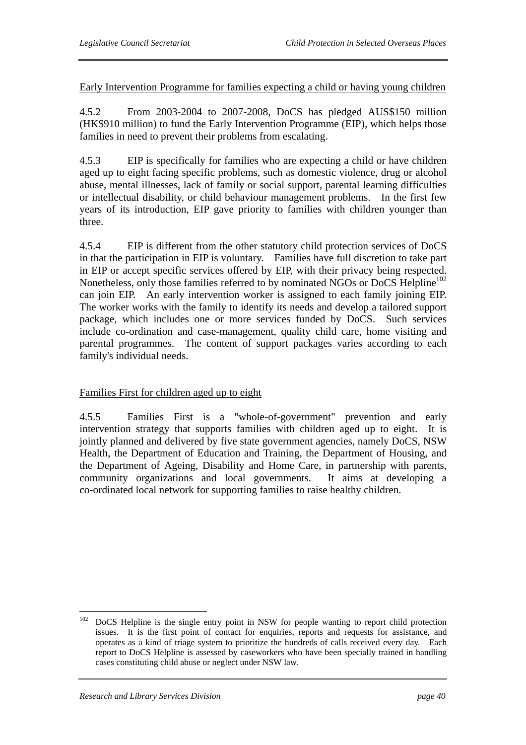Early Intervention Programme for families expecting a child or having young children

4.5.2 From 2003-2004 to 2007-2008, DoCS has pledged AUS$150 million (HK$910 million) to fund the Early Intervention Programme (EIP), which helps those families in need to prevent their problems from escalating.

4.5.3 EIP is specifically for families who are expecting a child or have children aged up to eight facing specific problems, such as domestic violence, drug or alcohol abuse, mental illnesses, lack of family or social support, parental learning difficulties or intellectual disability, or child behaviour management problems. In the first few years of its introduction, EIP gave priority to families with children younger than three.

4.5.4 EIP is different from the other statutory child protection services of DoCS in that the participation in EIP is voluntary. Families have full discretion to take part in EIP or accept specific services offered by EIP, with their privacy being respected. Nonetheless, only those families referred to by nominated NGOs or DoCS Helpline[102] can join EIP. An early intervention worker is assigned to each family joining EIP. The worker works with the family to identify its needs and develop a tailored support package, which includes one or more services funded by DoCS. Such services include co-ordination and case-management, quality child care, home visiting and parental programmes. The content of support packages varies according to each family's individual needs.

Families First for children aged up to eight

4.5.5 Families First is a "whole-of-government" prevention and early intervention strategy that supports families with children aged up to eight. It is jointly planned and delivered by five state government agencies, namely DoCS, NSW Health, the Department of Education and Training, the Department of Housing, and the Department of Ageing, Disability and Home Care, in partnership with parents, community organizations and local governments. It aims at developing a co-ordinated local network for supporting families to raise healthy children.

---

[102] DoCS Helpline is the single entry point in NSW for people wanting to report child protection issues. It is the first point of contact for enquiries, reports and requests for assistance, and operates as a kind of triage system to prioritize the hundreds of calls received every day. Each report to DoCS Helpline is assessed by caseworkers who have been specially trained in handling cases constituting child abuse or neglect under NSW law.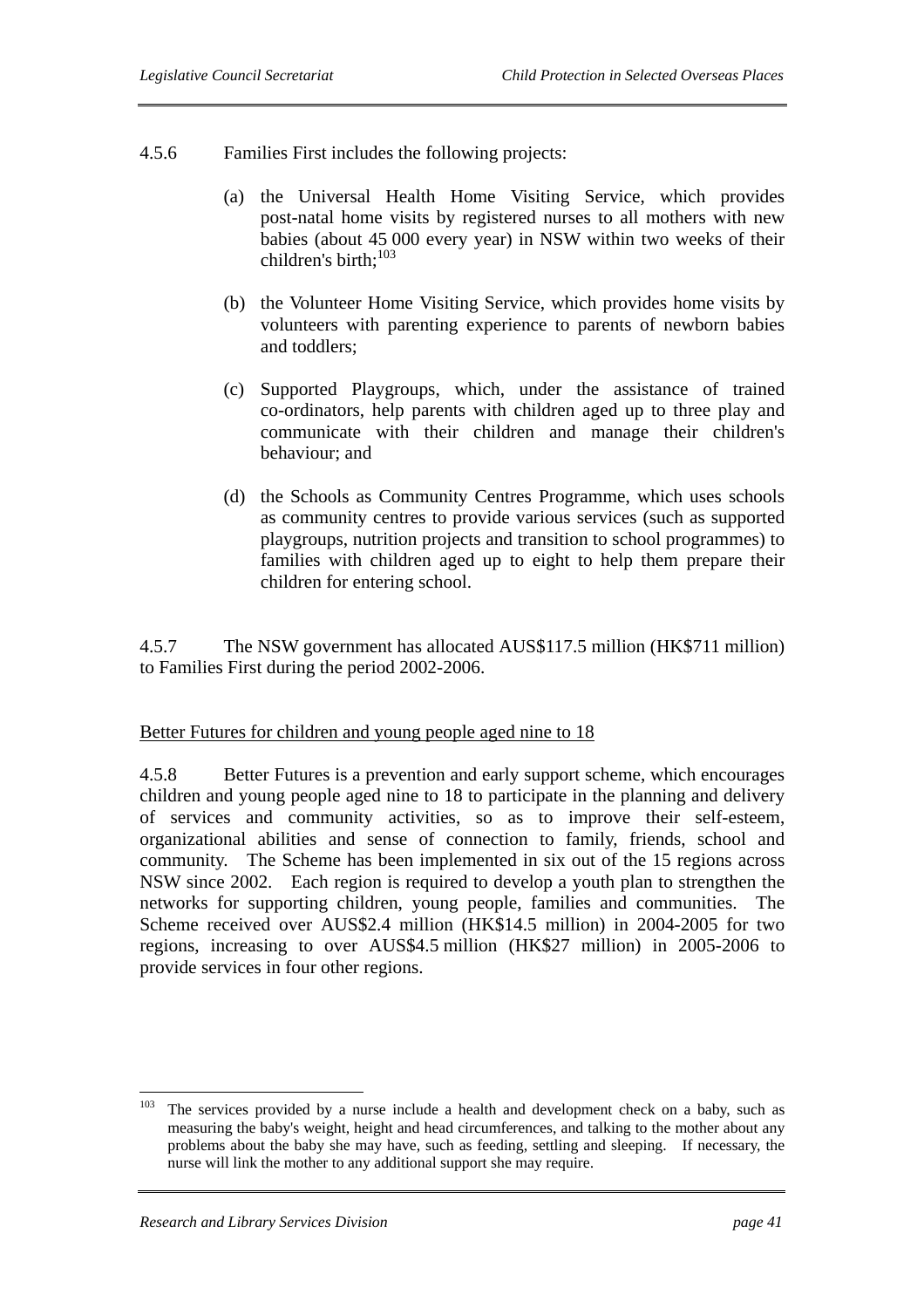4.5.6 Families First includes the following projects:

(a) the Universal Health Home Visiting Service, which provides post-natal home visits by registered nurses to all mothers with new babies (about 45 000 every year) in NSW within two weeks of their children's birth;[103]

(b) the Volunteer Home Visiting Service, which provides home visits by volunteers with parenting experience to parents of newborn babies and toddlers;

(c) Supported Playgroups, which, under the assistance of trained co-ordinators, help parents with children aged up to three play and communicate with their children and manage their children's behaviour; and

(d) the Schools as Community Centres Programme, which uses schools as community centres to provide various services (such as supported playgroups, nutrition projects and transition to school programmes) to families with children aged up to eight to help them prepare their children for entering school.

4.5.7 The NSW government has allocated AUS$117.5 million (HK$711 million) to Families First during the period 2002-2006.

<u>Better Futures for children and young people aged nine to 18</u>

4.5.8 Better Futures is a prevention and early support scheme, which encourages children and young people aged nine to 18 to participate in the planning and delivery of services and community activities, so as to improve their self-esteem, organizational abilities and sense of connection to family, friends, school and community. The Scheme has been implemented in six out of the 15 regions across NSW since 2002. Each region is required to develop a youth plan to strengthen the networks for supporting children, young people, families and communities. The Scheme received over AUS$2.4 million (HK$14.5 million) in 2004-2005 for two regions, increasing to over AUS$4.5 million (HK$27 million) in 2005-2006 to provide services in four other regions.

---

[103] The services provided by a nurse include a health and development check on a baby, such as measuring the baby's weight, height and head circumferences, and talking to the mother about any problems about the baby she may have, such as feeding, settling and sleeping. If necessary, the nurse will link the mother to any additional support she may require.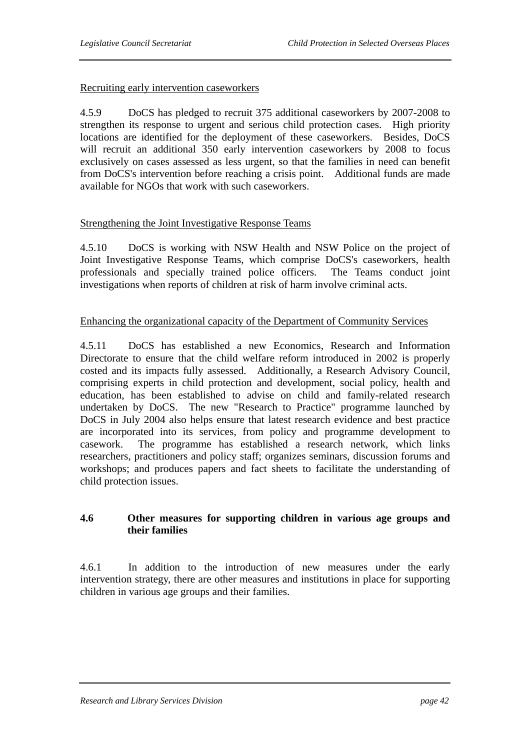Recruiting early intervention caseworkers

4.5.9 DoCS has pledged to recruit 375 additional caseworkers by 2007-2008 to strengthen its response to urgent and serious child protection cases. High priority locations are identified for the deployment of these caseworkers. Besides, DoCS will recruit an additional 350 early intervention caseworkers by 2008 to focus exclusively on cases assessed as less urgent, so that the families in need can benefit from DoCS's intervention before reaching a crisis point. Additional funds are made available for NGOs that work with such caseworkers.

Strengthening the Joint Investigative Response Teams

4.5.10 DoCS is working with NSW Health and NSW Police on the project of Joint Investigative Response Teams, which comprise DoCS's caseworkers, health professionals and specially trained police officers. The Teams conduct joint investigations when reports of children at risk of harm involve criminal acts.

Enhancing the organizational capacity of the Department of Community Services

4.5.11 DoCS has established a new Economics, Research and Information Directorate to ensure that the child welfare reform introduced in 2002 is properly costed and its impacts fully assessed. Additionally, a Research Advisory Council, comprising experts in child protection and development, social policy, health and education, has been established to advise on child and family-related research undertaken by DoCS. The new "Research to Practice" programme launched by DoCS in July 2004 also helps ensure that latest research evidence and best practice are incorporated into its services, from policy and programme development to casework. The programme has established a research network, which links researchers, practitioners and policy staff; organizes seminars, discussion forums and workshops; and produces papers and fact sheets to facilitate the understanding of child protection issues.

## 4.6 Other measures for supporting children in various age groups and their families

4.6.1 In addition to the introduction of new measures under the early intervention strategy, there are other measures and institutions in place for supporting children in various age groups and their families.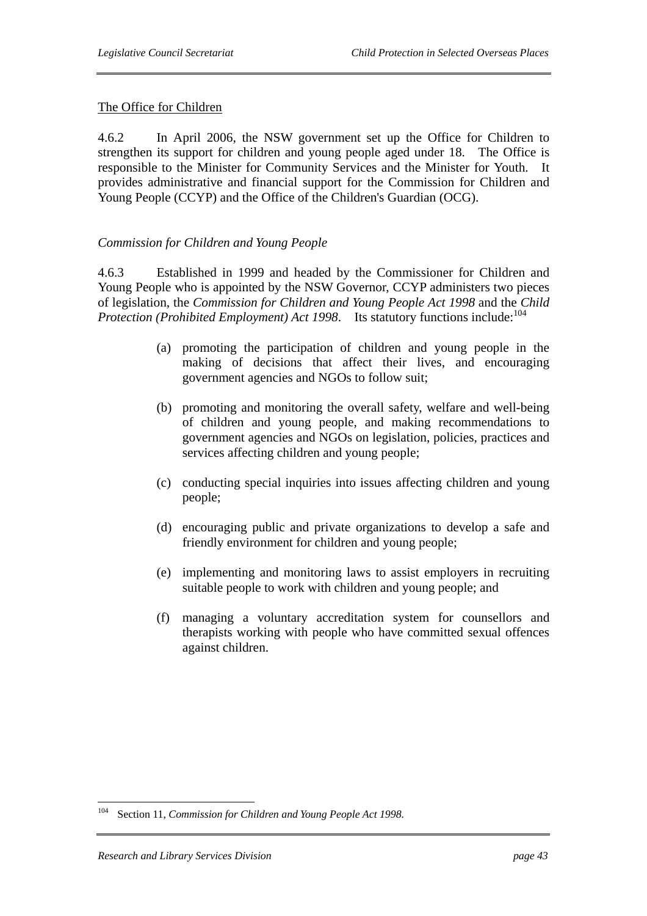The Office for Children

4.6.2 In April 2006, the NSW government set up the Office for Children to strengthen its support for children and young people aged under 18. The Office is responsible to the Minister for Community Services and the Minister for Youth. It provides administrative and financial support for the Commission for Children and Young People (CCYP) and the Office of the Children's Guardian (OCG).

*Commission for Children and Young People*

4.6.3 Established in 1999 and headed by the Commissioner for Children and Young People who is appointed by the NSW Governor, CCYP administers two pieces of legislation, the *Commission for Children and Young People Act 1998* and the *Child Protection (Prohibited Employment) Act 1998*. Its statutory functions include:[104]

(a) promoting the participation of children and young people in the making of decisions that affect their lives, and encouraging government agencies and NGOs to follow suit;

(b) promoting and monitoring the overall safety, welfare and well-being of children and young people, and making recommendations to government agencies and NGOs on legislation, policies, practices and services affecting children and young people;

(c) conducting special inquiries into issues affecting children and young people;

(d) encouraging public and private organizations to develop a safe and friendly environment for children and young people;

(e) implementing and monitoring laws to assist employers in recruiting suitable people to work with children and young people; and

(f) managing a voluntary accreditation system for counsellors and therapists working with people who have committed sexual offences against children.

[104] Section 11, *Commission for Children and Young People Act 1998.*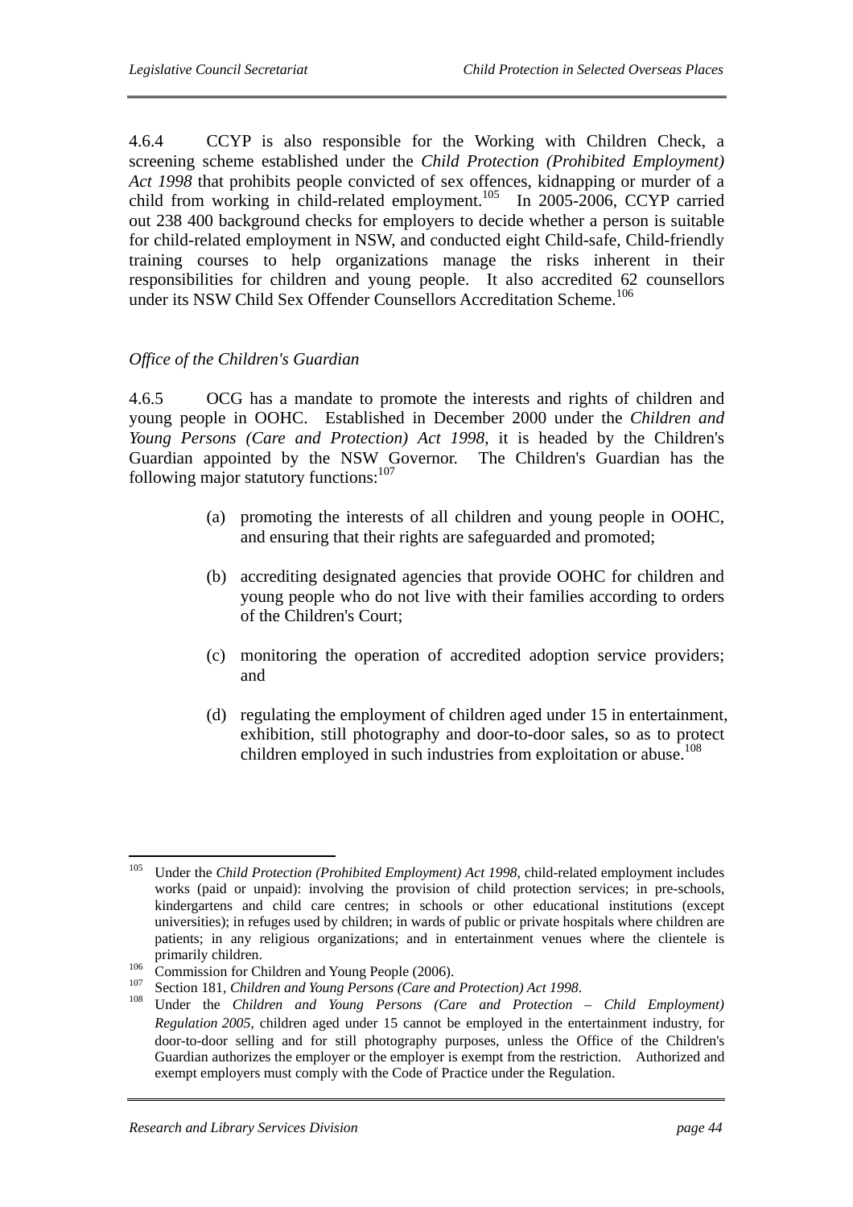4.6.4 CCYP is also responsible for the Working with Children Check, a screening scheme established under the *Child Protection (Prohibited Employment) Act 1998* that prohibits people convicted of sex offences, kidnapping or murder of a child from working in child-related employment.[105] In 2005-2006, CCYP carried out 238 400 background checks for employers to decide whether a person is suitable for child-related employment in NSW, and conducted eight Child-safe, Child-friendly training courses to help organizations manage the risks inherent in their responsibilities for children and young people. It also accredited 62 counsellors under its NSW Child Sex Offender Counsellors Accreditation Scheme.[106]

*Office of the Children's Guardian*

4.6.5 OCG has a mandate to promote the interests and rights of children and young people in OOHC. Established in December 2000 under the *Children and Young Persons (Care and Protection) Act 1998*, it is headed by the Children's Guardian appointed by the NSW Governor. The Children's Guardian has the following major statutory functions:[107]

(a) promoting the interests of all children and young people in OOHC, and ensuring that their rights are safeguarded and promoted;

(b) accrediting designated agencies that provide OOHC for children and young people who do not live with their families according to orders of the Children's Court;

(c) monitoring the operation of accredited adoption service providers; and

(d) regulating the employment of children aged under 15 in entertainment, exhibition, still photography and door-to-door sales, so as to protect children employed in such industries from exploitation or abuse.[108]

---

[105] Under the *Child Protection (Prohibited Employment) Act 1998*, child-related employment includes works (paid or unpaid): involving the provision of child protection services; in pre-schools, kindergartens and child care centres; in schools or other educational institutions (except universities); in refuges used by children; in wards of public or private hospitals where children are patients; in any religious organizations; and in entertainment venues where the clientele is primarily children.

[106] Commission for Children and Young People (2006).

[107] Section 181, *Children and Young Persons (Care and Protection) Act 1998*.

[108] Under the *Children and Young Persons (Care and Protection – Child Employment) Regulation 2005*, children aged under 15 cannot be employed in the entertainment industry, for door-to-door selling and for still photography purposes, unless the Office of the Children's Guardian authorizes the employer or the employer is exempt from the restriction. Authorized and exempt employers must comply with the Code of Practice under the Regulation.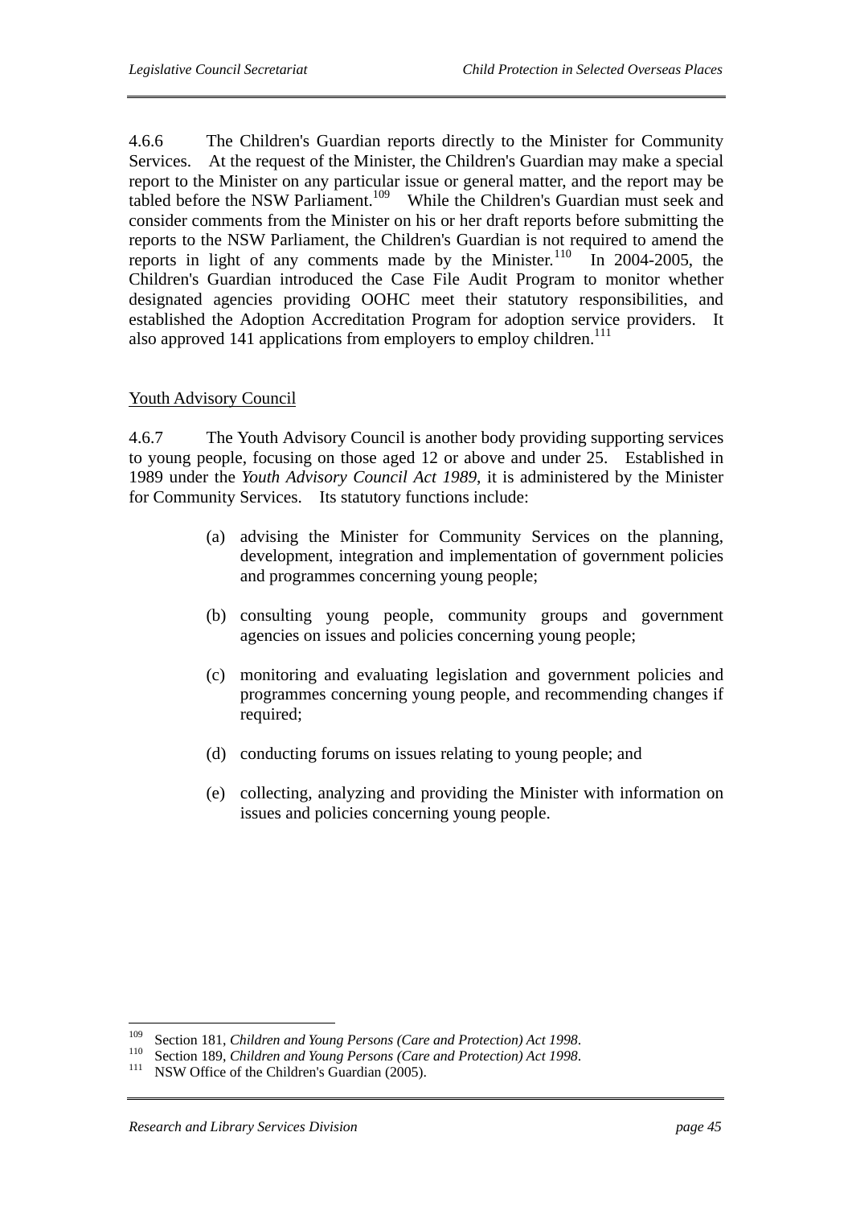4.6.6 The Children's Guardian reports directly to the Minister for Community Services. At the request of the Minister, the Children's Guardian may make a special report to the Minister on any particular issue or general matter, and the report may be tabled before the NSW Parliament.[109] While the Children's Guardian must seek and consider comments from the Minister on his or her draft reports before submitting the reports to the NSW Parliament, the Children's Guardian is not required to amend the reports in light of any comments made by the Minister.[110] In 2004-2005, the Children's Guardian introduced the Case File Audit Program to monitor whether designated agencies providing OOHC meet their statutory responsibilities, and established the Adoption Accreditation Program for adoption service providers. It also approved 141 applications from employers to employ children.[111]

Youth Advisory Council

4.6.7 The Youth Advisory Council is another body providing supporting services to young people, focusing on those aged 12 or above and under 25. Established in 1989 under the *Youth Advisory Council Act 1989*, it is administered by the Minister for Community Services. Its statutory functions include:

(a) advising the Minister for Community Services on the planning, development, integration and implementation of government policies and programmes concerning young people;

(b) consulting young people, community groups and government agencies on issues and policies concerning young people;

(c) monitoring and evaluating legislation and government policies and programmes concerning young people, and recommending changes if required;

(d) conducting forums on issues relating to young people; and

(e) collecting, analyzing and providing the Minister with information on issues and policies concerning young people.

---

[109] Section 181, *Children and Young Persons (Care and Protection) Act 1998*.
[110] Section 189, *Children and Young Persons (Care and Protection) Act 1998*.
[111] NSW Office of the Children's Guardian (2005).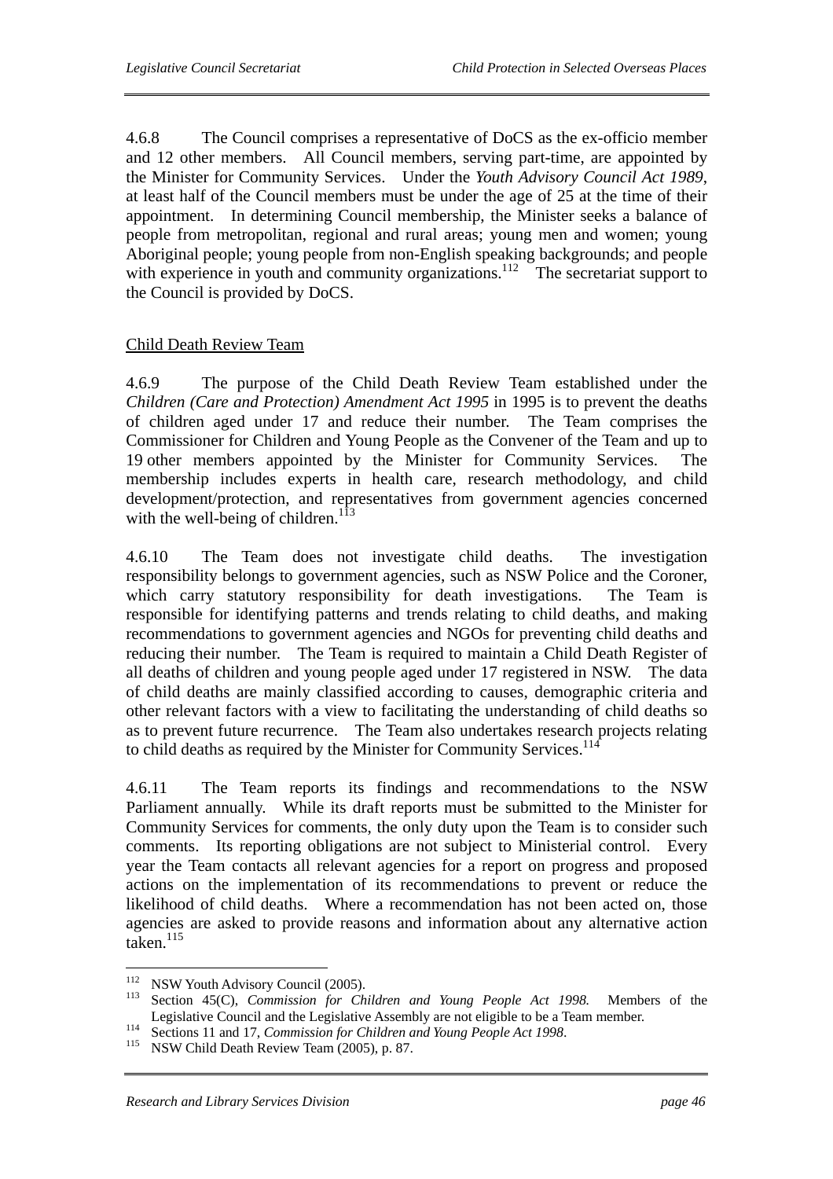4.6.8 The Council comprises a representative of DoCS as the ex-officio member and 12 other members. All Council members, serving part-time, are appointed by the Minister for Community Services. Under the *Youth Advisory Council Act 1989*, at least half of the Council members must be under the age of 25 at the time of their appointment. In determining Council membership, the Minister seeks a balance of people from metropolitan, regional and rural areas; young men and women; young Aboriginal people; young people from non-English speaking backgrounds; and people with experience in youth and community organizations.[112] The secretariat support to the Council is provided by DoCS.

<u>Child Death Review Team</u>

4.6.9 The purpose of the Child Death Review Team established under the *Children (Care and Protection) Amendment Act 1995* in 1995 is to prevent the deaths of children aged under 17 and reduce their number. The Team comprises the Commissioner for Children and Young People as the Convener of the Team and up to 19 other members appointed by the Minister for Community Services. The membership includes experts in health care, research methodology, and child development/protection, and representatives from government agencies concerned with the well-being of children.[113]

4.6.10 The Team does not investigate child deaths. The investigation responsibility belongs to government agencies, such as NSW Police and the Coroner, which carry statutory responsibility for death investigations. The Team is responsible for identifying patterns and trends relating to child deaths, and making recommendations to government agencies and NGOs for preventing child deaths and reducing their number. The Team is required to maintain a Child Death Register of all deaths of children and young people aged under 17 registered in NSW. The data of child deaths are mainly classified according to causes, demographic criteria and other relevant factors with a view to facilitating the understanding of child deaths so as to prevent future recurrence. The Team also undertakes research projects relating to child deaths as required by the Minister for Community Services.[114]

4.6.11 The Team reports its findings and recommendations to the NSW Parliament annually. While its draft reports must be submitted to the Minister for Community Services for comments, the only duty upon the Team is to consider such comments. Its reporting obligations are not subject to Ministerial control. Every year the Team contacts all relevant agencies for a report on progress and proposed actions on the implementation of its recommendations to prevent or reduce the likelihood of child deaths. Where a recommendation has not been acted on, those agencies are asked to provide reasons and information about any alternative action taken.[115]

---

[112] NSW Youth Advisory Council (2005).

[113] Section 45(C), *Commission for Children and Young People Act 1998.* Members of the Legislative Council and the Legislative Assembly are not eligible to be a Team member.

[114] Sections 11 and 17, *Commission for Children and Young People Act 1998*.

[115] NSW Child Death Review Team (2005), p. 87.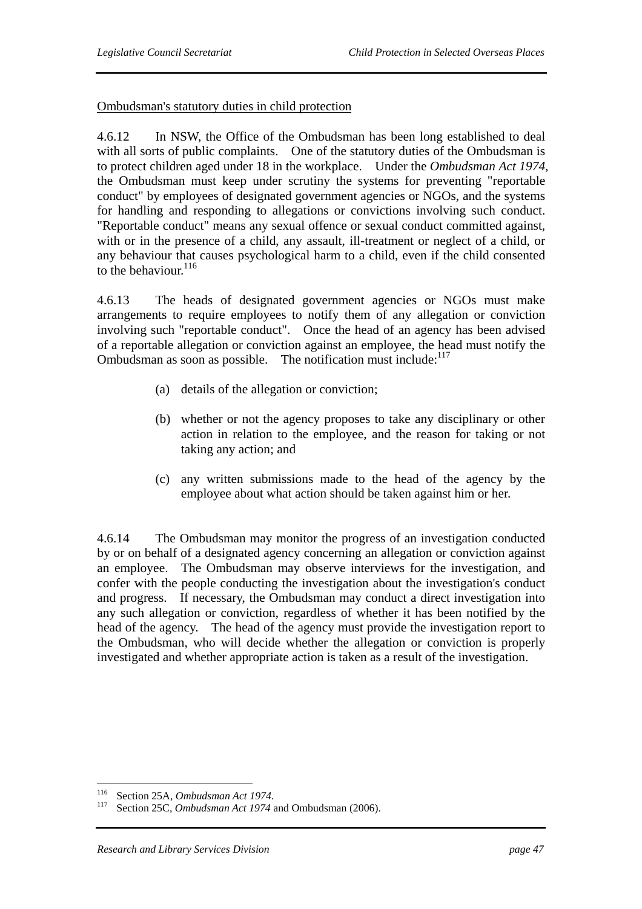Ombudsman's statutory duties in child protection

4.6.12 In NSW, the Office of the Ombudsman has been long established to deal with all sorts of public complaints. One of the statutory duties of the Ombudsman is to protect children aged under 18 in the workplace. Under the *Ombudsman Act 1974*, the Ombudsman must keep under scrutiny the systems for preventing "reportable conduct" by employees of designated government agencies or NGOs, and the systems for handling and responding to allegations or convictions involving such conduct. "Reportable conduct" means any sexual offence or sexual conduct committed against, with or in the presence of a child, any assault, ill-treatment or neglect of a child, or any behaviour that causes psychological harm to a child, even if the child consented to the behaviour.[116]

4.6.13 The heads of designated government agencies or NGOs must make arrangements to require employees to notify them of any allegation or conviction involving such "reportable conduct". Once the head of an agency has been advised of a reportable allegation or conviction against an employee, the head must notify the Ombudsman as soon as possible. The notification must include:[117]

(a) details of the allegation or conviction;

(b) whether or not the agency proposes to take any disciplinary or other action in relation to the employee, and the reason for taking or not taking any action; and

(c) any written submissions made to the head of the agency by the employee about what action should be taken against him or her.

4.6.14 The Ombudsman may monitor the progress of an investigation conducted by or on behalf of a designated agency concerning an allegation or conviction against an employee. The Ombudsman may observe interviews for the investigation, and confer with the people conducting the investigation about the investigation's conduct and progress. If necessary, the Ombudsman may conduct a direct investigation into any such allegation or conviction, regardless of whether it has been notified by the head of the agency. The head of the agency must provide the investigation report to the Ombudsman, who will decide whether the allegation or conviction is properly investigated and whether appropriate action is taken as a result of the investigation.

---

[116] Section 25A, *Ombudsman Act 1974.*

[117] Section 25C, *Ombudsman Act 1974* and Ombudsman (2006).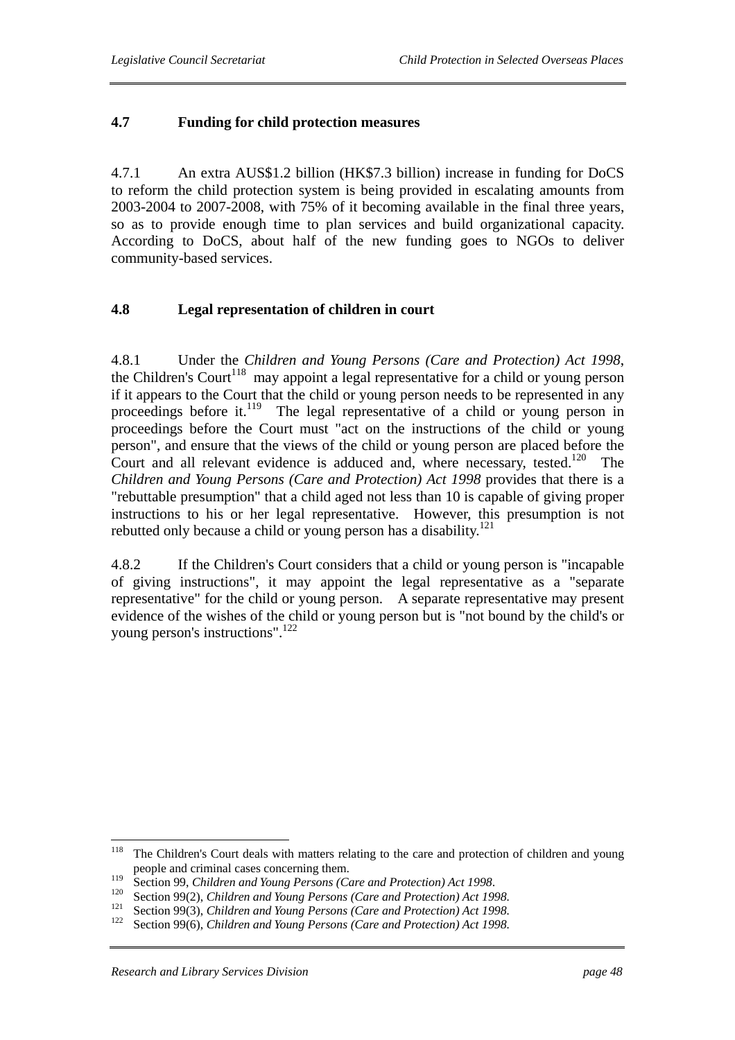## 4.7 Funding for child protection measures

4.7.1 An extra AUS$1.2 billion (HK$7.3 billion) increase in funding for DoCS to reform the child protection system is being provided in escalating amounts from 2003-2004 to 2007-2008, with 75% of it becoming available in the final three years, so as to provide enough time to plan services and build organizational capacity. According to DoCS, about half of the new funding goes to NGOs to deliver community-based services.

## 4.8 Legal representation of children in court

4.8.1 Under the *Children and Young Persons (Care and Protection) Act 1998*, the Children's Court[118] may appoint a legal representative for a child or young person if it appears to the Court that the child or young person needs to be represented in any proceedings before it.[119] The legal representative of a child or young person in proceedings before the Court must "act on the instructions of the child or young person", and ensure that the views of the child or young person are placed before the Court and all relevant evidence is adduced and, where necessary, tested.[120] The *Children and Young Persons (Care and Protection) Act 1998* provides that there is a "rebuttable presumption" that a child aged not less than 10 is capable of giving proper instructions to his or her legal representative. However, this presumption is not rebutted only because a child or young person has a disability.[121]

4.8.2 If the Children's Court considers that a child or young person is "incapable of giving instructions", it may appoint the legal representative as a "separate representative" for the child or young person. A separate representative may present evidence of the wishes of the child or young person but is "not bound by the child's or young person's instructions".[122]

---

[118] The Children's Court deals with matters relating to the care and protection of children and young people and criminal cases concerning them.

[119] Section 99, *Children and Young Persons (Care and Protection) Act 1998*.

[120] Section 99(2), *Children and Young Persons (Care and Protection) Act 1998.*

[121] Section 99(3), *Children and Young Persons (Care and Protection) Act 1998.*

[122] Section 99(6), *Children and Young Persons (Care and Protection) Act 1998.*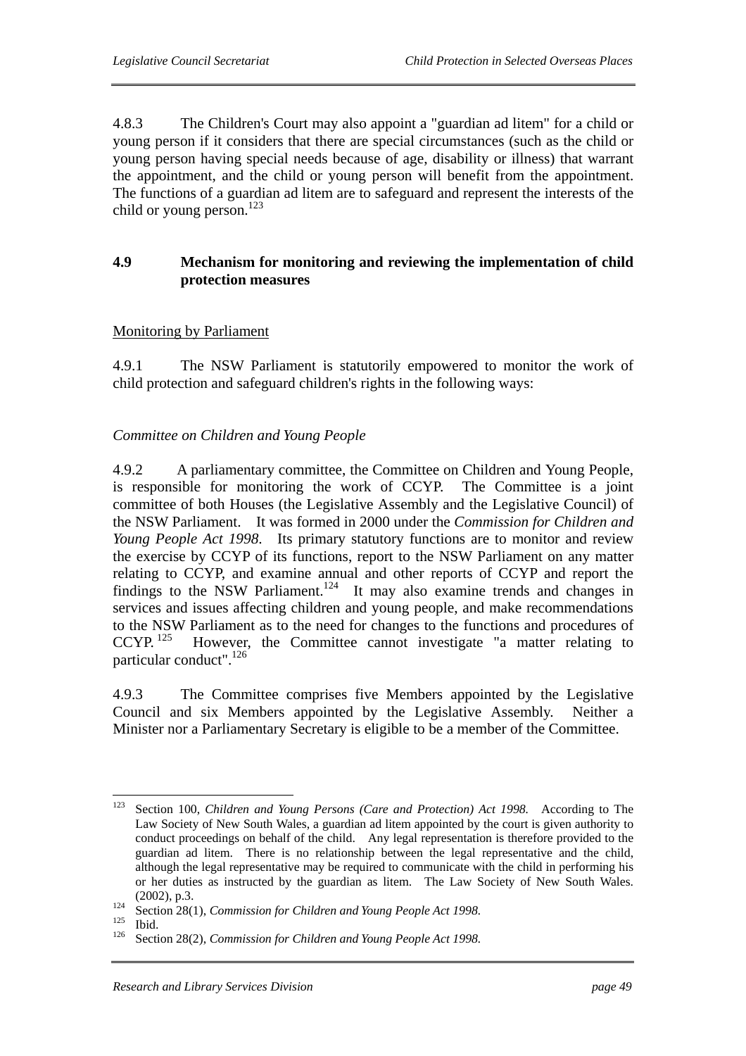4.8.3 The Children's Court may also appoint a "guardian ad litem" for a child or young person if it considers that there are special circumstances (such as the child or young person having special needs because of age, disability or illness) that warrant the appointment, and the child or young person will benefit from the appointment. The functions of a guardian ad litem are to safeguard and represent the interests of the child or young person.[123]

## 4.9 Mechanism for monitoring and reviewing the implementation of child protection measures

Monitoring by Parliament

4.9.1 The NSW Parliament is statutorily empowered to monitor the work of child protection and safeguard children's rights in the following ways:

*Committee on Children and Young People*

4.9.2 A parliamentary committee, the Committee on Children and Young People, is responsible for monitoring the work of CCYP. The Committee is a joint committee of both Houses (the Legislative Assembly and the Legislative Council) of the NSW Parliament. It was formed in 2000 under the *Commission for Children and Young People Act 1998*. Its primary statutory functions are to monitor and review the exercise by CCYP of its functions, report to the NSW Parliament on any matter relating to CCYP, and examine annual and other reports of CCYP and report the findings to the NSW Parliament.[124] It may also examine trends and changes in services and issues affecting children and young people, and make recommendations to the NSW Parliament as to the need for changes to the functions and procedures of CCYP.[125] However, the Committee cannot investigate "a matter relating to particular conduct".[126]

4.9.3 The Committee comprises five Members appointed by the Legislative Council and six Members appointed by the Legislative Assembly. Neither a Minister nor a Parliamentary Secretary is eligible to be a member of the Committee.

---

[123] Section 100, *Children and Young Persons (Care and Protection) Act 1998*. According to The Law Society of New South Wales, a guardian ad litem appointed by the court is given authority to conduct proceedings on behalf of the child. Any legal representation is therefore provided to the guardian ad litem. There is no relationship between the legal representative and the child, although the legal representative may be required to communicate with the child in performing his or her duties as instructed by the guardian as litem. The Law Society of New South Wales. (2002), p.3.

[124] Section 28(1), *Commission for Children and Young People Act 1998*.

[125] Ibid.

[126] Section 28(2), *Commission for Children and Young People Act 1998*.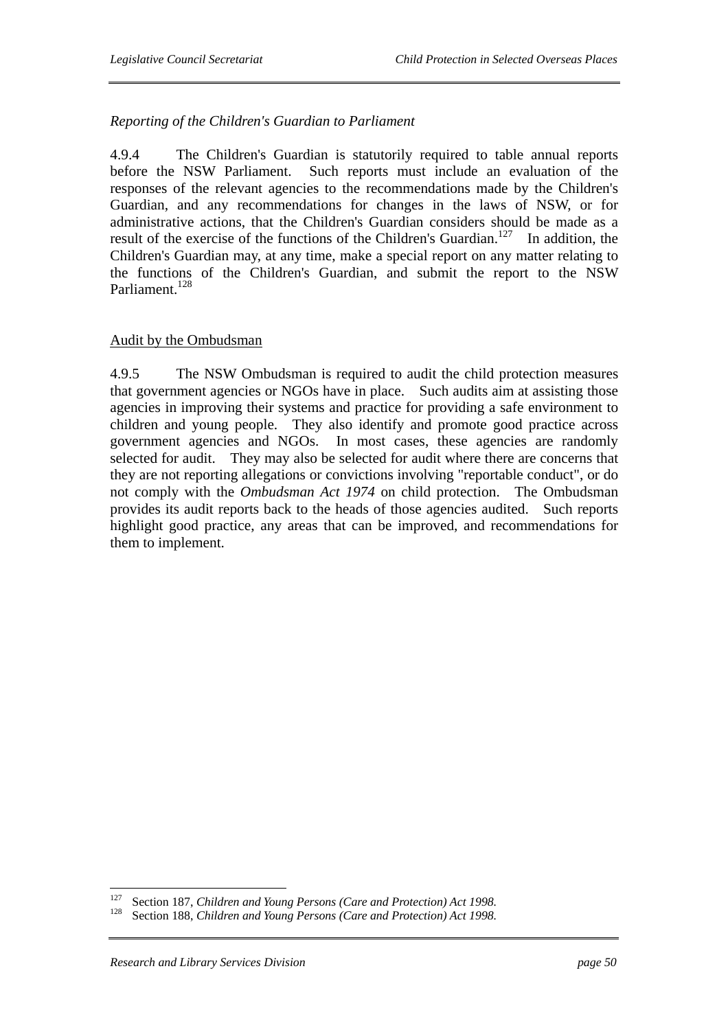*Reporting of the Children's Guardian to Parliament*

4.9.4 The Children's Guardian is statutorily required to table annual reports before the NSW Parliament. Such reports must include an evaluation of the responses of the relevant agencies to the recommendations made by the Children's Guardian, and any recommendations for changes in the laws of NSW, or for administrative actions, that the Children's Guardian considers should be made as a result of the exercise of the functions of the Children's Guardian.[127] In addition, the Children's Guardian may, at any time, make a special report on any matter relating to the functions of the Children's Guardian, and submit the report to the NSW Parliament.[128]

Audit by the Ombudsman

4.9.5 The NSW Ombudsman is required to audit the child protection measures that government agencies or NGOs have in place. Such audits aim at assisting those agencies in improving their systems and practice for providing a safe environment to children and young people. They also identify and promote good practice across government agencies and NGOs. In most cases, these agencies are randomly selected for audit. They may also be selected for audit where there are concerns that they are not reporting allegations or convictions involving "reportable conduct", or do not comply with the *Ombudsman Act 1974* on child protection. The Ombudsman provides its audit reports back to the heads of those agencies audited. Such reports highlight good practice, any areas that can be improved, and recommendations for them to implement.

---

[127] Section 187, *Children and Young Persons (Care and Protection) Act 1998.*

[128] Section 188, *Children and Young Persons (Care and Protection) Act 1998.*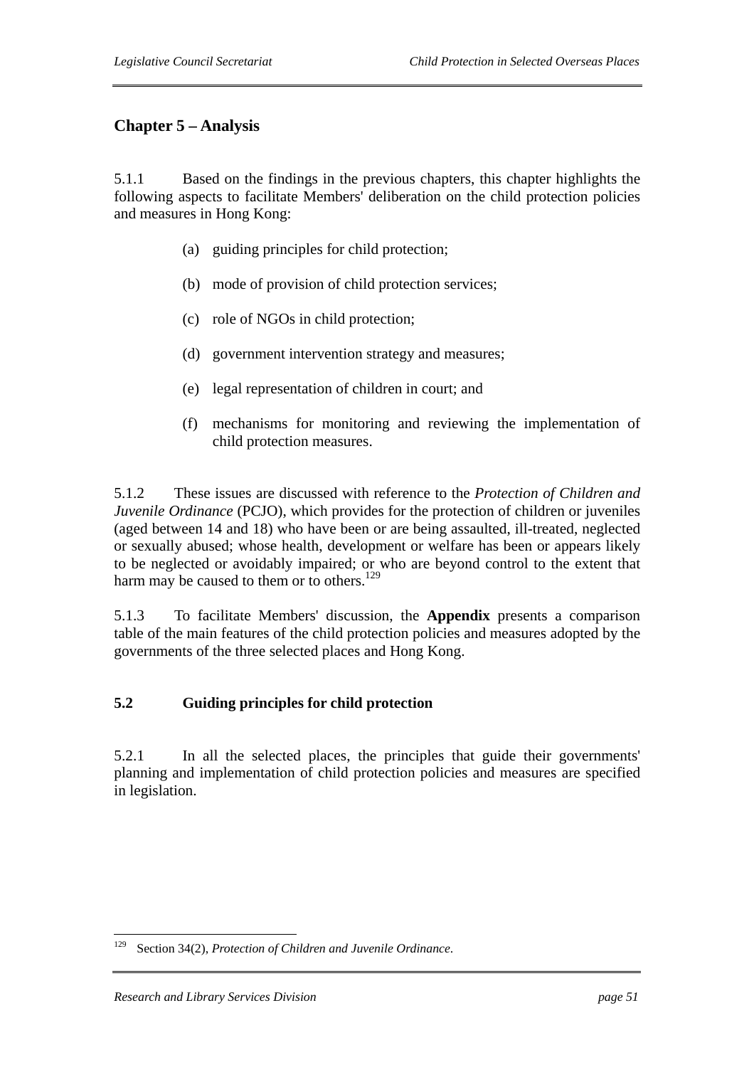## Chapter 5 – Analysis

5.1.1 Based on the findings in the previous chapters, this chapter highlights the following aspects to facilitate Members' deliberation on the child protection policies and measures in Hong Kong:

(a) guiding principles for child protection;

(b) mode of provision of child protection services;

(c) role of NGOs in child protection;

(d) government intervention strategy and measures;

(e) legal representation of children in court; and

(f) mechanisms for monitoring and reviewing the implementation of child protection measures.

5.1.2 These issues are discussed with reference to the *Protection of Children and Juvenile Ordinance* (PCJO), which provides for the protection of children or juveniles (aged between 14 and 18) who have been or are being assaulted, ill-treated, neglected or sexually abused; whose health, development or welfare has been or appears likely to be neglected or avoidably impaired; or who are beyond control to the extent that harm may be caused to them or to others.[129]

5.1.3 To facilitate Members' discussion, the **Appendix** presents a comparison table of the main features of the child protection policies and measures adopted by the governments of the three selected places and Hong Kong.

### 5.2 Guiding principles for child protection

5.2.1 In all the selected places, the principles that guide their governments' planning and implementation of child protection policies and measures are specified in legislation.

---

[129] Section 34(2), *Protection of Children and Juvenile Ordinance*.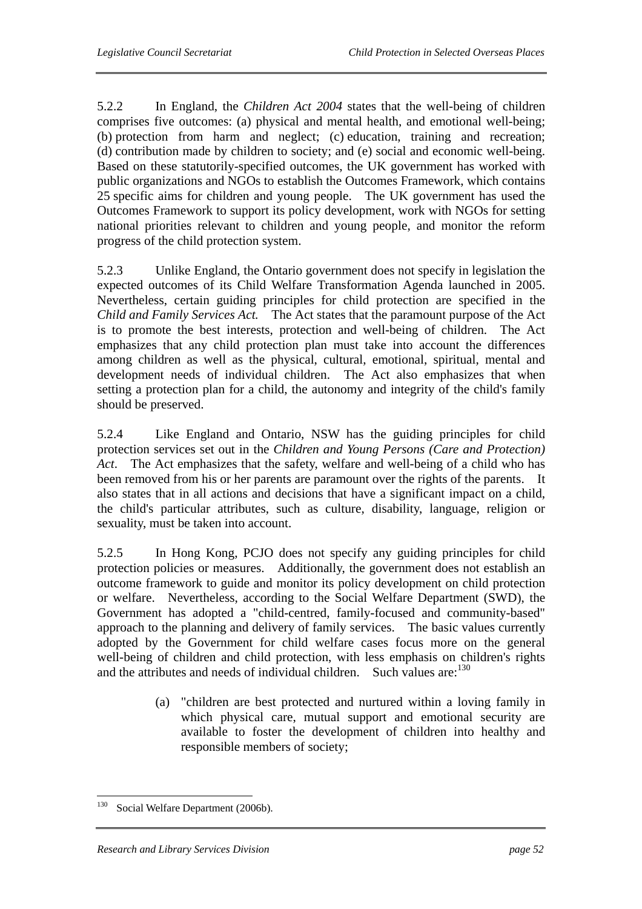5.2.2 In England, the *Children Act 2004* states that the well-being of children comprises five outcomes: (a) physical and mental health, and emotional well-being; (b) protection from harm and neglect; (c) education, training and recreation; (d) contribution made by children to society; and (e) social and economic well-being. Based on these statutorily-specified outcomes, the UK government has worked with public organizations and NGOs to establish the Outcomes Framework, which contains 25 specific aims for children and young people. The UK government has used the Outcomes Framework to support its policy development, work with NGOs for setting national priorities relevant to children and young people, and monitor the reform progress of the child protection system.

5.2.3 Unlike England, the Ontario government does not specify in legislation the expected outcomes of its Child Welfare Transformation Agenda launched in 2005. Nevertheless, certain guiding principles for child protection are specified in the *Child and Family Services Act.* The Act states that the paramount purpose of the Act is to promote the best interests, protection and well-being of children. The Act emphasizes that any child protection plan must take into account the differences among children as well as the physical, cultural, emotional, spiritual, mental and development needs of individual children. The Act also emphasizes that when setting a protection plan for a child, the autonomy and integrity of the child's family should be preserved.

5.2.4 Like England and Ontario, NSW has the guiding principles for child protection services set out in the *Children and Young Persons (Care and Protection) Act*. The Act emphasizes that the safety, welfare and well-being of a child who has been removed from his or her parents are paramount over the rights of the parents. It also states that in all actions and decisions that have a significant impact on a child, the child's particular attributes, such as culture, disability, language, religion or sexuality, must be taken into account.

5.2.5 In Hong Kong, PCJO does not specify any guiding principles for child protection policies or measures. Additionally, the government does not establish an outcome framework to guide and monitor its policy development on child protection or welfare. Nevertheless, according to the Social Welfare Department (SWD), the Government has adopted a "child-centred, family-focused and community-based" approach to the planning and delivery of family services. The basic values currently adopted by the Government for child welfare cases focus more on the general well-being of children and child protection, with less emphasis on children's rights and the attributes and needs of individual children. Such values are:[130]

(a) "children are best protected and nurtured within a loving family in which physical care, mutual support and emotional security are available to foster the development of children into healthy and responsible members of society;

---

[130] Social Welfare Department (2006b).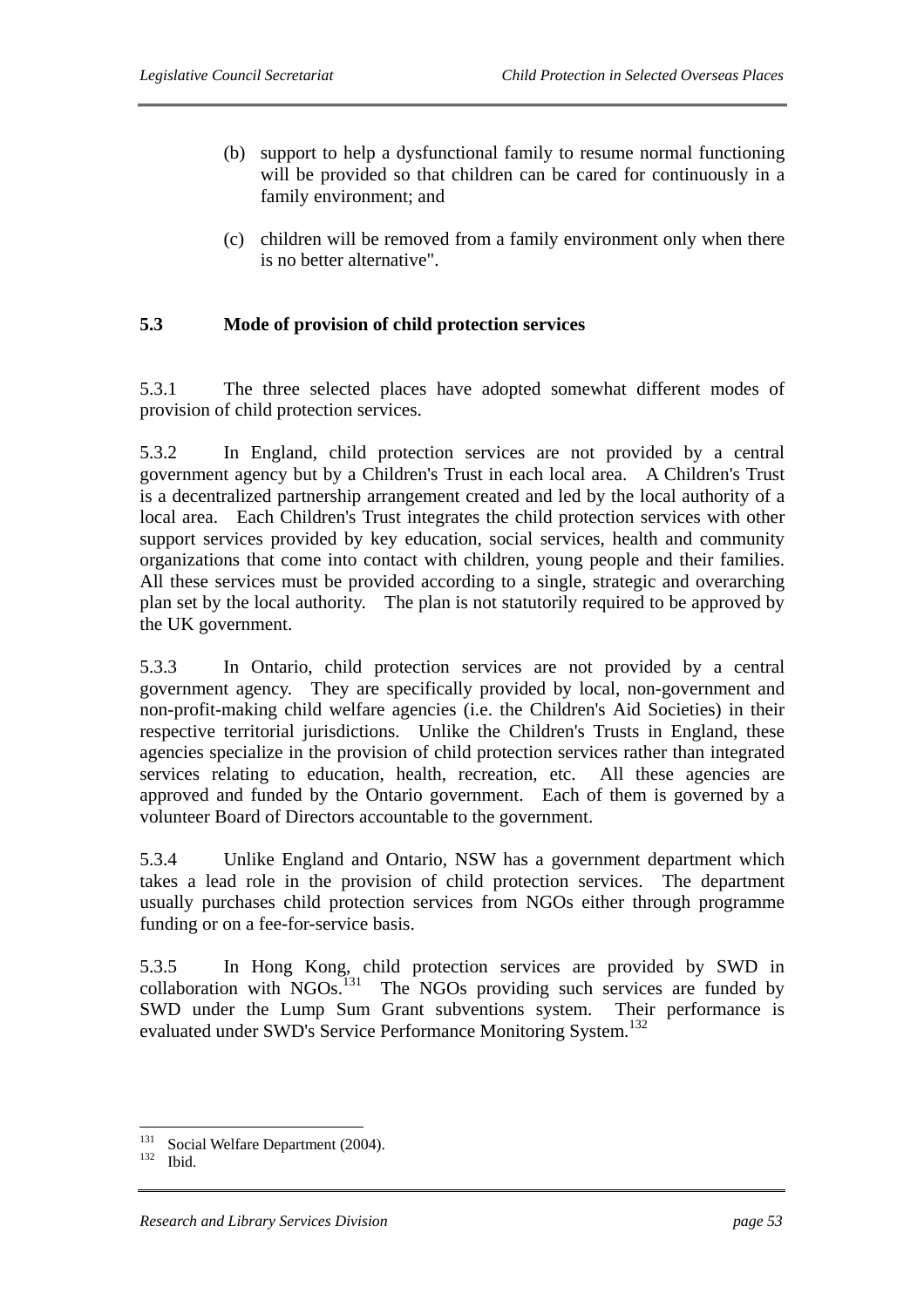(b) support to help a dysfunctional family to resume normal functioning will be provided so that children can be cared for continuously in a family environment; and

(c) children will be removed from a family environment only when there is no better alternative".

## 5.3 Mode of provision of child protection services

5.3.1 The three selected places have adopted somewhat different modes of provision of child protection services.

5.3.2 In England, child protection services are not provided by a central government agency but by a Children's Trust in each local area. A Children's Trust is a decentralized partnership arrangement created and led by the local authority of a local area. Each Children's Trust integrates the child protection services with other support services provided by key education, social services, health and community organizations that come into contact with children, young people and their families. All these services must be provided according to a single, strategic and overarching plan set by the local authority. The plan is not statutorily required to be approved by the UK government.

5.3.3 In Ontario, child protection services are not provided by a central government agency. They are specifically provided by local, non-government and non-profit-making child welfare agencies (i.e. the Children's Aid Societies) in their respective territorial jurisdictions. Unlike the Children's Trusts in England, these agencies specialize in the provision of child protection services rather than integrated services relating to education, health, recreation, etc. All these agencies are approved and funded by the Ontario government. Each of them is governed by a volunteer Board of Directors accountable to the government.

5.3.4 Unlike England and Ontario, NSW has a government department which takes a lead role in the provision of child protection services. The department usually purchases child protection services from NGOs either through programme funding or on a fee-for-service basis.

5.3.5 In Hong Kong, child protection services are provided by SWD in collaboration with NGOs.[131] The NGOs providing such services are funded by SWD under the Lump Sum Grant subventions system. Their performance is evaluated under SWD's Service Performance Monitoring System.[132]

---

[131] Social Welfare Department (2004).
[132] Ibid.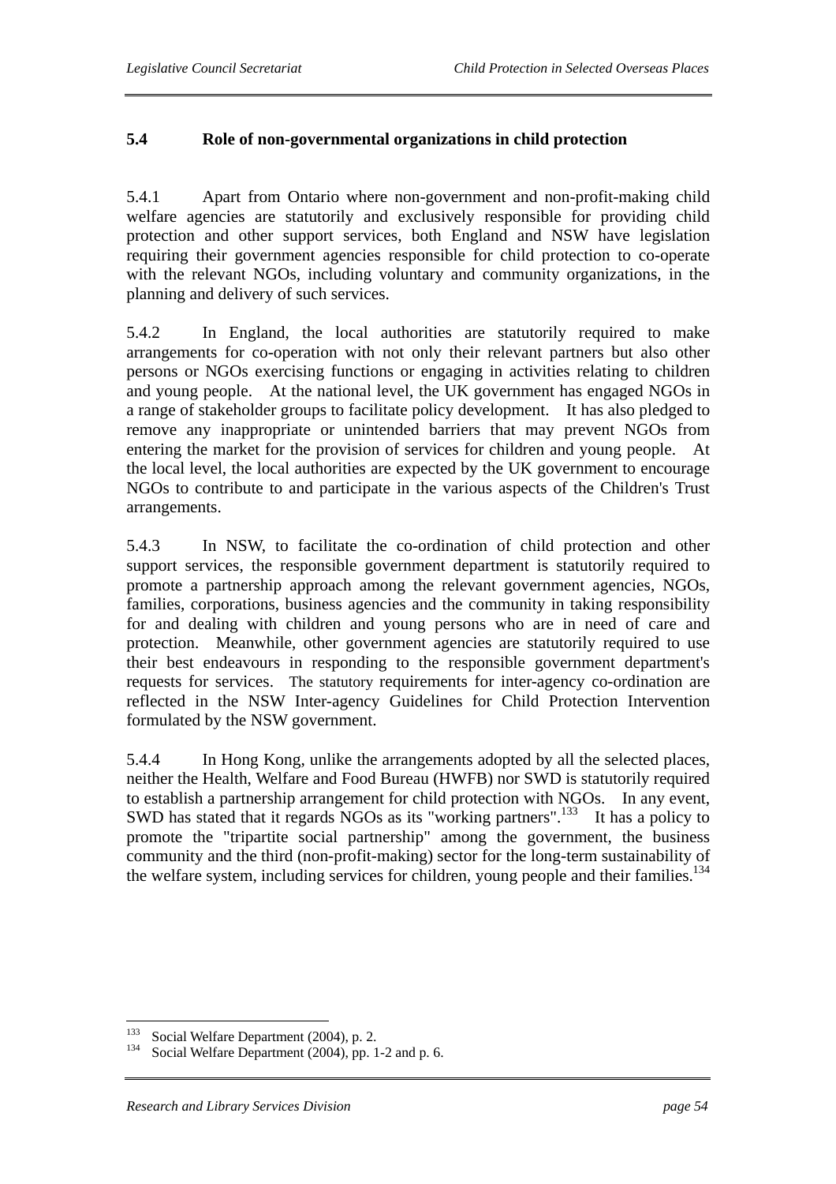## 5.4 Role of non-governmental organizations in child protection

5.4.1 Apart from Ontario where non-government and non-profit-making child welfare agencies are statutorily and exclusively responsible for providing child protection and other support services, both England and NSW have legislation requiring their government agencies responsible for child protection to co-operate with the relevant NGOs, including voluntary and community organizations, in the planning and delivery of such services.

5.4.2 In England, the local authorities are statutorily required to make arrangements for co-operation with not only their relevant partners but also other persons or NGOs exercising functions or engaging in activities relating to children and young people. At the national level, the UK government has engaged NGOs in a range of stakeholder groups to facilitate policy development. It has also pledged to remove any inappropriate or unintended barriers that may prevent NGOs from entering the market for the provision of services for children and young people. At the local level, the local authorities are expected by the UK government to encourage NGOs to contribute to and participate in the various aspects of the Children's Trust arrangements.

5.4.3 In NSW, to facilitate the co-ordination of child protection and other support services, the responsible government department is statutorily required to promote a partnership approach among the relevant government agencies, NGOs, families, corporations, business agencies and the community in taking responsibility for and dealing with children and young persons who are in need of care and protection. Meanwhile, other government agencies are statutorily required to use their best endeavours in responding to the responsible government department's requests for services. The statutory requirements for inter-agency co-ordination are reflected in the NSW Inter-agency Guidelines for Child Protection Intervention formulated by the NSW government.

5.4.4 In Hong Kong, unlike the arrangements adopted by all the selected places, neither the Health, Welfare and Food Bureau (HWFB) nor SWD is statutorily required to establish a partnership arrangement for child protection with NGOs. In any event, SWD has stated that it regards NGOs as its "working partners".[133] It has a policy to promote the "tripartite social partnership" among the government, the business community and the third (non-profit-making) sector for the long-term sustainability of the welfare system, including services for children, young people and their families.[134]

---

[133] Social Welfare Department (2004), p. 2.
[134] Social Welfare Department (2004), pp. 1-2 and p. 6.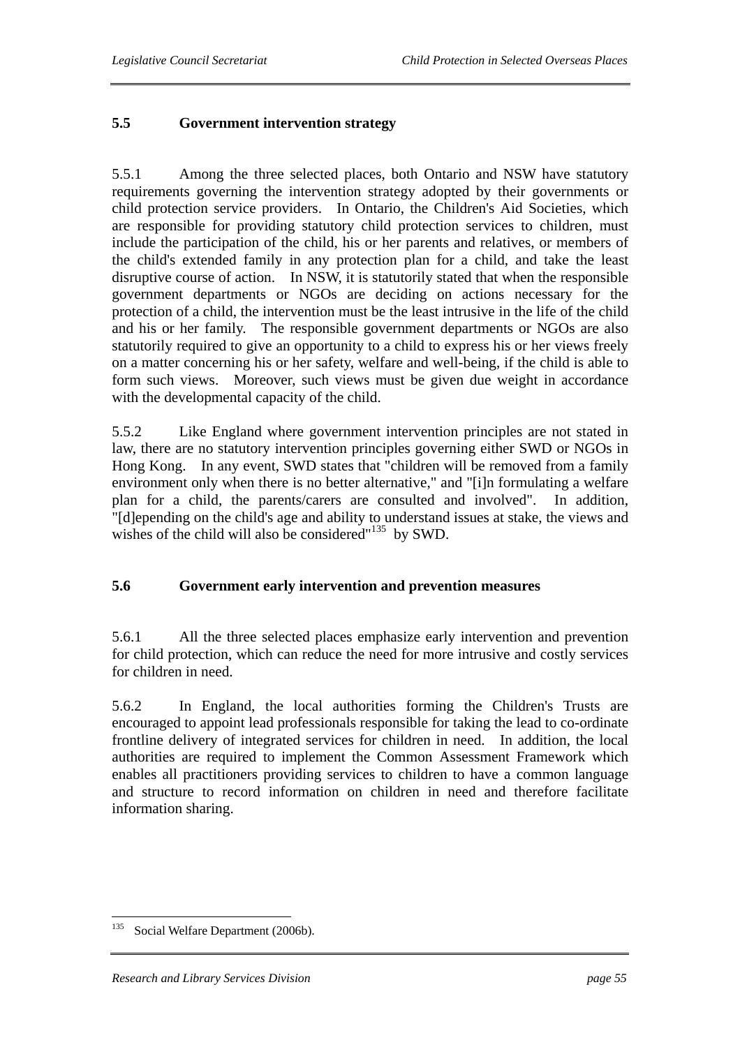### 5.5 Government intervention strategy

5.5.1 Among the three selected places, both Ontario and NSW have statutory requirements governing the intervention strategy adopted by their governments or child protection service providers. In Ontario, the Children's Aid Societies, which are responsible for providing statutory child protection services to children, must include the participation of the child, his or her parents and relatives, or members of the child's extended family in any protection plan for a child, and take the least disruptive course of action. In NSW, it is statutorily stated that when the responsible government departments or NGOs are deciding on actions necessary for the protection of a child, the intervention must be the least intrusive in the life of the child and his or her family. The responsible government departments or NGOs are also statutorily required to give an opportunity to a child to express his or her views freely on a matter concerning his or her safety, welfare and well-being, if the child is able to form such views. Moreover, such views must be given due weight in accordance with the developmental capacity of the child.

5.5.2 Like England where government intervention principles are not stated in law, there are no statutory intervention principles governing either SWD or NGOs in Hong Kong. In any event, SWD states that "children will be removed from a family environment only when there is no better alternative," and "[i]n formulating a welfare plan for a child, the parents/carers are consulted and involved". In addition, "[d]epending on the child's age and ability to understand issues at stake, the views and wishes of the child will also be considered"[135] by SWD.

### 5.6 Government early intervention and prevention measures

5.6.1 All the three selected places emphasize early intervention and prevention for child protection, which can reduce the need for more intrusive and costly services for children in need.

5.6.2 In England, the local authorities forming the Children's Trusts are encouraged to appoint lead professionals responsible for taking the lead to co-ordinate frontline delivery of integrated services for children in need. In addition, the local authorities are required to implement the Common Assessment Framework which enables all practitioners providing services to children to have a common language and structure to record information on children in need and therefore facilitate information sharing.

---

[135] Social Welfare Department (2006b).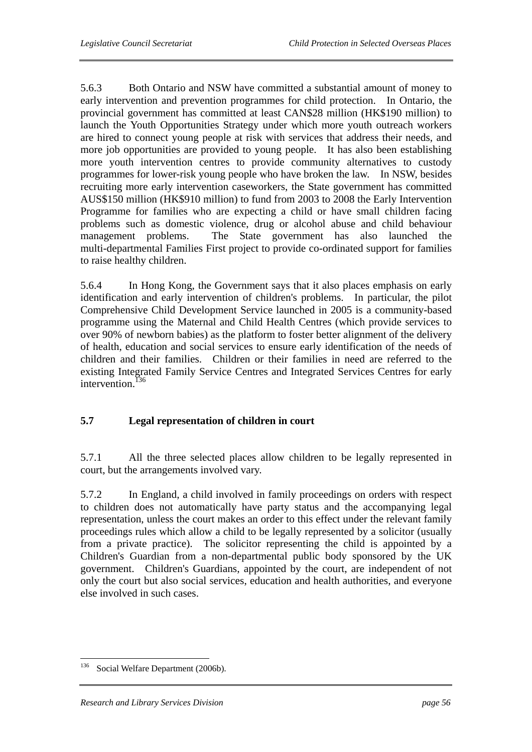5.6.3 Both Ontario and NSW have committed a substantial amount of money to early intervention and prevention programmes for child protection. In Ontario, the provincial government has committed at least CAN$28 million (HK$190 million) to launch the Youth Opportunities Strategy under which more youth outreach workers are hired to connect young people at risk with services that address their needs, and more job opportunities are provided to young people. It has also been establishing more youth intervention centres to provide community alternatives to custody programmes for lower-risk young people who have broken the law. In NSW, besides recruiting more early intervention caseworkers, the State government has committed AUS$150 million (HK$910 million) to fund from 2003 to 2008 the Early Intervention Programme for families who are expecting a child or have small children facing problems such as domestic violence, drug or alcohol abuse and child behaviour management problems. The State government has also launched the multi-departmental Families First project to provide co-ordinated support for families to raise healthy children.

5.6.4 In Hong Kong, the Government says that it also places emphasis on early identification and early intervention of children's problems. In particular, the pilot Comprehensive Child Development Service launched in 2005 is a community-based programme using the Maternal and Child Health Centres (which provide services to over 90% of newborn babies) as the platform to foster better alignment of the delivery of health, education and social services to ensure early identification of the needs of children and their families. Children or their families in need are referred to the existing Integrated Family Service Centres and Integrated Services Centres for early intervention.[136]

## 5.7 Legal representation of children in court

5.7.1 All the three selected places allow children to be legally represented in court, but the arrangements involved vary.

5.7.2 In England, a child involved in family proceedings on orders with respect to children does not automatically have party status and the accompanying legal representation, unless the court makes an order to this effect under the relevant family proceedings rules which allow a child to be legally represented by a solicitor (usually from a private practice). The solicitor representing the child is appointed by a Children's Guardian from a non-departmental public body sponsored by the UK government. Children's Guardians, appointed by the court, are independent of not only the court but also social services, education and health authorities, and everyone else involved in such cases.

---

[136] Social Welfare Department (2006b).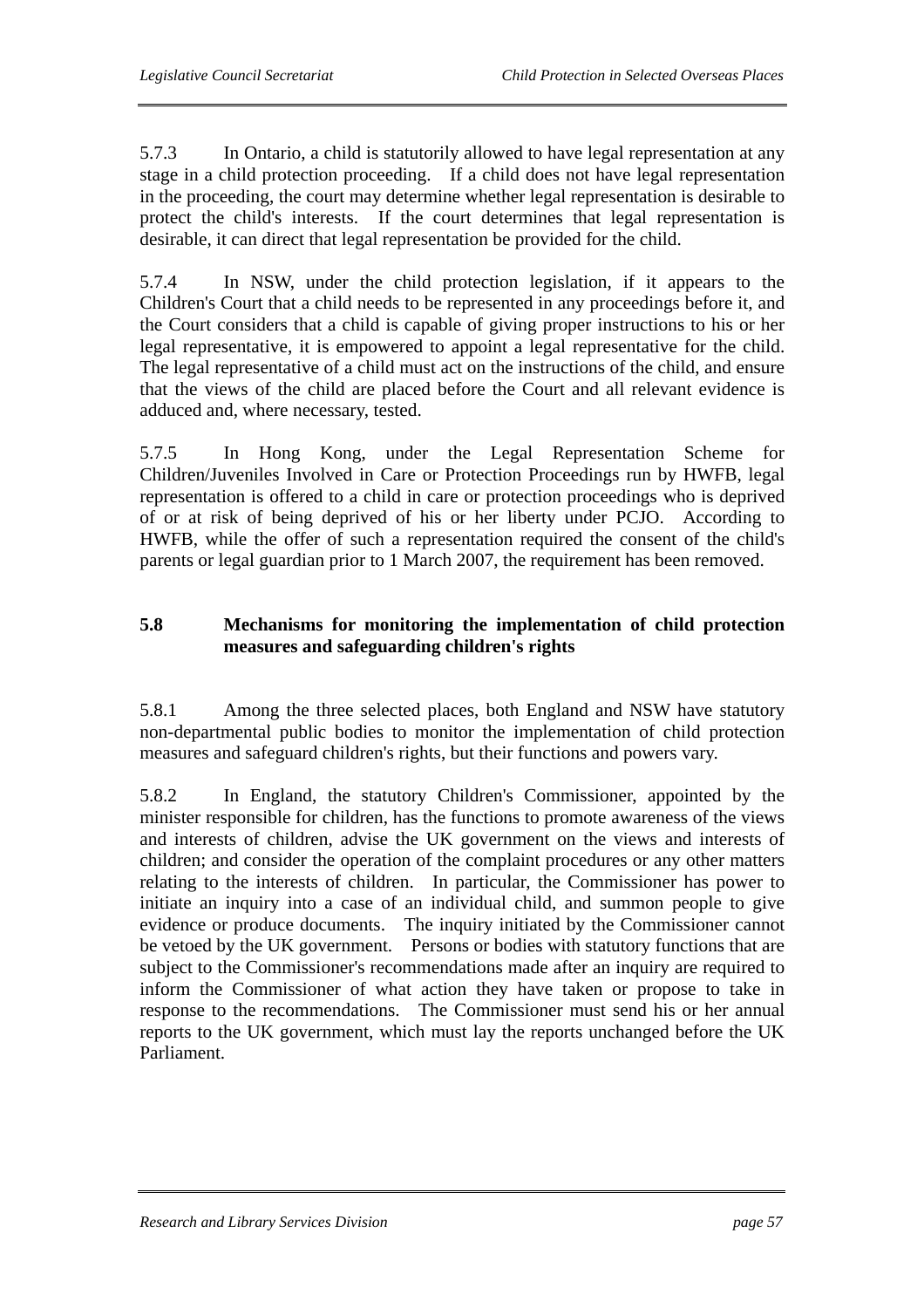5.7.3 In Ontario, a child is statutorily allowed to have legal representation at any stage in a child protection proceeding. If a child does not have legal representation in the proceeding, the court may determine whether legal representation is desirable to protect the child's interests. If the court determines that legal representation is desirable, it can direct that legal representation be provided for the child.

5.7.4 In NSW, under the child protection legislation, if it appears to the Children's Court that a child needs to be represented in any proceedings before it, and the Court considers that a child is capable of giving proper instructions to his or her legal representative, it is empowered to appoint a legal representative for the child. The legal representative of a child must act on the instructions of the child, and ensure that the views of the child are placed before the Court and all relevant evidence is adduced and, where necessary, tested.

5.7.5 In Hong Kong, under the Legal Representation Scheme for Children/Juveniles Involved in Care or Protection Proceedings run by HWFB, legal representation is offered to a child in care or protection proceedings who is deprived of or at risk of being deprived of his or her liberty under PCJO. According to HWFB, while the offer of such a representation required the consent of the child's parents or legal guardian prior to 1 March 2007, the requirement has been removed.

## 5.8 Mechanisms for monitoring the implementation of child protection measures and safeguarding children's rights

5.8.1 Among the three selected places, both England and NSW have statutory non-departmental public bodies to monitor the implementation of child protection measures and safeguard children's rights, but their functions and powers vary.

5.8.2 In England, the statutory Children's Commissioner, appointed by the minister responsible for children, has the functions to promote awareness of the views and interests of children, advise the UK government on the views and interests of children; and consider the operation of the complaint procedures or any other matters relating to the interests of children. In particular, the Commissioner has power to initiate an inquiry into a case of an individual child, and summon people to give evidence or produce documents. The inquiry initiated by the Commissioner cannot be vetoed by the UK government. Persons or bodies with statutory functions that are subject to the Commissioner's recommendations made after an inquiry are required to inform the Commissioner of what action they have taken or propose to take in response to the recommendations. The Commissioner must send his or her annual reports to the UK government, which must lay the reports unchanged before the UK Parliament.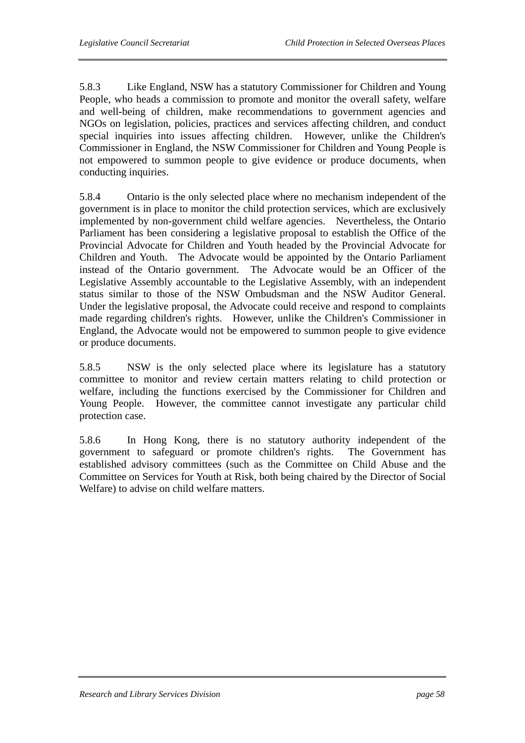5.8.3 Like England, NSW has a statutory Commissioner for Children and Young People, who heads a commission to promote and monitor the overall safety, welfare and well-being of children, make recommendations to government agencies and NGOs on legislation, policies, practices and services affecting children, and conduct special inquiries into issues affecting children. However, unlike the Children's Commissioner in England, the NSW Commissioner for Children and Young People is not empowered to summon people to give evidence or produce documents, when conducting inquiries.

5.8.4 Ontario is the only selected place where no mechanism independent of the government is in place to monitor the child protection services, which are exclusively implemented by non-government child welfare agencies. Nevertheless, the Ontario Parliament has been considering a legislative proposal to establish the Office of the Provincial Advocate for Children and Youth headed by the Provincial Advocate for Children and Youth. The Advocate would be appointed by the Ontario Parliament instead of the Ontario government. The Advocate would be an Officer of the Legislative Assembly accountable to the Legislative Assembly, with an independent status similar to those of the NSW Ombudsman and the NSW Auditor General. Under the legislative proposal, the Advocate could receive and respond to complaints made regarding children's rights. However, unlike the Children's Commissioner in England, the Advocate would not be empowered to summon people to give evidence or produce documents.

5.8.5 NSW is the only selected place where its legislature has a statutory committee to monitor and review certain matters relating to child protection or welfare, including the functions exercised by the Commissioner for Children and Young People. However, the committee cannot investigate any particular child protection case.

5.8.6 In Hong Kong, there is no statutory authority independent of the government to safeguard or promote children's rights. The Government has established advisory committees (such as the Committee on Child Abuse and the Committee on Services for Youth at Risk, both being chaired by the Director of Social Welfare) to advise on child welfare matters.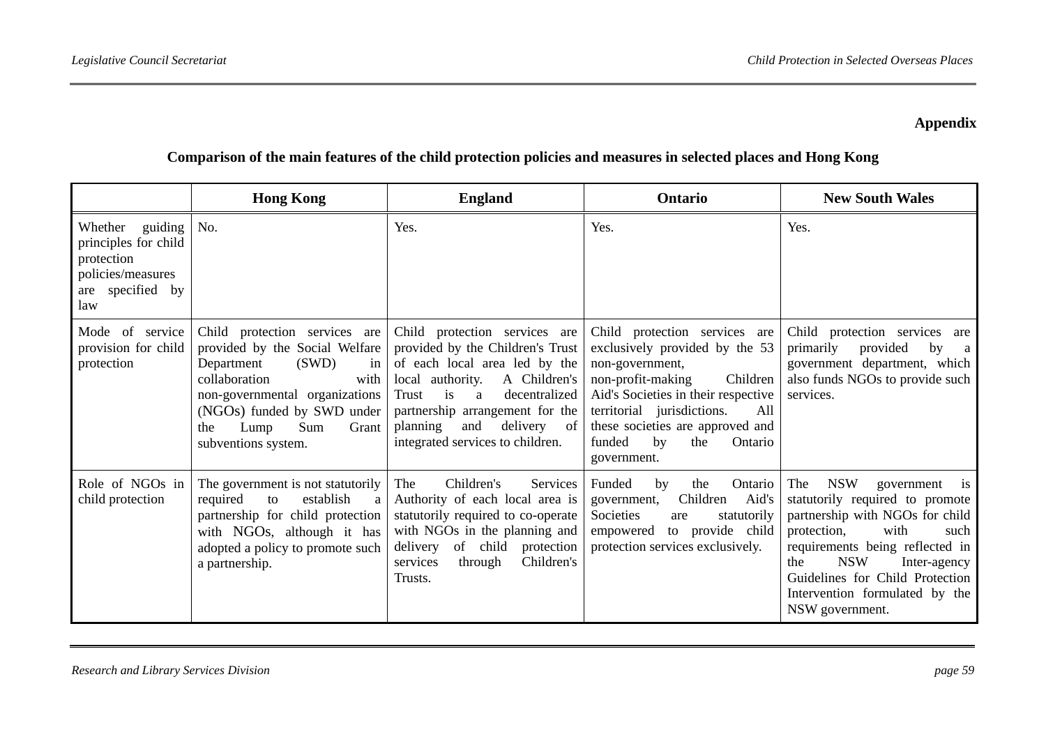**Appendix**

**Comparison of the main features of the child protection policies and measures in selected places and Hong Kong**

| | Hong Kong | England | Ontario | New South Wales |
|---|---|---|---|---|
| Whether guiding principles for child protection policies/measures are specified by law | No. | Yes. | Yes. | Yes. |
| Mode of service provision for child protection | Child protection services are provided by the Social Welfare Department (SWD) in collaboration with non-governmental organizations (NGOs) funded by SWD under the Lump Sum Grant subventions system. | Child protection services are provided by the Children's Trust of each local area led by the local authority. A Children's Trust is a decentralized partnership arrangement for the planning and delivery of integrated services to children. | Child protection services are exclusively provided by the 53 non-government, non-profit-making Children Aid's Societies in their respective territorial jurisdictions. All these societies are approved and funded by the Ontario government. | Child protection services are primarily provided by a government department, which also funds NGOs to provide such services. |
| Role of NGOs in child protection | The government is not statutorily required to establish a partnership for child protection with NGOs, although it has adopted a policy to promote such a partnership. | The Children's Services Authority of each local area is statutorily required to co-operate with NGOs in the planning and delivery of child protection services through Children's Trusts. | Funded by the Ontario government, Children Aid's Societies are statutorily empowered to provide child protection services exclusively. | The NSW government is statutorily required to promote partnership with NGOs for child protection, with such requirements being reflected in the NSW Inter-agency Guidelines for Child Protection Intervention formulated by the NSW government. |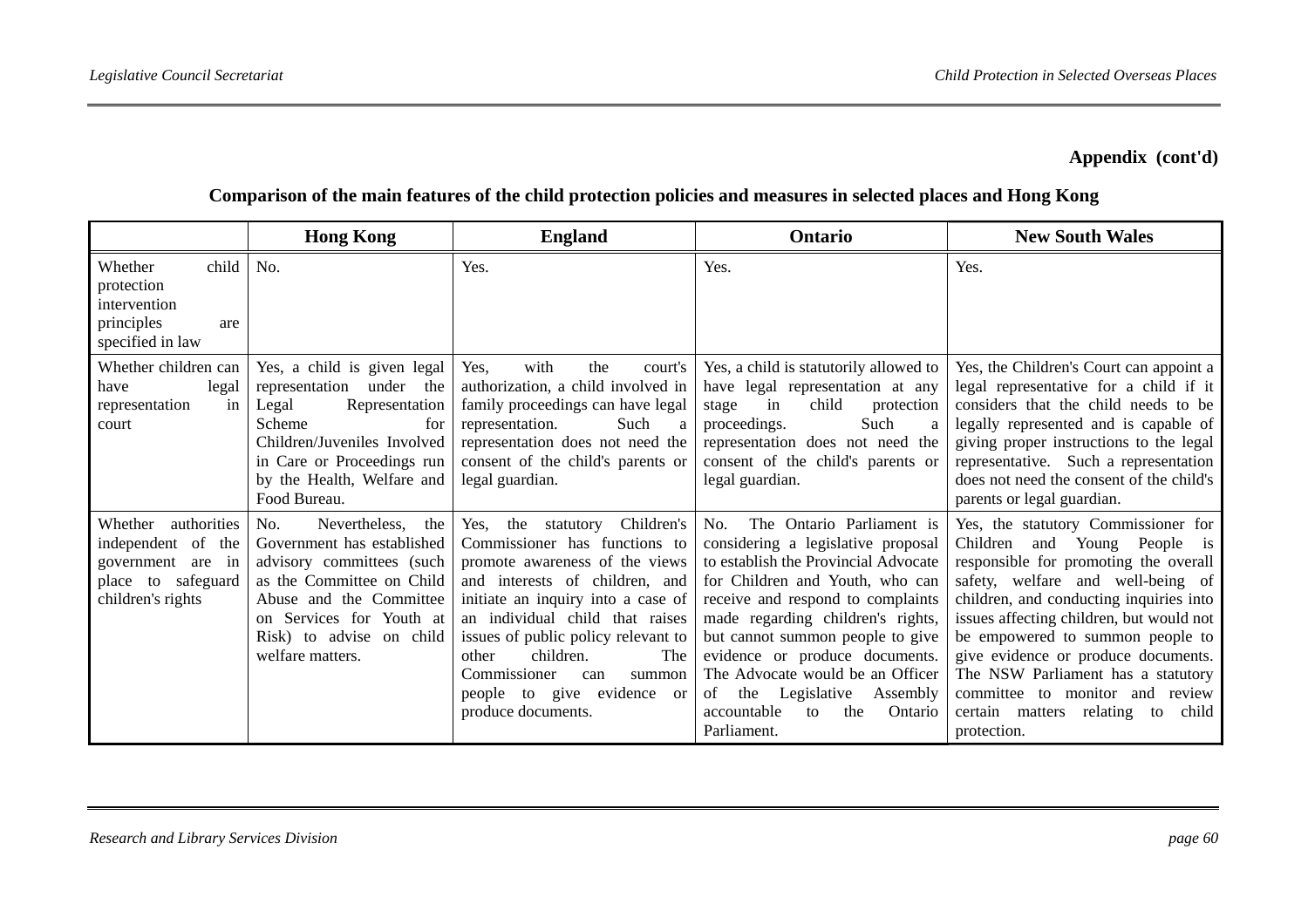**Appendix (cont'd)**

**Comparison of the main features of the child protection policies and measures in selected places and Hong Kong**

| | Hong Kong | England | Ontario | New South Wales |
|---|---|---|---|---|
| Whether child protection intervention principles are specified in law | No. | Yes. | Yes. | Yes. |
| Whether children can have legal representation in court | Yes, a child is given legal representation under the Legal Representation Scheme for Children/Juveniles Involved in Care or Proceedings run by the Health, Welfare and Food Bureau. | Yes, with the court's authorization, a child involved in family proceedings can have legal representation. Such a representation does not need the consent of the child's parents or legal guardian. | Yes, a child is statutorily allowed to have legal representation at any stage in child protection proceedings. Such a representation does not need the consent of the child's parents or legal guardian. | Yes, the Children's Court can appoint a legal representative for a child if it considers that the child needs to be legally represented and is capable of giving proper instructions to the legal representative. Such a representation does not need the consent of the child's parents or legal guardian. |
| Whether authorities independent of the government are in place to safeguard children's rights | No. Nevertheless, the Government has established advisory committees (such as the Committee on Child Abuse and the Committee on Services for Youth at Risk) to advise on child welfare matters. | Yes, the statutory Children's Commissioner has functions to promote awareness of the views and interests of children, and initiate an inquiry into a case of an individual child that raises issues of public policy relevant to other children. The Commissioner can summon people to give evidence or produce documents. | No. The Ontario Parliament is considering a legislative proposal to establish the Provincial Advocate for Children and Youth, who can receive and respond to complaints made regarding children's rights, but cannot summon people to give evidence or produce documents. The Advocate would be an Officer of the Legislative Assembly accountable to the Ontario Parliament. | Yes, the statutory Commissioner for Children and Young People is responsible for promoting the overall safety, welfare and well-being of children, and conducting inquiries into issues affecting children, but would not be empowered to summon people to give evidence or produce documents. The NSW Parliament has a statutory committee to monitor and review certain matters relating to child protection. |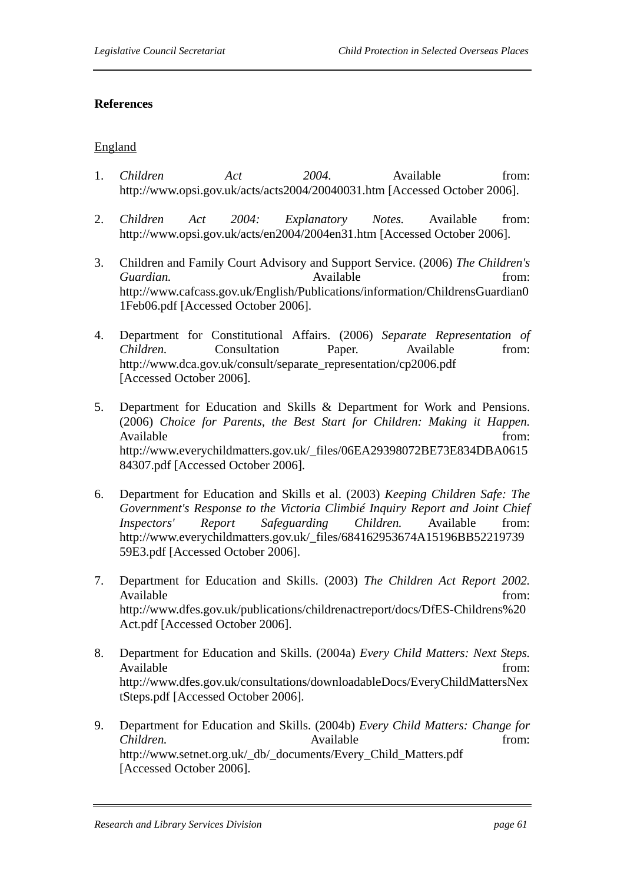**References**

<u>England</u>

1. *Children Act 2004.* Available from: http://www.opsi.gov.uk/acts/acts2004/20040031.htm [Accessed October 2006].

2. *Children Act 2004: Explanatory Notes.* Available from: http://www.opsi.gov.uk/acts/en2004/2004en31.htm [Accessed October 2006].

3. Children and Family Court Advisory and Support Service. (2006) *The Children's Guardian.* Available from: http://www.cafcass.gov.uk/English/Publications/information/ChildrensGuardian01Feb06.pdf [Accessed October 2006].

4. Department for Constitutional Affairs. (2006) *Separate Representation of Children.* Consultation Paper. Available from: http://www.dca.gov.uk/consult/separate_representation/cp2006.pdf [Accessed October 2006].

5. Department for Education and Skills & Department for Work and Pensions. (2006) *Choice for Parents, the Best Start for Children: Making it Happen.* Available from: http://www.everychildmatters.gov.uk/_files/06EA29398072BE73E834DBA061584307.pdf [Accessed October 2006].

6. Department for Education and Skills et al. (2003) *Keeping Children Safe: The Government's Response to the Victoria Climbié Inquiry Report and Joint Chief Inspectors' Report Safeguarding Children.* Available from: http://www.everychildmatters.gov.uk/_files/684162953674A15196BB5221973959E3.pdf [Accessed October 2006].

7. Department for Education and Skills. (2003) *The Children Act Report 2002.* Available from: http://www.dfes.gov.uk/publications/childrenactreport/docs/DfES-Childrens%20Act.pdf [Accessed October 2006].

8. Department for Education and Skills. (2004a) *Every Child Matters: Next Steps.* Available from: http://www.dfes.gov.uk/consultations/downloadableDocs/EveryChildMattersNextSteps.pdf [Accessed October 2006].

9. Department for Education and Skills. (2004b) *Every Child Matters: Change for Children.* Available from: http://www.setnet.org.uk/_db/_documents/Every_Child_Matters.pdf [Accessed October 2006].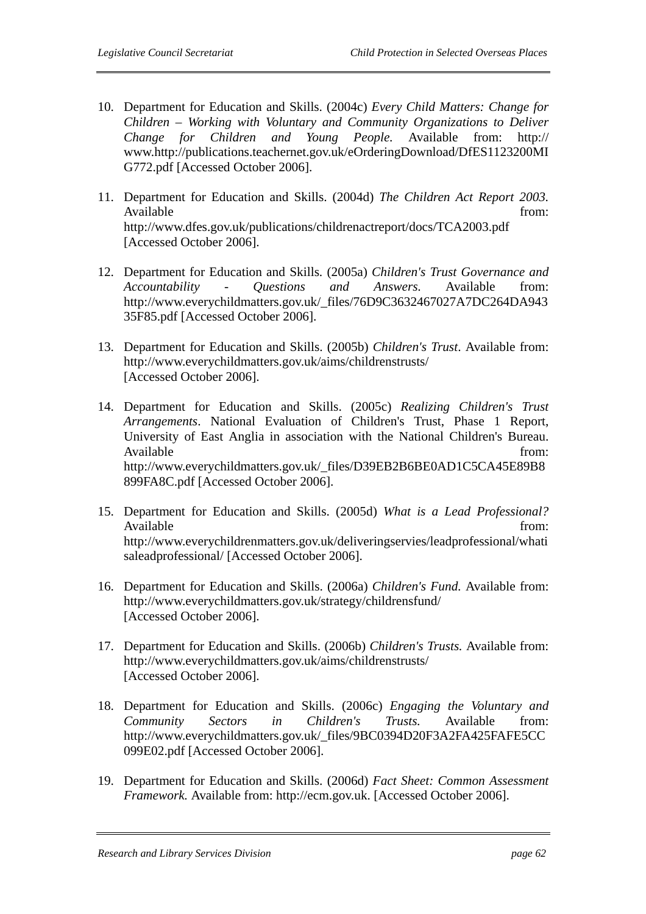10. Department for Education and Skills. (2004c) *Every Child Matters: Change for Children – Working with Voluntary and Community Organizations to Deliver Change for Children and Young People.* Available from: http://www.http://publications.teachernet.gov.uk/eOrderingDownload/DfES1123200MIG772.pdf [Accessed October 2006].

11. Department for Education and Skills. (2004d) *The Children Act Report 2003.* Available from: http://www.dfes.gov.uk/publications/childrenactreport/docs/TCA2003.pdf [Accessed October 2006].

12. Department for Education and Skills. (2005a) *Children's Trust Governance and Accountability - Questions and Answers.* Available from: http://www.everychildmatters.gov.uk/_files/76D9C3632467027A7DC264DA94335F85.pdf [Accessed October 2006].

13. Department for Education and Skills. (2005b) *Children's Trust*. Available from: http://www.everychildmatters.gov.uk/aims/childrenstrusts/ [Accessed October 2006].

14. Department for Education and Skills. (2005c) *Realizing Children's Trust Arrangements*. National Evaluation of Children's Trust, Phase 1 Report, University of East Anglia in association with the National Children's Bureau. Available from: http://www.everychildmatters.gov.uk/_files/D39EB2B6BE0AD1C5CA45E89B8899FA8C.pdf [Accessed October 2006].

15. Department for Education and Skills. (2005d) *What is a Lead Professional?* Available from: http://www.everychildrenmatters.gov.uk/deliveringservies/leadprofessional/whatisaleadprofessional/ [Accessed October 2006].

16. Department for Education and Skills. (2006a) *Children's Fund.* Available from: http://www.everychildmatters.gov.uk/strategy/childrensfund/ [Accessed October 2006].

17. Department for Education and Skills. (2006b) *Children's Trusts.* Available from: http://www.everychildmatters.gov.uk/aims/childrenstrusts/ [Accessed October 2006].

18. Department for Education and Skills. (2006c) *Engaging the Voluntary and Community Sectors in Children's Trusts.* Available from: http://www.everychildmatters.gov.uk/_files/9BC0394D20F3A2FA425FAFE5CC099E02.pdf [Accessed October 2006].

19. Department for Education and Skills. (2006d) *Fact Sheet: Common Assessment Framework.* Available from: http://ecm.gov.uk. [Accessed October 2006].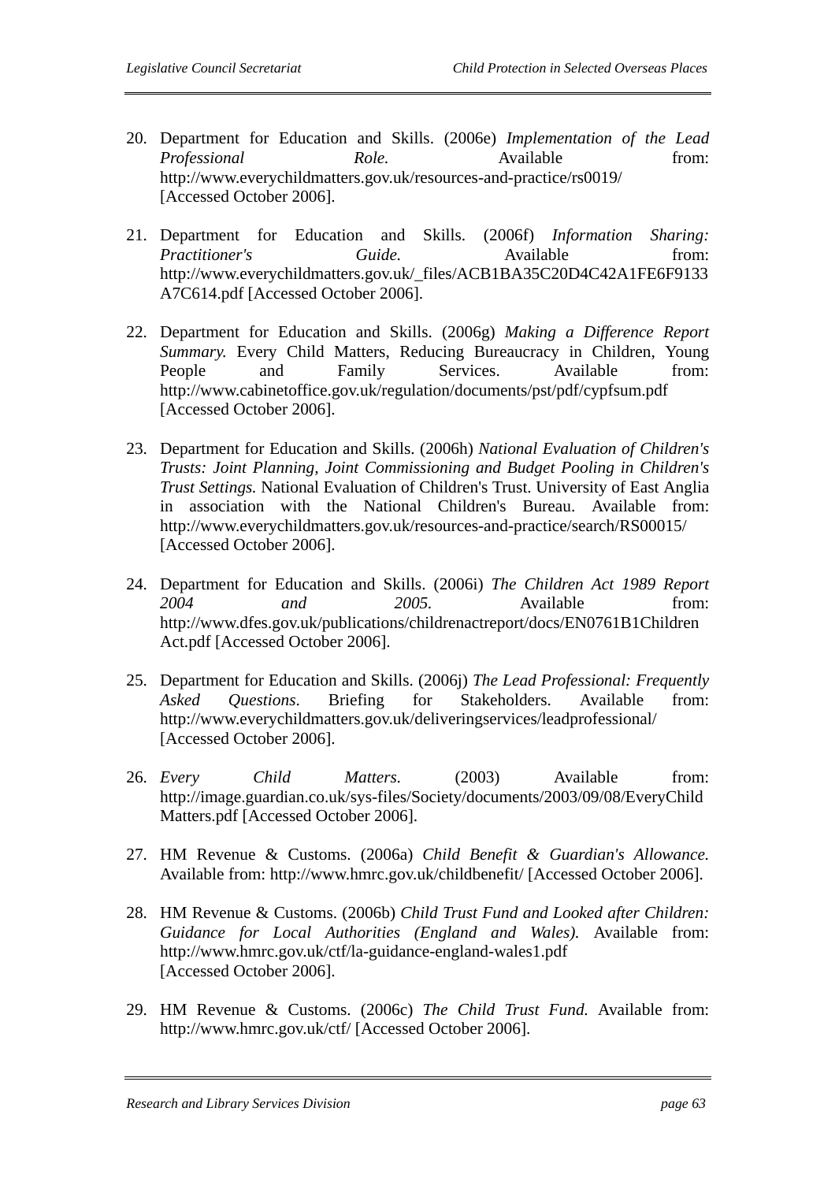20. Department for Education and Skills. (2006e) *Implementation of the Lead Professional Role.* Available from: http://www.everychildmatters.gov.uk/resources-and-practice/rs0019/ [Accessed October 2006].

21. Department for Education and Skills. (2006f) *Information Sharing: Practitioner's Guide.* Available from: http://www.everychildmatters.gov.uk/_files/ACB1BA35C20D4C42A1FE6F9133A7C614.pdf [Accessed October 2006].

22. Department for Education and Skills. (2006g) *Making a Difference Report Summary.* Every Child Matters, Reducing Bureaucracy in Children, Young People and Family Services. Available from: http://www.cabinetoffice.gov.uk/regulation/documents/pst/pdf/cypfsum.pdf [Accessed October 2006].

23. Department for Education and Skills. (2006h) *National Evaluation of Children's Trusts: Joint Planning, Joint Commissioning and Budget Pooling in Children's Trust Settings.* National Evaluation of Children's Trust. University of East Anglia in association with the National Children's Bureau. Available from: http://www.everychildmatters.gov.uk/resources-and-practice/search/RS00015/ [Accessed October 2006].

24. Department for Education and Skills. (2006i) *The Children Act 1989 Report 2004 and 2005*. Available from: http://www.dfes.gov.uk/publications/childrenactreport/docs/EN0761B1ChildrenAct.pdf [Accessed October 2006].

25. Department for Education and Skills. (2006j) *The Lead Professional: Frequently Asked Questions*. Briefing for Stakeholders. Available from: http://www.everychildmatters.gov.uk/deliveringservices/leadprofessional/ [Accessed October 2006].

26. *Every Child Matters.* (2003) Available from: http://image.guardian.co.uk/sys-files/Society/documents/2003/09/08/EveryChildMatters.pdf [Accessed October 2006].

27. HM Revenue & Customs. (2006a) *Child Benefit & Guardian's Allowance.* Available from: http://www.hmrc.gov.uk/childbenefit/ [Accessed October 2006].

28. HM Revenue & Customs. (2006b) *Child Trust Fund and Looked after Children: Guidance for Local Authorities (England and Wales).* Available from: http://www.hmrc.gov.uk/ctf/la-guidance-england-wales1.pdf [Accessed October 2006].

29. HM Revenue & Customs. (2006c) *The Child Trust Fund.* Available from: http://www.hmrc.gov.uk/ctf/ [Accessed October 2006].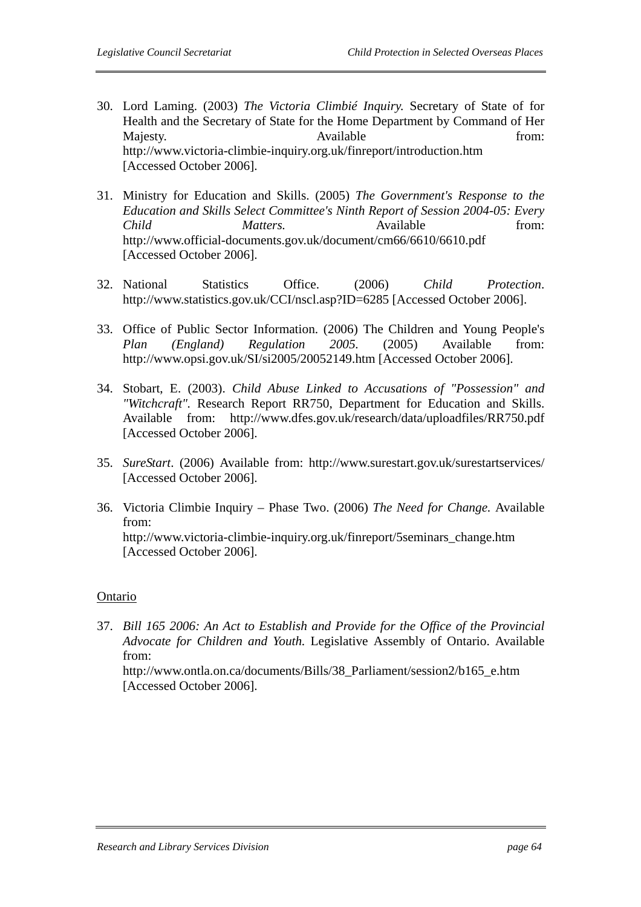30. Lord Laming. (2003) *The Victoria Climbié Inquiry.* Secretary of State of for Health and the Secretary of State for the Home Department by Command of Her Majesty. Available from: http://www.victoria-climbie-inquiry.org.uk/finreport/introduction.htm [Accessed October 2006].

31. Ministry for Education and Skills. (2005) *The Government's Response to the Education and Skills Select Committee's Ninth Report of Session 2004-05: Every Child Matters.* Available from: http://www.official-documents.gov.uk/document/cm66/6610/6610.pdf [Accessed October 2006].

32. National Statistics Office. (2006) *Child Protection*. http://www.statistics.gov.uk/CCI/nscl.asp?ID=6285 [Accessed October 2006].

33. Office of Public Sector Information. (2006) The Children and Young People's *Plan (England) Regulation 2005.* (2005) Available from: http://www.opsi.gov.uk/SI/si2005/20052149.htm [Accessed October 2006].

34. Stobart, E. (2003). *Child Abuse Linked to Accusations of "Possession" and "Witchcraft".* Research Report RR750, Department for Education and Skills. Available from: http://www.dfes.gov.uk/research/data/uploadfiles/RR750.pdf [Accessed October 2006].

35. *SureStart*. (2006) Available from: http://www.surestart.gov.uk/surestartservices/ [Accessed October 2006].

36. Victoria Climbie Inquiry – Phase Two. (2006) *The Need for Change.* Available from: http://www.victoria-climbie-inquiry.org.uk/finreport/5seminars_change.htm [Accessed October 2006].

Ontario

37. *Bill 165 2006: An Act to Establish and Provide for the Office of the Provincial Advocate for Children and Youth.* Legislative Assembly of Ontario. Available from: http://www.ontla.on.ca/documents/Bills/38_Parliament/session2/b165_e.htm [Accessed October 2006].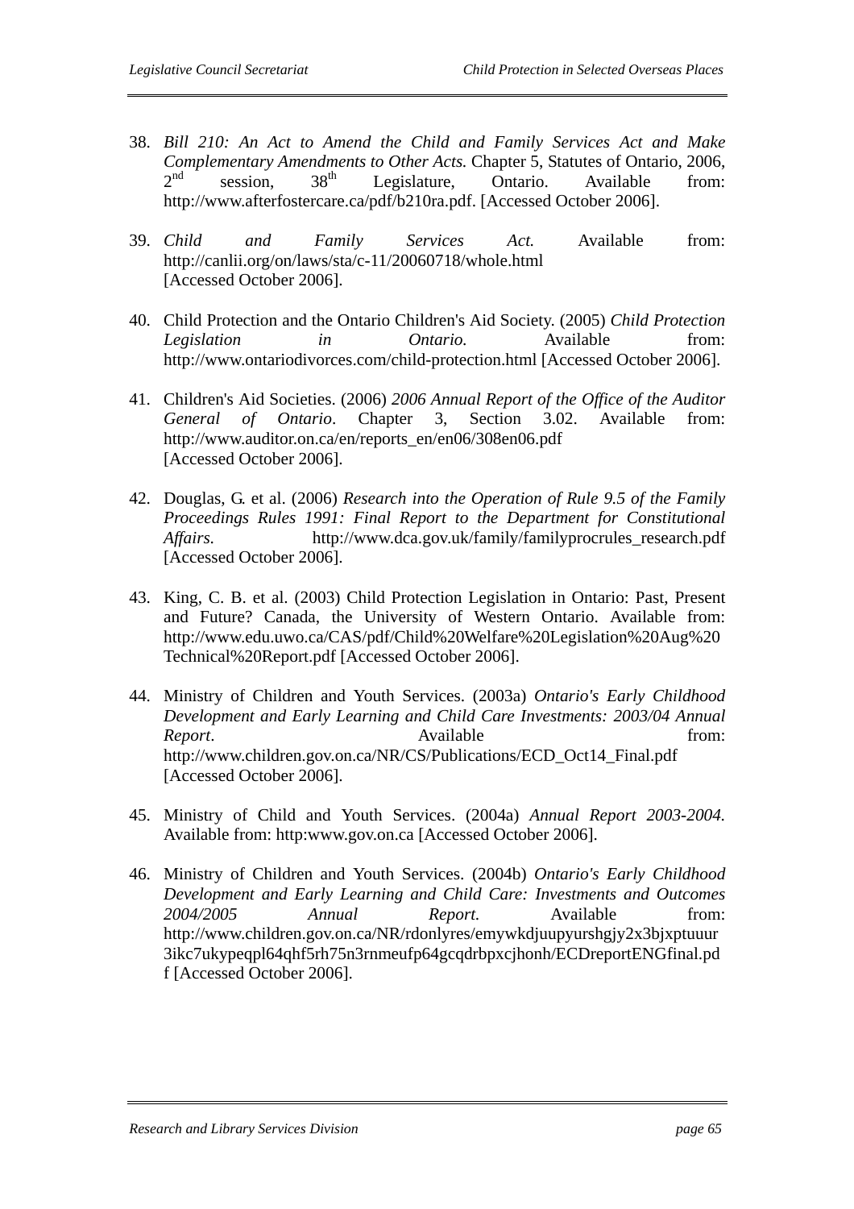38. *Bill 210: An Act to Amend the Child and Family Services Act and Make Complementary Amendments to Other Acts.* Chapter 5, Statutes of Ontario, 2006, 2nd session, 38th Legislature, Ontario. Available from: http://www.afterfostercare.ca/pdf/b210ra.pdf. [Accessed October 2006].

39. *Child and Family Services Act.* Available from: http://canlii.org/on/laws/sta/c-11/20060718/whole.html [Accessed October 2006].

40. Child Protection and the Ontario Children's Aid Society. (2005) *Child Protection Legislation in Ontario.* Available from: http://www.ontariodivorces.com/child-protection.html [Accessed October 2006].

41. Children's Aid Societies. (2006) *2006 Annual Report of the Office of the Auditor General of Ontario*. Chapter 3, Section 3.02. Available from: http://www.auditor.on.ca/en/reports_en/en06/308en06.pdf [Accessed October 2006].

42. Douglas, G. et al. (2006) *Research into the Operation of Rule 9.5 of the Family Proceedings Rules 1991: Final Report to the Department for Constitutional Affairs.* http://www.dca.gov.uk/family/familyprocrules_research.pdf [Accessed October 2006].

43. King, C. B. et al. (2003) Child Protection Legislation in Ontario: Past, Present and Future? Canada, the University of Western Ontario. Available from: http://www.edu.uwo.ca/CAS/pdf/Child%20Welfare%20Legislation%20Aug%20Technical%20Report.pdf [Accessed October 2006].

44. Ministry of Children and Youth Services. (2003a) *Ontario's Early Childhood Development and Early Learning and Child Care Investments: 2003/04 Annual Report*. Available from: http://www.children.gov.on.ca/NR/CS/Publications/ECD_Oct14_Final.pdf [Accessed October 2006].

45. Ministry of Child and Youth Services. (2004a) *Annual Report 2003-2004.* Available from: http:www.gov.on.ca [Accessed October 2006].

46. Ministry of Children and Youth Services. (2004b) *Ontario's Early Childhood Development and Early Learning and Child Care: Investments and Outcomes 2004/2005 Annual Report.* Available from: http://www.children.gov.on.ca/NR/rdonlyres/emywkdjuupyurshgjy2x3bjxptuuur3ikc7ukypeqpl64qhf5rh75n3rnmeufp64gcqdrbpxcjhonh/ECDreportENGfinal.pdf [Accessed October 2006].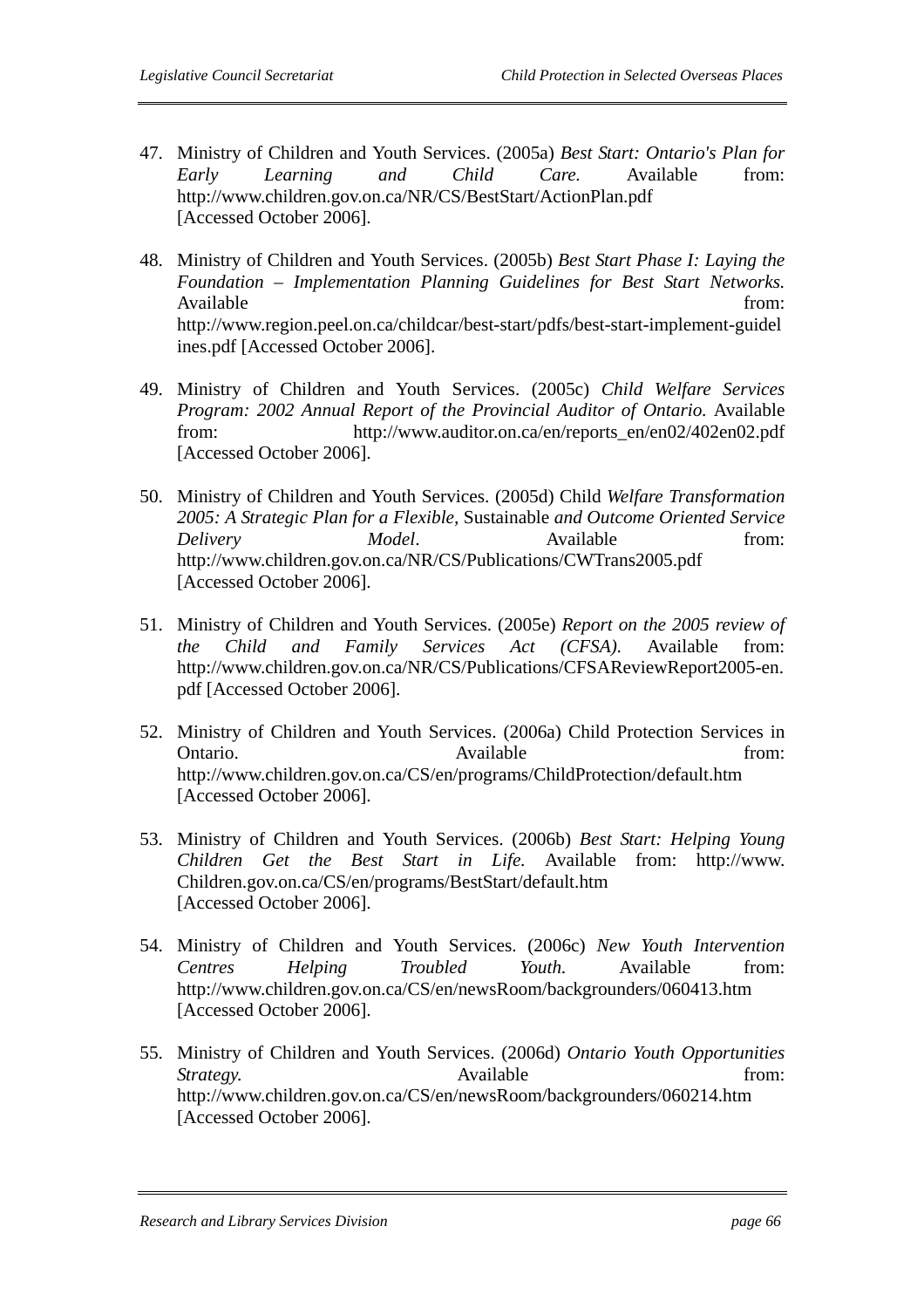47. Ministry of Children and Youth Services. (2005a) *Best Start: Ontario's Plan for Early Learning and Child Care.* Available from: http://www.children.gov.on.ca/NR/CS/BestStart/ActionPlan.pdf [Accessed October 2006].

48. Ministry of Children and Youth Services. (2005b) *Best Start Phase I: Laying the Foundation – Implementation Planning Guidelines for Best Start Networks.* Available from: http://www.region.peel.on.ca/childcar/best-start/pdfs/best-start-implement-guidelines.pdf [Accessed October 2006].

49. Ministry of Children and Youth Services. (2005c) *Child Welfare Services Program: 2002 Annual Report of the Provincial Auditor of Ontario.* Available from: http://www.auditor.on.ca/en/reports_en/en02/402en02.pdf [Accessed October 2006].

50. Ministry of Children and Youth Services. (2005d) Child *Welfare Transformation 2005: A Strategic Plan for a Flexible*, Sustainable *and Outcome Oriented Service Delivery Model*. Available from: http://www.children.gov.on.ca/NR/CS/Publications/CWTrans2005.pdf [Accessed October 2006].

51. Ministry of Children and Youth Services. (2005e) *Report on the 2005 review of the Child and Family Services Act (CFSA).* Available from: http://www.children.gov.on.ca/NR/CS/Publications/CFSAReviewReport2005-en.pdf [Accessed October 2006].

52. Ministry of Children and Youth Services. (2006a) Child Protection Services in Ontario. Available from: http://www.children.gov.on.ca/CS/en/programs/ChildProtection/default.htm [Accessed October 2006].

53. Ministry of Children and Youth Services. (2006b) *Best Start: Helping Young Children Get the Best Start in Life.* Available from: http://www.Children.gov.on.ca/CS/en/programs/BestStart/default.htm [Accessed October 2006].

54. Ministry of Children and Youth Services. (2006c) *New Youth Intervention Centres Helping Troubled Youth.* Available from: http://www.children.gov.on.ca/CS/en/newsRoom/backgrounders/060413.htm [Accessed October 2006].

55. Ministry of Children and Youth Services. (2006d) *Ontario Youth Opportunities Strategy.* Available from: http://www.children.gov.on.ca/CS/en/newsRoom/backgrounders/060214.htm [Accessed October 2006].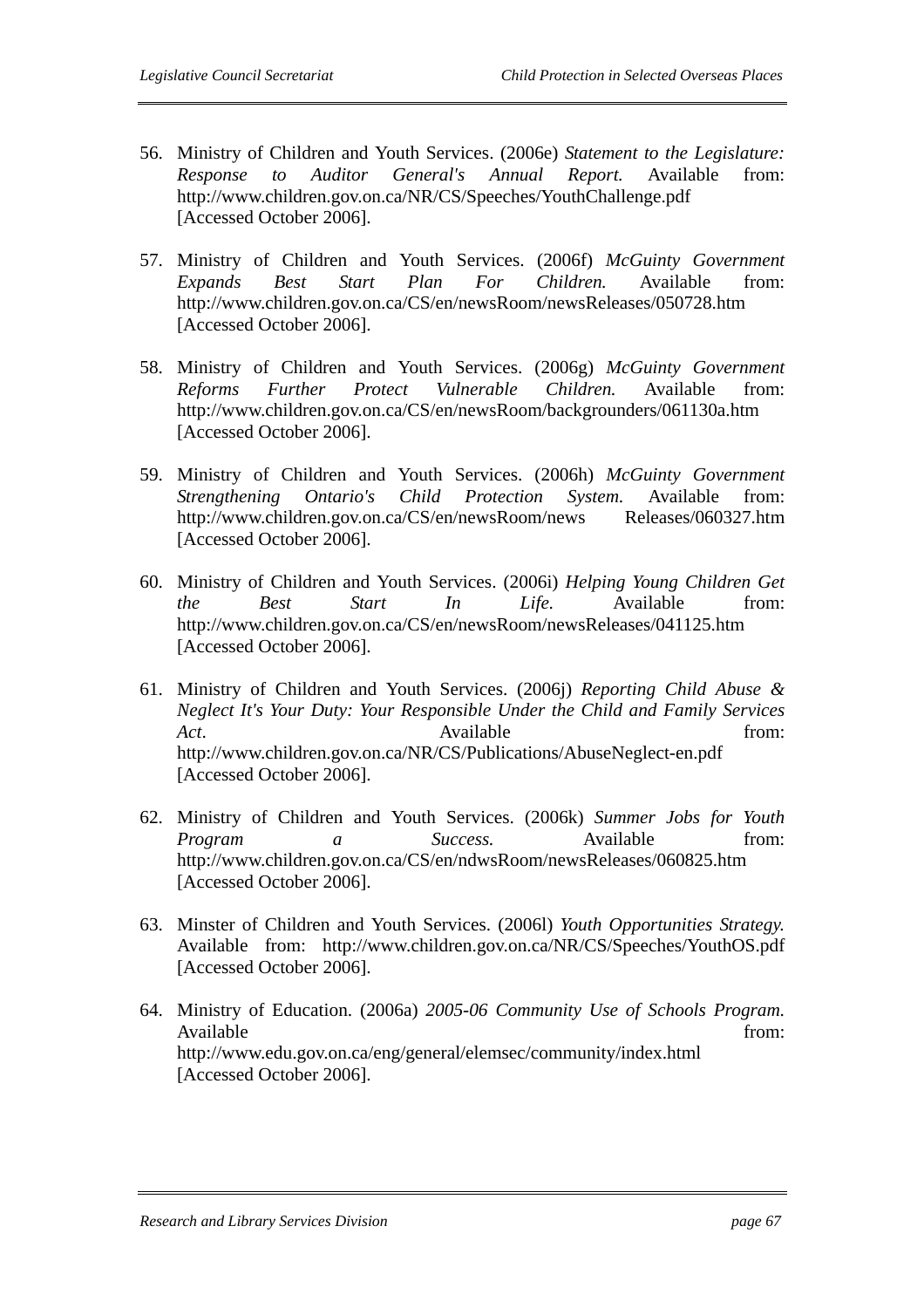56. Ministry of Children and Youth Services. (2006e) *Statement to the Legislature: Response to Auditor General's Annual Report.* Available from: http://www.children.gov.on.ca/NR/CS/Speeches/YouthChallenge.pdf [Accessed October 2006].

57. Ministry of Children and Youth Services. (2006f) *McGuinty Government Expands Best Start Plan For Children.* Available from: http://www.children.gov.on.ca/CS/en/newsRoom/newsReleases/050728.htm [Accessed October 2006].

58. Ministry of Children and Youth Services. (2006g) *McGuinty Government Reforms Further Protect Vulnerable Children.* Available from: http://www.children.gov.on.ca/CS/en/newsRoom/backgrounders/061130a.htm [Accessed October 2006].

59. Ministry of Children and Youth Services. (2006h) *McGuinty Government Strengthening Ontario's Child Protection System.* Available from: http://www.children.gov.on.ca/CS/en/newsRoom/news Releases/060327.htm [Accessed October 2006].

60. Ministry of Children and Youth Services. (2006i) *Helping Young Children Get the Best Start In Life.* Available from: http://www.children.gov.on.ca/CS/en/newsRoom/newsReleases/041125.htm [Accessed October 2006].

61. Ministry of Children and Youth Services. (2006j) *Reporting Child Abuse & Neglect It's Your Duty: Your Responsible Under the Child and Family Services Act*. Available from: http://www.children.gov.on.ca/NR/CS/Publications/AbuseNeglect-en.pdf [Accessed October 2006].

62. Ministry of Children and Youth Services. (2006k) *Summer Jobs for Youth Program a Success.* Available from: http://www.children.gov.on.ca/CS/en/ndwsRoom/newsReleases/060825.htm [Accessed October 2006].

63. Minster of Children and Youth Services. (2006l) *Youth Opportunities Strategy.* Available from: http://www.children.gov.on.ca/NR/CS/Speeches/YouthOS.pdf [Accessed October 2006].

64. Ministry of Education. (2006a) *2005-06 Community Use of Schools Program.* Available from: http://www.edu.gov.on.ca/eng/general/elemsec/community/index.html [Accessed October 2006].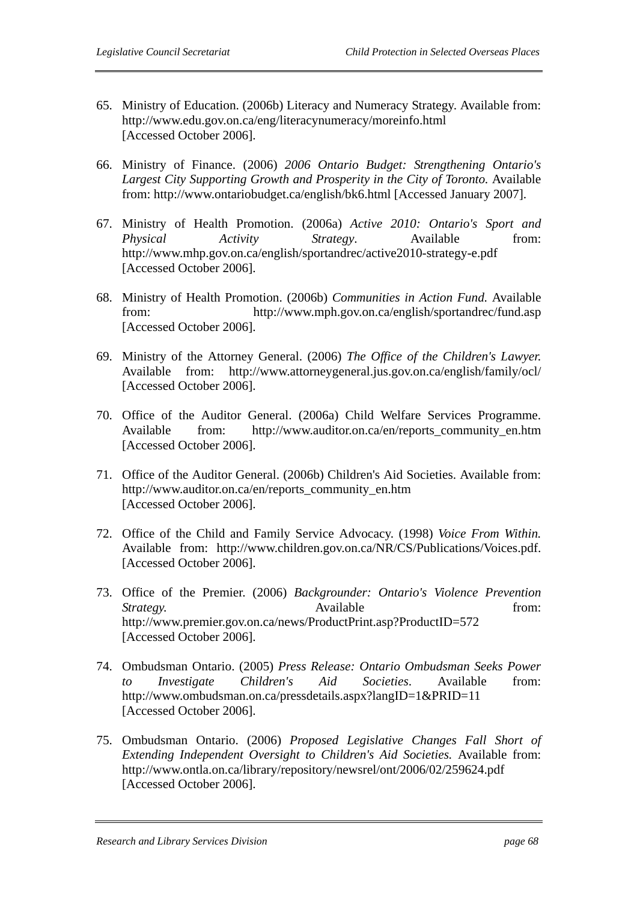65. Ministry of Education. (2006b) Literacy and Numeracy Strategy. Available from: http://www.edu.gov.on.ca/eng/literacynumeracy/moreinfo.html [Accessed October 2006].

66. Ministry of Finance. (2006) *2006 Ontario Budget: Strengthening Ontario's Largest City Supporting Growth and Prosperity in the City of Toronto.* Available from: http://www.ontariobudget.ca/english/bk6.html [Accessed January 2007].

67. Ministry of Health Promotion. (2006a) *Active 2010: Ontario's Sport and Physical Activity Strategy*. Available from: http://www.mhp.gov.on.ca/english/sportandrec/active2010-strategy-e.pdf [Accessed October 2006].

68. Ministry of Health Promotion. (2006b) *Communities in Action Fund.* Available from: http://www.mph.gov.on.ca/english/sportandrec/fund.asp [Accessed October 2006].

69. Ministry of the Attorney General. (2006) *The Office of the Children's Lawyer.* Available from: http://www.attorneygeneral.jus.gov.on.ca/english/family/ocl/ [Accessed October 2006].

70. Office of the Auditor General. (2006a) Child Welfare Services Programme. Available from: http://www.auditor.on.ca/en/reports_community_en.htm [Accessed October 2006].

71. Office of the Auditor General. (2006b) Children's Aid Societies. Available from: http://www.auditor.on.ca/en/reports_community_en.htm [Accessed October 2006].

72. Office of the Child and Family Service Advocacy. (1998) *Voice From Within.* Available from: http://www.children.gov.on.ca/NR/CS/Publications/Voices.pdf. [Accessed October 2006].

73. Office of the Premier. (2006) *Backgrounder: Ontario's Violence Prevention Strategy.* Available from: http://www.premier.gov.on.ca/news/ProductPrint.asp?ProductID=572 [Accessed October 2006].

74. Ombudsman Ontario. (2005) *Press Release: Ontario Ombudsman Seeks Power to Investigate Children's Aid Societies*. Available from: http://www.ombudsman.on.ca/pressdetails.aspx?langID=1&PRID=11 [Accessed October 2006].

75. Ombudsman Ontario. (2006) *Proposed Legislative Changes Fall Short of Extending Independent Oversight to Children's Aid Societies.* Available from: http://www.ontla.on.ca/library/repository/newsrel/ont/2006/02/259624.pdf [Accessed October 2006].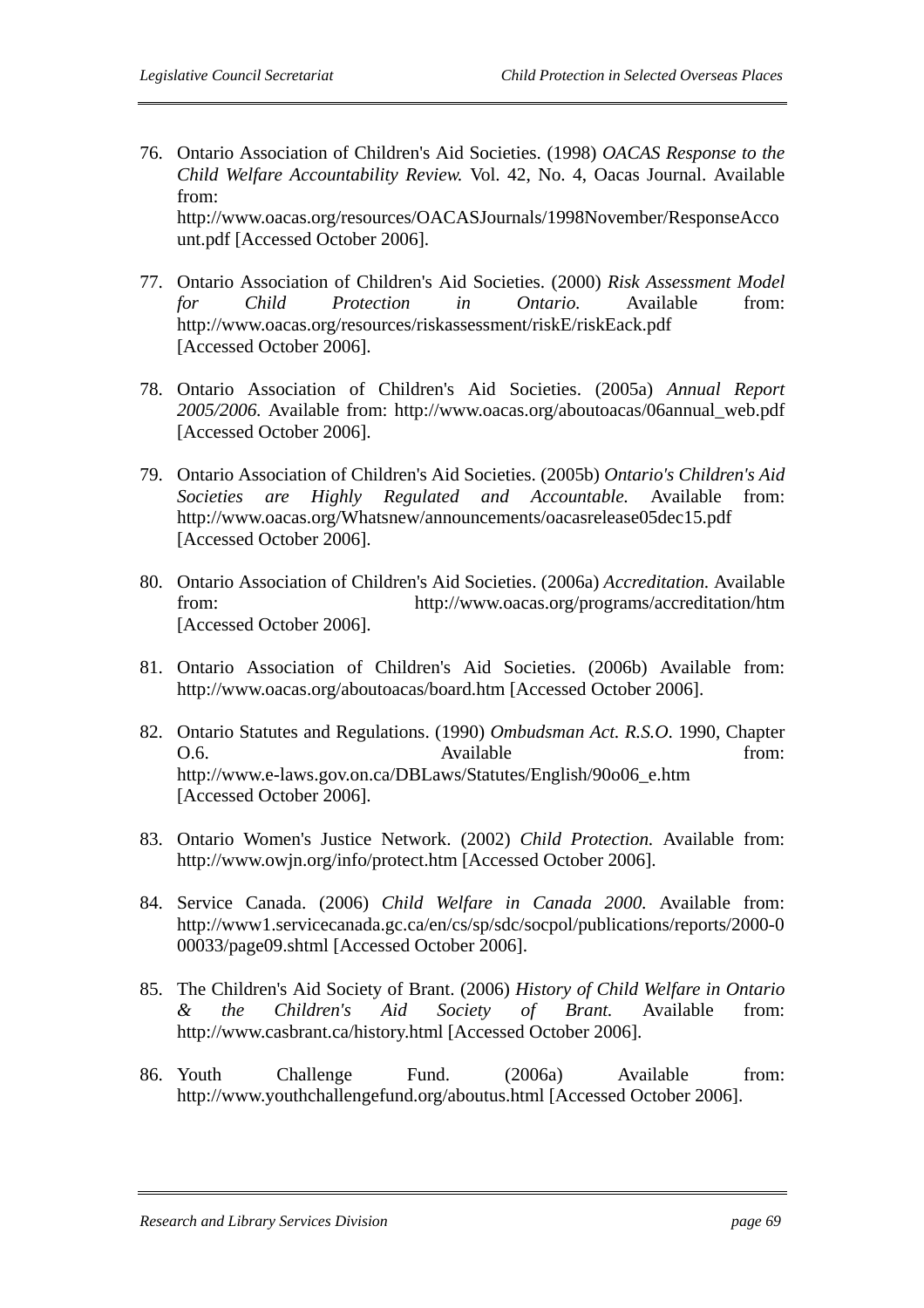76. Ontario Association of Children's Aid Societies. (1998) *OACAS Response to the Child Welfare Accountability Review.* Vol. 42, No. 4, Oacas Journal. Available from: http://www.oacas.org/resources/OACASJournals/1998November/ResponseAccount.pdf [Accessed October 2006].

77. Ontario Association of Children's Aid Societies. (2000) *Risk Assessment Model for Child Protection in Ontario.* Available from: http://www.oacas.org/resources/riskassessment/riskE/riskEack.pdf [Accessed October 2006].

78. Ontario Association of Children's Aid Societies. (2005a) *Annual Report 2005/2006.* Available from: http://www.oacas.org/aboutoacas/06annual_web.pdf [Accessed October 2006].

79. Ontario Association of Children's Aid Societies. (2005b) *Ontario's Children's Aid Societies are Highly Regulated and Accountable.* Available from: http://www.oacas.org/Whatsnew/announcements/oacasrelease05dec15.pdf [Accessed October 2006].

80. Ontario Association of Children's Aid Societies. (2006a) *Accreditation.* Available from: http://www.oacas.org/programs/accreditation/htm [Accessed October 2006].

81. Ontario Association of Children's Aid Societies. (2006b) Available from: http://www.oacas.org/aboutoacas/board.htm [Accessed October 2006].

82. Ontario Statutes and Regulations. (1990) *Ombudsman Act. R.S.O*. 1990, Chapter O.6. Available from: http://www.e-laws.gov.on.ca/DBLaws/Statutes/English/90o06_e.htm [Accessed October 2006].

83. Ontario Women's Justice Network. (2002) *Child Protection.* Available from: http://www.owjn.org/info/protect.htm [Accessed October 2006].

84. Service Canada. (2006) *Child Welfare in Canada 2000.* Available from: http://www1.servicecanada.gc.ca/en/cs/sp/sdc/socpol/publications/reports/2000-000033/page09.shtml [Accessed October 2006].

85. The Children's Aid Society of Brant. (2006) *History of Child Welfare in Ontario & the Children's Aid Society of Brant.* Available from: http://www.casbrant.ca/history.html [Accessed October 2006].

86. Youth Challenge Fund. (2006a) Available from: http://www.youthchallengefund.org/aboutus.html [Accessed October 2006].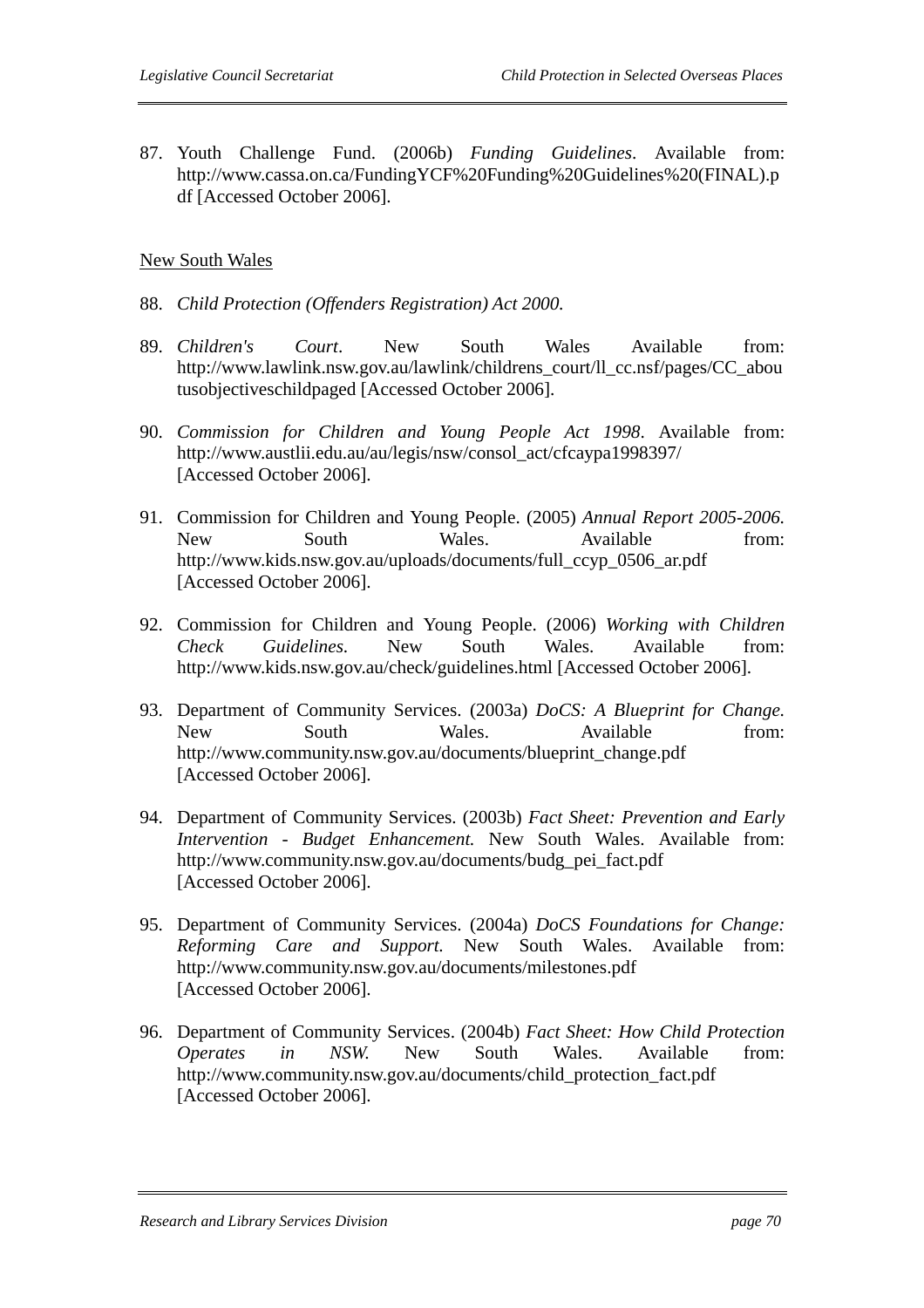87. Youth Challenge Fund. (2006b) *Funding Guidelines*. Available from: http://www.cassa.on.ca/FundingYCF%20Funding%20Guidelines%20(FINAL).pdf [Accessed October 2006].

New South Wales

88. *Child Protection (Offenders Registration) Act 2000.*

89. *Children's Court*. New South Wales Available from: http://www.lawlink.nsw.gov.au/lawlink/childrens_court/ll_cc.nsf/pages/CC_aboutusobjectiveschildpaged [Accessed October 2006].

90. *Commission for Children and Young People Act 1998*. Available from: http://www.austlii.edu.au/au/legis/nsw/consol_act/cfcaypa1998397/ [Accessed October 2006].

91. Commission for Children and Young People. (2005) *Annual Report 2005-2006.* New South Wales. Available from: http://www.kids.nsw.gov.au/uploads/documents/full_ccyp_0506_ar.pdf [Accessed October 2006].

92. Commission for Children and Young People. (2006) *Working with Children Check Guidelines.* New South Wales. Available from: http://www.kids.nsw.gov.au/check/guidelines.html [Accessed October 2006].

93. Department of Community Services. (2003a) *DoCS: A Blueprint for Change.* New South Wales. Available from: http://www.community.nsw.gov.au/documents/blueprint_change.pdf [Accessed October 2006].

94. Department of Community Services. (2003b) *Fact Sheet: Prevention and Early Intervention - Budget Enhancement.* New South Wales. Available from: http://www.community.nsw.gov.au/documents/budg_pei_fact.pdf [Accessed October 2006].

95. Department of Community Services. (2004a) *DoCS Foundations for Change: Reforming Care and Support.* New South Wales. Available from: http://www.community.nsw.gov.au/documents/milestones.pdf [Accessed October 2006].

96. Department of Community Services. (2004b) *Fact Sheet: How Child Protection Operates in NSW.* New South Wales. Available from: http://www.community.nsw.gov.au/documents/child_protection_fact.pdf [Accessed October 2006].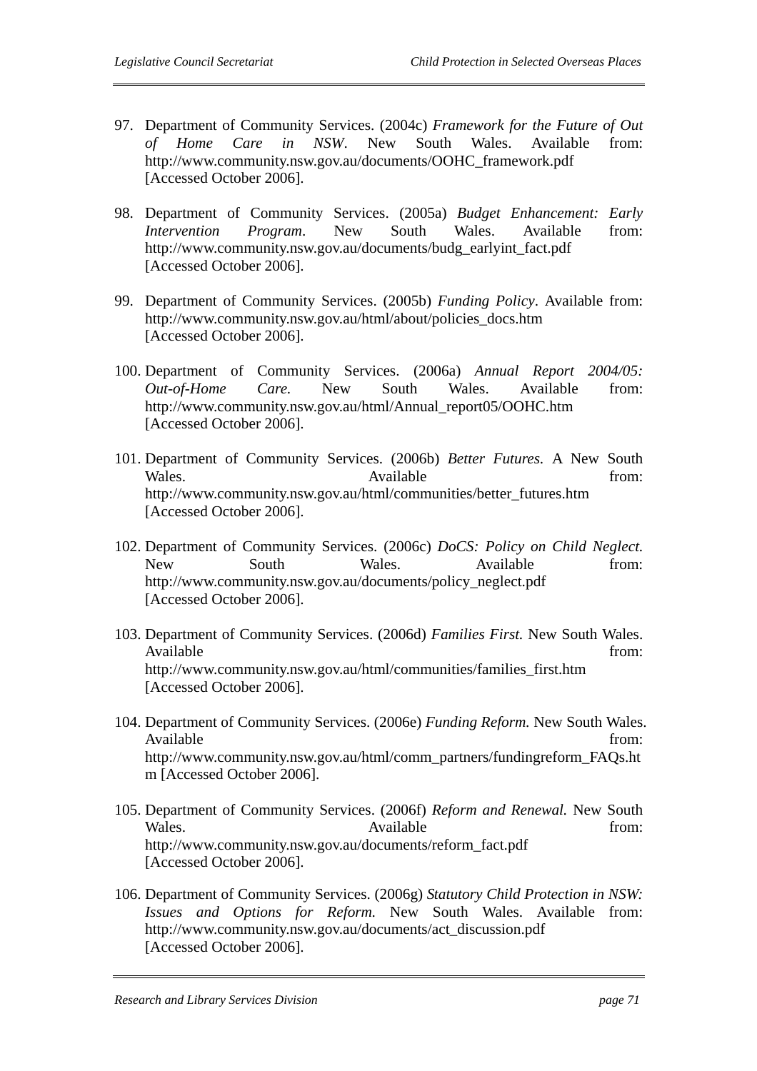97. Department of Community Services. (2004c) *Framework for the Future of Out of Home Care in NSW*. New South Wales. Available from: http://www.community.nsw.gov.au/documents/OOHC_framework.pdf [Accessed October 2006].

98. Department of Community Services. (2005a) *Budget Enhancement: Early Intervention Program*. New South Wales. Available from: http://www.community.nsw.gov.au/documents/budg_earlyint_fact.pdf [Accessed October 2006].

99. Department of Community Services. (2005b) *Funding Policy*. Available from: http://www.community.nsw.gov.au/html/about/policies_docs.htm [Accessed October 2006].

100. Department of Community Services. (2006a) *Annual Report 2004/05: Out-of-Home Care.* New South Wales. Available from: http://www.community.nsw.gov.au/html/Annual_report05/OOHC.htm [Accessed October 2006].

101. Department of Community Services. (2006b) *Better Futures*. A New South Wales. Available from: http://www.community.nsw.gov.au/html/communities/better_futures.htm [Accessed October 2006].

102. Department of Community Services. (2006c) *DoCS: Policy on Child Neglect.* New South Wales. Available from: http://www.community.nsw.gov.au/documents/policy_neglect.pdf [Accessed October 2006].

103. Department of Community Services. (2006d) *Families First.* New South Wales. Available from: http://www.community.nsw.gov.au/html/communities/families_first.htm [Accessed October 2006].

104. Department of Community Services. (2006e) *Funding Reform.* New South Wales. Available from: http://www.community.nsw.gov.au/html/comm_partners/fundingreform_FAQs.htm [Accessed October 2006].

105. Department of Community Services. (2006f) *Reform and Renewal.* New South Wales. Available from: http://www.community.nsw.gov.au/documents/reform_fact.pdf [Accessed October 2006].

106. Department of Community Services. (2006g) *Statutory Child Protection in NSW: Issues and Options for Reform.* New South Wales. Available from: http://www.community.nsw.gov.au/documents/act_discussion.pdf [Accessed October 2006].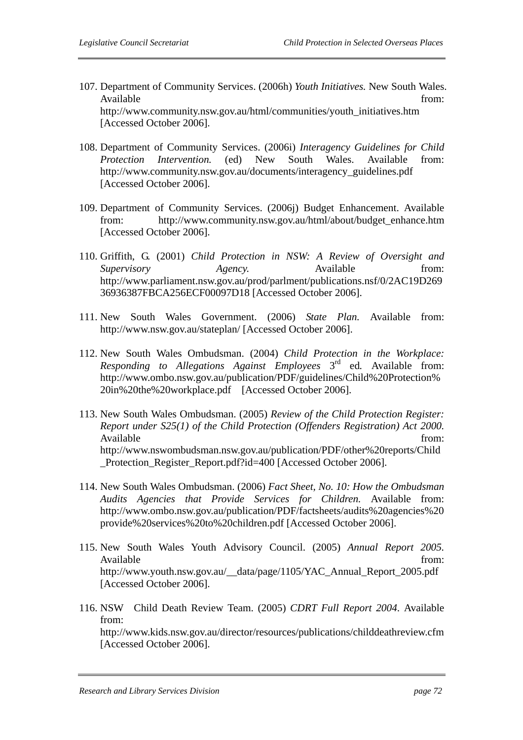107. Department of Community Services. (2006h) *Youth Initiatives.* New South Wales. Available from: http://www.community.nsw.gov.au/html/communities/youth_initiatives.htm [Accessed October 2006].

108. Department of Community Services. (2006i) *Interagency Guidelines for Child Protection Intervention.* (ed) New South Wales. Available from: http://www.community.nsw.gov.au/documents/interagency_guidelines.pdf [Accessed October 2006].

109. Department of Community Services. (2006j) Budget Enhancement. Available from: http://www.community.nsw.gov.au/html/about/budget_enhance.htm [Accessed October 2006].

110. Griffith, G. (2001) *Child Protection in NSW: A Review of Oversight and Supervisory Agency.* Available from: http://www.parliament.nsw.gov.au/prod/parlment/publications.nsf/0/2AC19D26936936387FBCA256ECF00097D18 [Accessed October 2006].

111. New South Wales Government. (2006) *State Plan.* Available from: http://www.nsw.gov.au/stateplan/ [Accessed October 2006].

112. New South Wales Ombudsman. (2004) *Child Protection in the Workplace: Responding to Allegations Against Employees* 3rd ed. Available from: http://www.ombo.nsw.gov.au/publication/PDF/guidelines/Child%20Protection%20in%20the%20workplace.pdf [Accessed October 2006].

113. New South Wales Ombudsman. (2005) *Review of the Child Protection Register: Report under S25(1) of the Child Protection (Offenders Registration) Act 2000.* Available from: http://www.nswombudsman.nsw.gov.au/publication/PDF/other%20reports/Child_Protection_Register_Report.pdf?id=400 [Accessed October 2006].

114. New South Wales Ombudsman. (2006) *Fact Sheet, No. 10: How the Ombudsman Audits Agencies that Provide Services for Children.* Available from: http://www.ombo.nsw.gov.au/publication/PDF/factsheets/audits%20agencies%20provide%20services%20to%20children.pdf [Accessed October 2006].

115. New South Wales Youth Advisory Council. (2005) *Annual Report 2005.* Available from: http://www.youth.nsw.gov.au/__data/page/1105/YAC_Annual_Report_2005.pdf [Accessed October 2006].

116. NSW Child Death Review Team. (2005) *CDRT Full Report 2004*. Available from: http://www.kids.nsw.gov.au/director/resources/publications/childdeathreview.cfm [Accessed October 2006].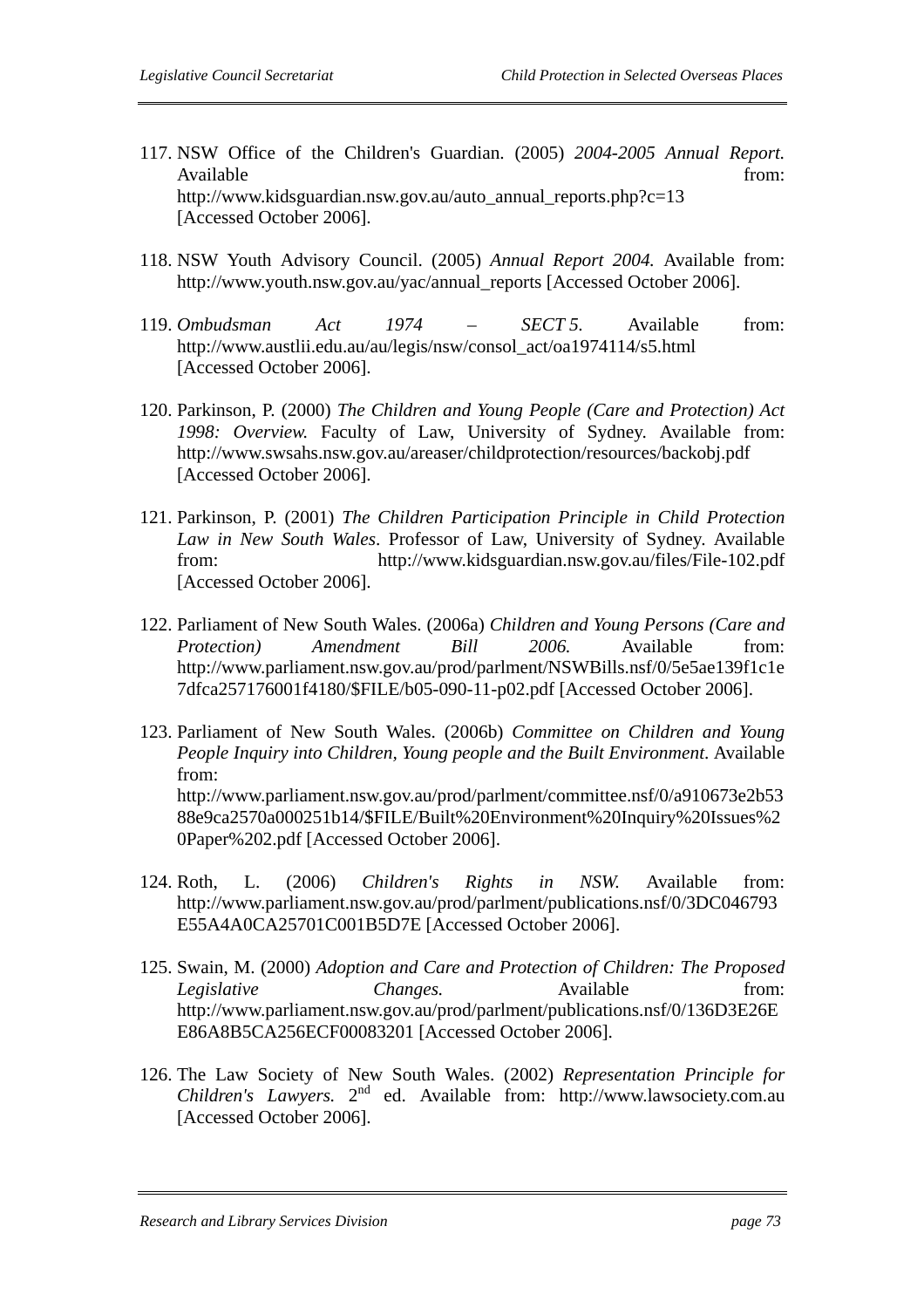117. NSW Office of the Children's Guardian. (2005) *2004-2005 Annual Report.* Available from: http://www.kidsguardian.nsw.gov.au/auto_annual_reports.php?c=13 [Accessed October 2006].

118. NSW Youth Advisory Council. (2005) *Annual Report 2004.* Available from: http://www.youth.nsw.gov.au/yac/annual_reports [Accessed October 2006].

119. *Ombudsman Act 1974 – SECT 5*. Available from: http://www.austlii.edu.au/au/legis/nsw/consol_act/oa1974114/s5.html [Accessed October 2006].

120. Parkinson, P. (2000) *The Children and Young People (Care and Protection) Act 1998: Overview.* Faculty of Law, University of Sydney. Available from: http://www.swsahs.nsw.gov.au/areaser/childprotection/resources/backobj.pdf [Accessed October 2006].

121. Parkinson, P. (2001) *The Children Participation Principle in Child Protection Law in New South Wales*. Professor of Law, University of Sydney. Available from: http://www.kidsguardian.nsw.gov.au/files/File-102.pdf [Accessed October 2006].

122. Parliament of New South Wales. (2006a) *Children and Young Persons (Care and Protection) Amendment Bill 2006.* Available from: http://www.parliament.nsw.gov.au/prod/parlment/NSWBills.nsf/0/5e5ae139f1c1e7dfca257176001f4180/$FILE/b05-090-11-p02.pdf [Accessed October 2006].

123. Parliament of New South Wales. (2006b) *Committee on Children and Young People Inquiry into Children, Young people and the Built Environment*. Available from: http://www.parliament.nsw.gov.au/prod/parlment/committee.nsf/0/a910673e2b5388e9ca2570a000251b14/$FILE/Built%20Environment%20Inquiry%20Issues%20Paper%202.pdf [Accessed October 2006].

124. Roth, L. (2006) *Children's Rights in NSW.* Available from: http://www.parliament.nsw.gov.au/prod/parlment/publications.nsf/0/3DC046793E55A4A0CA25701C001B5D7E [Accessed October 2006].

125. Swain, M. (2000) *Adoption and Care and Protection of Children: The Proposed Legislative Changes.* Available from: http://www.parliament.nsw.gov.au/prod/parlment/publications.nsf/0/136D3E26EE86A8B5CA256ECF00083201 [Accessed October 2006].

126. The Law Society of New South Wales. (2002) *Representation Principle for Children's Lawyers.* 2nd ed. Available from: http://www.lawsociety.com.au [Accessed October 2006].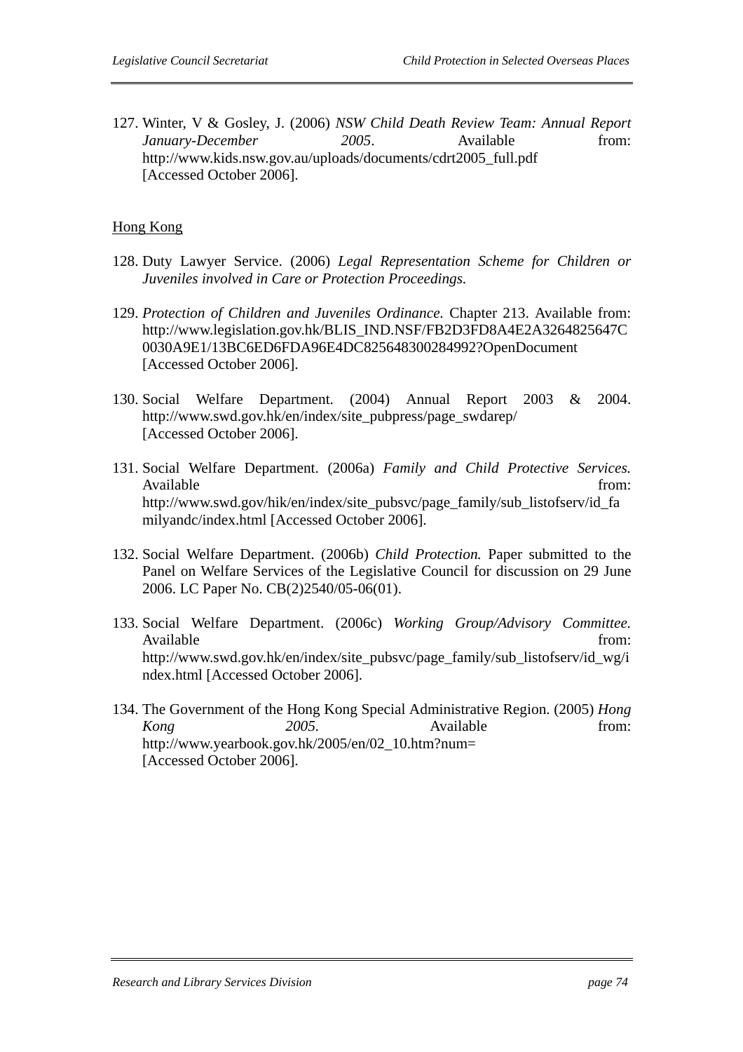127. Winter, V & Gosley, J. (2006) *NSW Child Death Review Team: Annual Report January-December 2005*. Available from: http://www.kids.nsw.gov.au/uploads/documents/cdrt2005_full.pdf [Accessed October 2006].

Hong Kong

128. Duty Lawyer Service. (2006) *Legal Representation Scheme for Children or Juveniles involved in Care or Protection Proceedings.*

129. *Protection of Children and Juveniles Ordinance.* Chapter 213. Available from: http://www.legislation.gov.hk/BLIS_IND.NSF/FB2D3FD8A4E2A3264825647C0030A9E1/13BC6ED6FDA96E4DC825648300284992?OpenDocument [Accessed October 2006].

130. Social Welfare Department. (2004) Annual Report 2003 & 2004. http://www.swd.gov.hk/en/index/site_pubpress/page_swdarep/ [Accessed October 2006].

131. Social Welfare Department. (2006a) *Family and Child Protective Services.* Available from: http://www.swd.gov/hik/en/index/site_pubsvc/page_family/sub_listofserv/id_familyandc/index.html [Accessed October 2006].

132. Social Welfare Department. (2006b) *Child Protection.* Paper submitted to the Panel on Welfare Services of the Legislative Council for discussion on 29 June 2006. LC Paper No. CB(2)2540/05-06(01).

133. Social Welfare Department. (2006c) *Working Group/Advisory Committee.* Available from: http://www.swd.gov.hk/en/index/site_pubsvc/page_family/sub_listofserv/id_wg/index.html [Accessed October 2006].

134. The Government of the Hong Kong Special Administrative Region. (2005) *Hong Kong 2005*. Available from: http://www.yearbook.gov.hk/2005/en/02_10.htm?num= [Accessed October 2006].